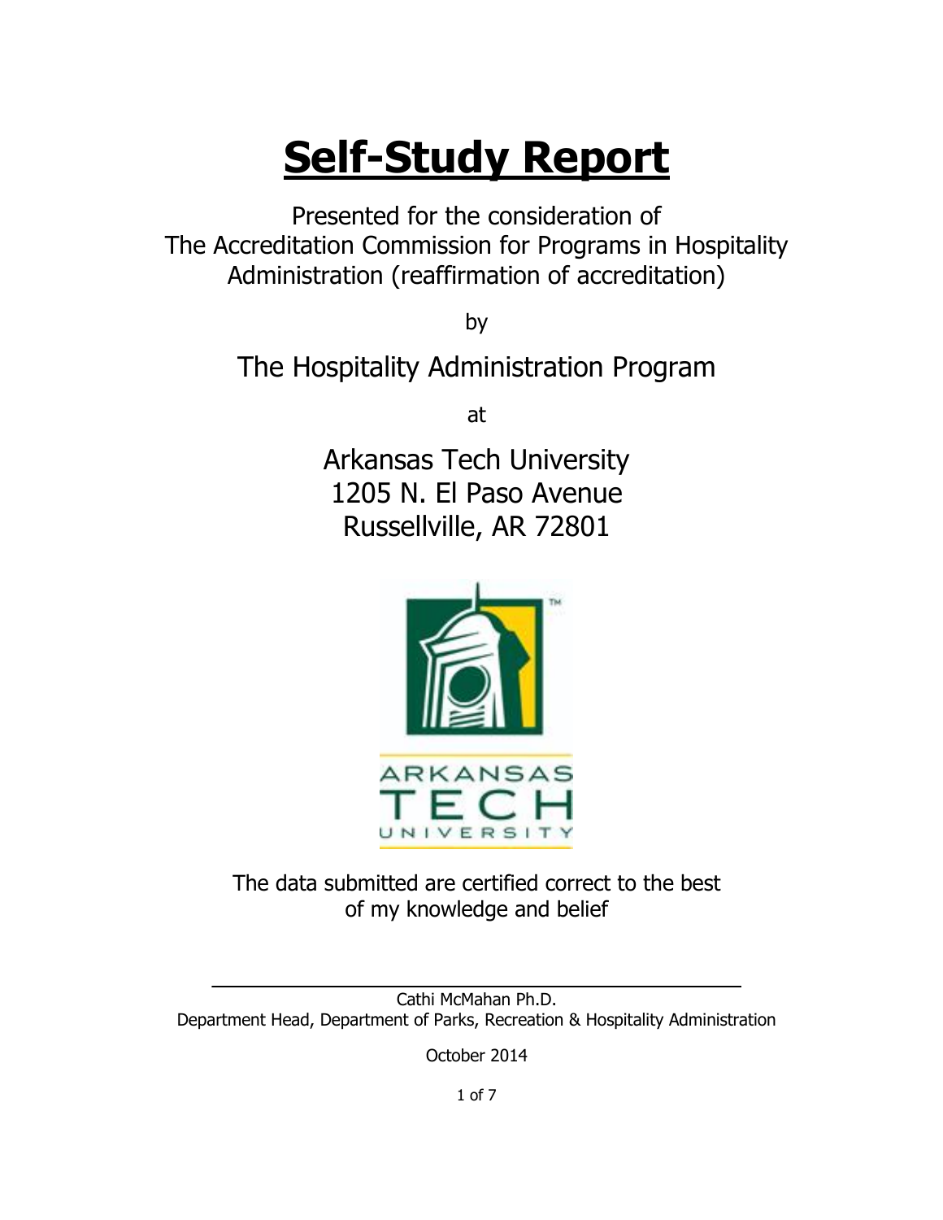# Self-Study Report

Presented for the consideration of
The Accreditation Commission for Programs in Hospitality Administration (reaffirmation of accreditation)

by

The Hospitality Administration Program

at

Arkansas Tech University
1205 N. El Paso Avenue
Russellville, AR 72801

The data submitted are certified correct to the best of my knowledge and belief

Cathi McMahan Ph.D.
Department Head, Department of Parks, Recreation & Hospitality Administration

October 2014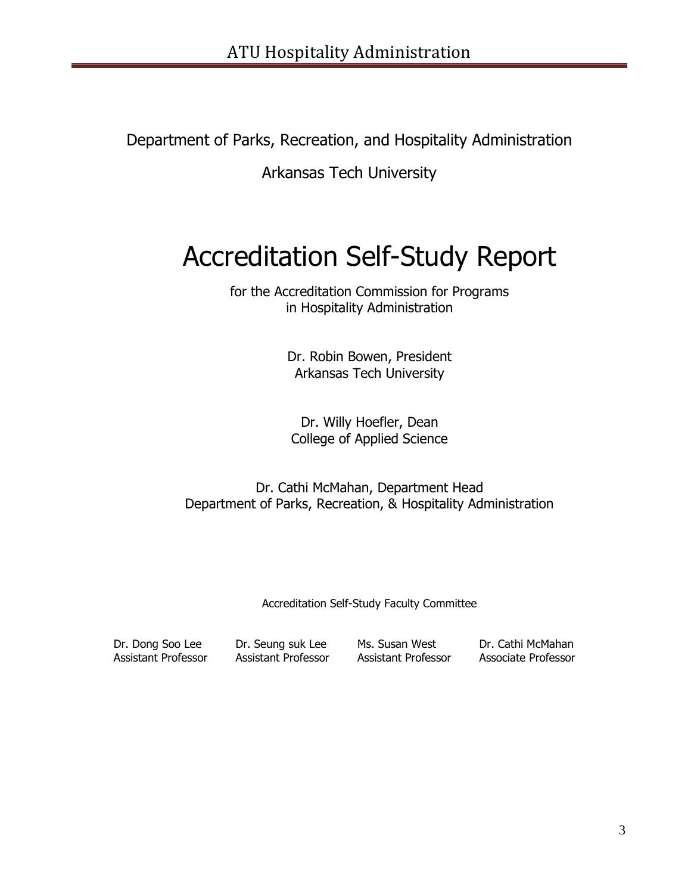Department of Parks, Recreation, and Hospitality Administration

Arkansas Tech University

# Accreditation Self-Study Report

for the Accreditation Commission for Programs in Hospitality Administration

Dr. Robin Bowen, President
Arkansas Tech University

Dr. Willy Hoefler, Dean
College of Applied Science

Dr. Cathi McMahan, Department Head
Department of Parks, Recreation, & Hospitality Administration

Accreditation Self-Study Faculty Committee

| Dr. Dong Soo Lee | Dr. Seung suk Lee | Ms. Susan West | Dr. Cathi McMahan |
|---|---|---|---|
| Assistant Professor | Assistant Professor | Assistant Professor | Associate Professor |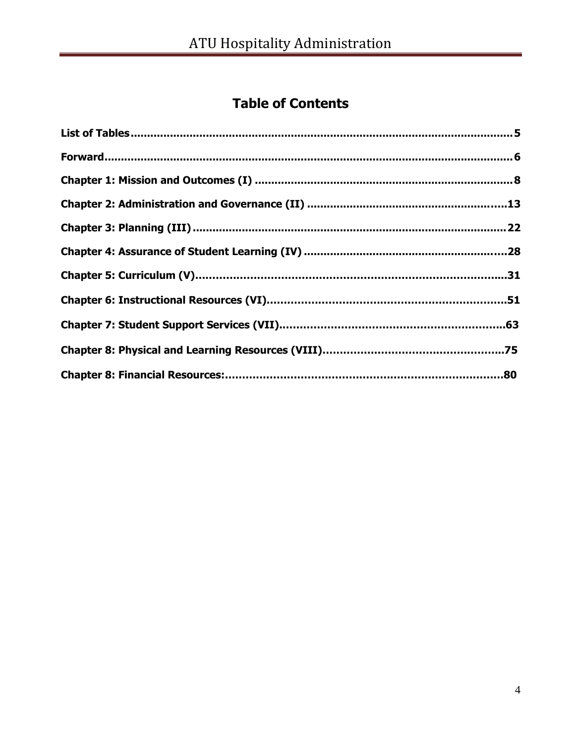# Table of Contents

**List of Tables** .......................................................................................................... **5**

**Forward** .................................................................................................................. **6**

**Chapter 1: Mission and Outcomes (I)** ............................................................................. **8**

**Chapter 2: Administration and Governance (II)** ............................................................. **13**

**Chapter 3: Planning (III)** ............................................................................................ **22**

**Chapter 4: Assurance of Student Learning (IV)** ............................................................. **28**

**Chapter 5: Curriculum (V)** ........................................................................................... **31**

**Chapter 6: Instructional Resources (VI)** ....................................................................... **51**

**Chapter 7: Student Support Services (VII)** .................................................................... **63**

**Chapter 8: Physical and Learning Resources (VIII)** ........................................................ **75**

**Chapter 8: Financial Resources:** .................................................................................. **80**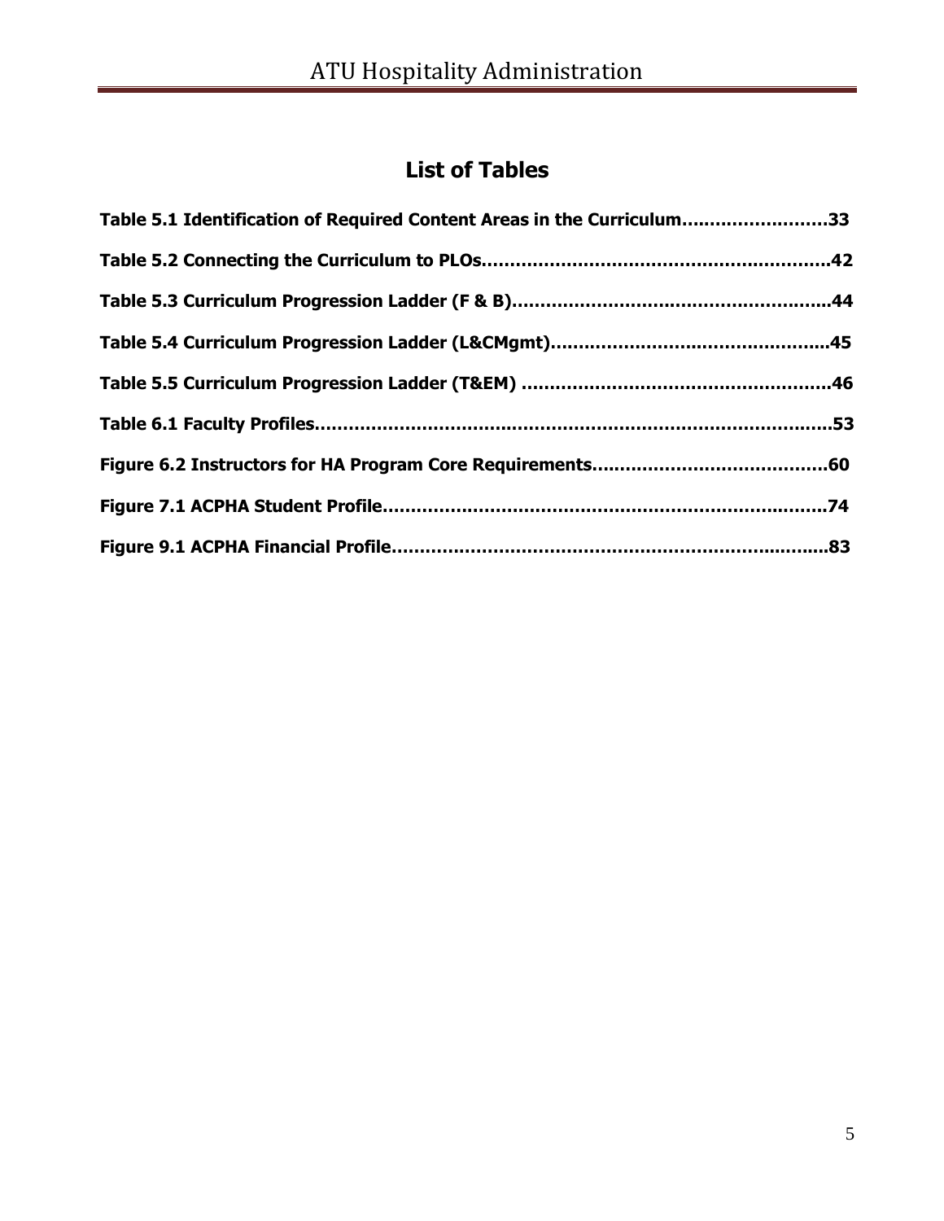# List of Tables

**Table 5.1 Identification of Required Content Areas in the Curriculum..........................33**

**Table 5.2 Connecting the Curriculum to PLOs.............................................................42**

**Table 5.3 Curriculum Progression Ladder (F & B).......................................................44**

**Table 5.4 Curriculum Progression Ladder (L&CMgmt).................................................45**

**Table 5.5 Curriculum Progression Ladder (T&EM) ......................................................46**

**Table 6.1 Faculty Profiles...........................................................................................53**

**Figure 6.2 Instructors for HA Program Core Requirements.........................................60**

**Figure 7.1 ACPHA Student Profile..............................................................................74**

**Figure 9.1 ACPHA Financial Profile.............................................................................83**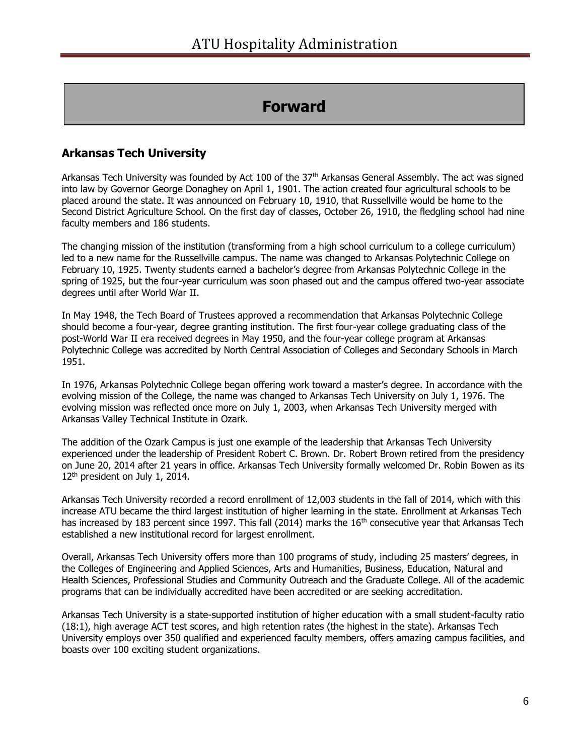# Forward

## Arkansas Tech University

Arkansas Tech University was founded by Act 100 of the 37th Arkansas General Assembly. The act was signed into law by Governor George Donaghey on April 1, 1901. The action created four agricultural schools to be placed around the state. It was announced on February 10, 1910, that Russellville would be home to the Second District Agriculture School. On the first day of classes, October 26, 1910, the fledgling school had nine faculty members and 186 students.

The changing mission of the institution (transforming from a high school curriculum to a college curriculum) led to a new name for the Russellville campus. The name was changed to Arkansas Polytechnic College on February 10, 1925. Twenty students earned a bachelor's degree from Arkansas Polytechnic College in the spring of 1925, but the four-year curriculum was soon phased out and the campus offered two-year associate degrees until after World War II.

In May 1948, the Tech Board of Trustees approved a recommendation that Arkansas Polytechnic College should become a four-year, degree granting institution. The first four-year college graduating class of the post-World War II era received degrees in May 1950, and the four-year college program at Arkansas Polytechnic College was accredited by North Central Association of Colleges and Secondary Schools in March 1951.

In 1976, Arkansas Polytechnic College began offering work toward a master's degree. In accordance with the evolving mission of the College, the name was changed to Arkansas Tech University on July 1, 1976. The evolving mission was reflected once more on July 1, 2003, when Arkansas Tech University merged with Arkansas Valley Technical Institute in Ozark.

The addition of the Ozark Campus is just one example of the leadership that Arkansas Tech University experienced under the leadership of President Robert C. Brown. Dr. Robert Brown retired from the presidency on June 20, 2014 after 21 years in office. Arkansas Tech University formally welcomed Dr. Robin Bowen as its 12th president on July 1, 2014.

Arkansas Tech University recorded a record enrollment of 12,003 students in the fall of 2014, which with this increase ATU became the third largest institution of higher learning in the state. Enrollment at Arkansas Tech has increased by 183 percent since 1997. This fall (2014) marks the 16th consecutive year that Arkansas Tech established a new institutional record for largest enrollment.

Overall, Arkansas Tech University offers more than 100 programs of study, including 25 masters' degrees, in the Colleges of Engineering and Applied Sciences, Arts and Humanities, Business, Education, Natural and Health Sciences, Professional Studies and Community Outreach and the Graduate College. All of the academic programs that can be individually accredited have been accredited or are seeking accreditation.

Arkansas Tech University is a state-supported institution of higher education with a small student-faculty ratio (18:1), high average ACT test scores, and high retention rates (the highest in the state). Arkansas Tech University employs over 350 qualified and experienced faculty members, offers amazing campus facilities, and boasts over 100 exciting student organizations.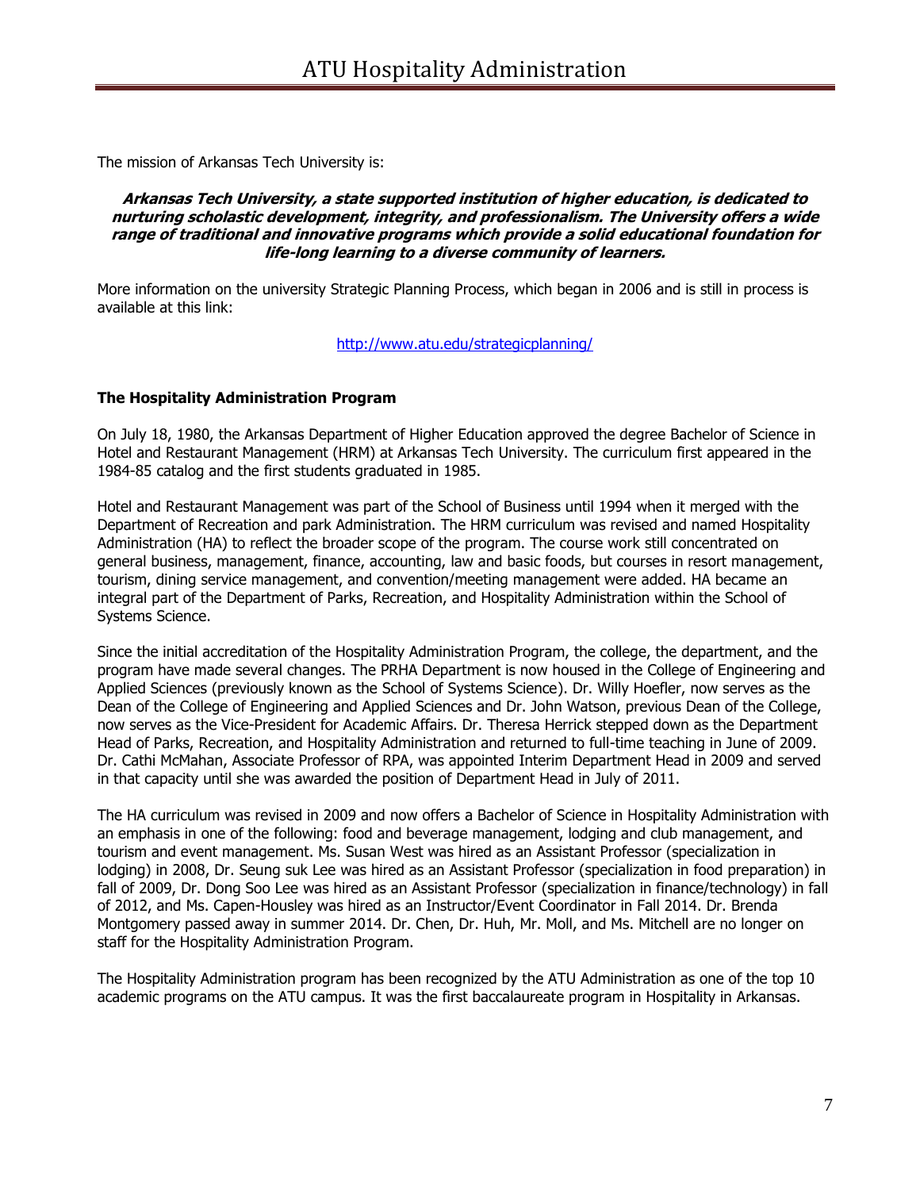The mission of Arkansas Tech University is:

***Arkansas Tech University, a state supported institution of higher education, is dedicated to nurturing scholastic development, integrity, and professionalism. The University offers a wide range of traditional and innovative programs which provide a solid educational foundation for life-long learning to a diverse community of learners.***

More information on the university Strategic Planning Process, which began in 2006 and is still in process is available at this link:

http://www.atu.edu/strategicplanning/

**The Hospitality Administration Program**

On July 18, 1980, the Arkansas Department of Higher Education approved the degree Bachelor of Science in Hotel and Restaurant Management (HRM) at Arkansas Tech University. The curriculum first appeared in the 1984-85 catalog and the first students graduated in 1985.

Hotel and Restaurant Management was part of the School of Business until 1994 when it merged with the Department of Recreation and park Administration. The HRM curriculum was revised and named Hospitality Administration (HA) to reflect the broader scope of the program. The course work still concentrated on general business, management, finance, accounting, law and basic foods, but courses in resort management, tourism, dining service management, and convention/meeting management were added. HA became an integral part of the Department of Parks, Recreation, and Hospitality Administration within the School of Systems Science.

Since the initial accreditation of the Hospitality Administration Program, the college, the department, and the program have made several changes. The PRHA Department is now housed in the College of Engineering and Applied Sciences (previously known as the School of Systems Science). Dr. Willy Hoefler, now serves as the Dean of the College of Engineering and Applied Sciences and Dr. John Watson, previous Dean of the College, now serves as the Vice-President for Academic Affairs. Dr. Theresa Herrick stepped down as the Department Head of Parks, Recreation, and Hospitality Administration and returned to full-time teaching in June of 2009. Dr. Cathi McMahan, Associate Professor of RPA, was appointed Interim Department Head in 2009 and served in that capacity until she was awarded the position of Department Head in July of 2011.

The HA curriculum was revised in 2009 and now offers a Bachelor of Science in Hospitality Administration with an emphasis in one of the following: food and beverage management, lodging and club management, and tourism and event management. Ms. Susan West was hired as an Assistant Professor (specialization in lodging) in 2008, Dr. Seung suk Lee was hired as an Assistant Professor (specialization in food preparation) in fall of 2009, Dr. Dong Soo Lee was hired as an Assistant Professor (specialization in finance/technology) in fall of 2012, and Ms. Capen-Housley was hired as an Instructor/Event Coordinator in Fall 2014. Dr. Brenda Montgomery passed away in summer 2014. Dr. Chen, Dr. Huh, Mr. Moll, and Ms. Mitchell are no longer on staff for the Hospitality Administration Program.

The Hospitality Administration program has been recognized by the ATU Administration as one of the top 10 academic programs on the ATU campus. It was the first baccalaureate program in Hospitality in Arkansas.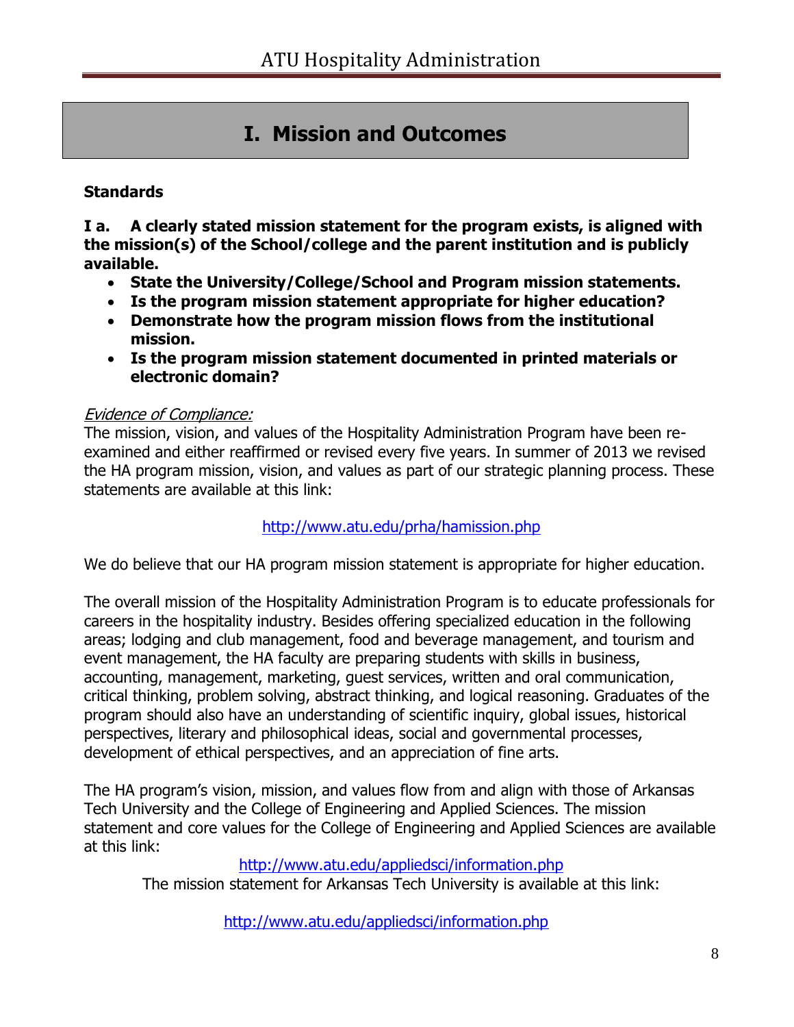# I. Mission and Outcomes

**Standards**

**I a. A clearly stated mission statement for the program exists, is aligned with the mission(s) of the School/college and the parent institution and is publicly available.**

- **State the University/College/School and Program mission statements.**
- **Is the program mission statement appropriate for higher education?**
- **Demonstrate how the program mission flows from the institutional mission.**
- **Is the program mission statement documented in printed materials or electronic domain?**

*Evidence of Compliance:*

The mission, vision, and values of the Hospitality Administration Program have been re-examined and either reaffirmed or revised every five years. In summer of 2013 we revised the HA program mission, vision, and values as part of our strategic planning process. These statements are available at this link:

http://www.atu.edu/prha/hamission.php

We do believe that our HA program mission statement is appropriate for higher education.

The overall mission of the Hospitality Administration Program is to educate professionals for careers in the hospitality industry. Besides offering specialized education in the following areas; lodging and club management, food and beverage management, and tourism and event management, the HA faculty are preparing students with skills in business, accounting, management, marketing, guest services, written and oral communication, critical thinking, problem solving, abstract thinking, and logical reasoning. Graduates of the program should also have an understanding of scientific inquiry, global issues, historical perspectives, literary and philosophical ideas, social and governmental processes, development of ethical perspectives, and an appreciation of fine arts.

The HA program's vision, mission, and values flow from and align with those of Arkansas Tech University and the College of Engineering and Applied Sciences. The mission statement and core values for the College of Engineering and Applied Sciences are available at this link:

http://www.atu.edu/appliedsci/information.php

The mission statement for Arkansas Tech University is available at this link:

http://www.atu.edu/appliedsci/information.php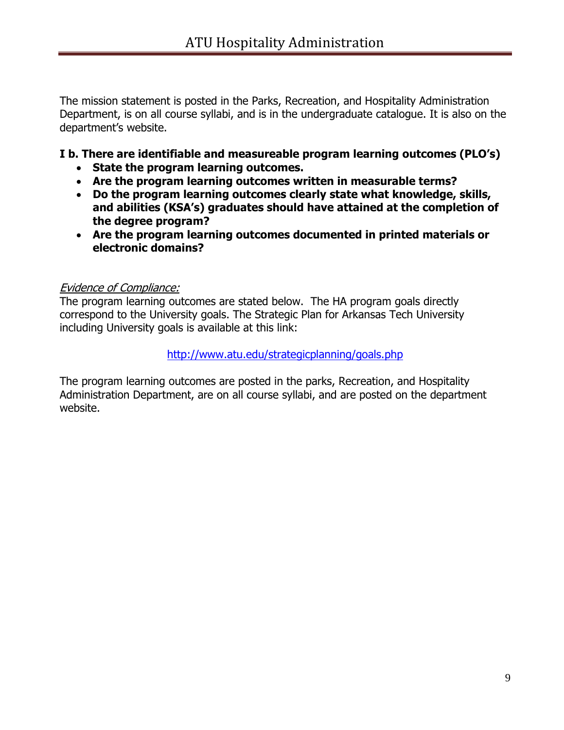The mission statement is posted in the Parks, Recreation, and Hospitality Administration Department, is on all course syllabi, and is in the undergraduate catalogue. It is also on the department's website.

**I b. There are identifiable and measureable program learning outcomes (PLO's)**

- **State the program learning outcomes.**
- **Are the program learning outcomes written in measurable terms?**
- **Do the program learning outcomes clearly state what knowledge, skills, and abilities (KSA's) graduates should have attained at the completion of the degree program?**
- **Are the program learning outcomes documented in printed materials or electronic domains?**

*Evidence of Compliance:*

The program learning outcomes are stated below. The HA program goals directly correspond to the University goals. The Strategic Plan for Arkansas Tech University including University goals is available at this link:

http://www.atu.edu/strategicplanning/goals.php

The program learning outcomes are posted in the parks, Recreation, and Hospitality Administration Department, are on all course syllabi, and are posted on the department website.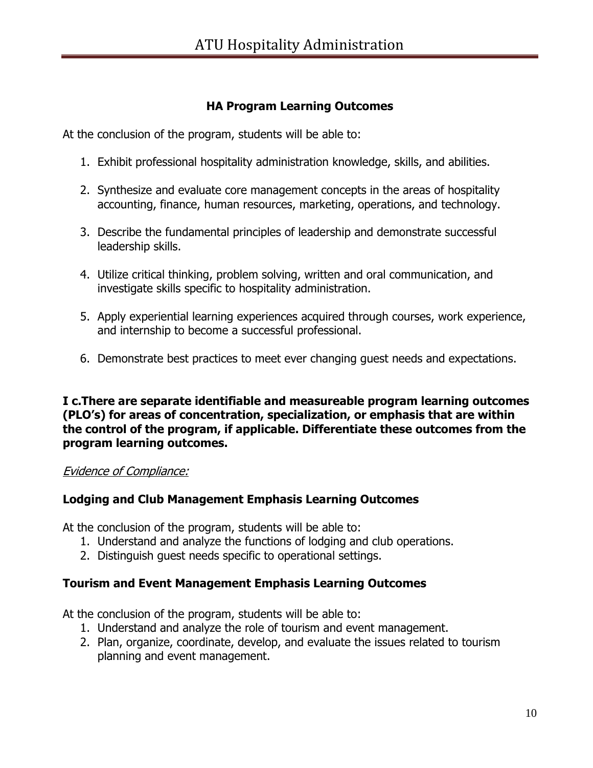### HA Program Learning Outcomes

At the conclusion of the program, students will be able to:

1. Exhibit professional hospitality administration knowledge, skills, and abilities.
2. Synthesize and evaluate core management concepts in the areas of hospitality accounting, finance, human resources, marketing, operations, and technology.
3. Describe the fundamental principles of leadership and demonstrate successful leadership skills.
4. Utilize critical thinking, problem solving, written and oral communication, and investigate skills specific to hospitality administration.
5. Apply experiential learning experiences acquired through courses, work experience, and internship to become a successful professional.
6. Demonstrate best practices to meet ever changing guest needs and expectations.

**I c.There are separate identifiable and measureable program learning outcomes (PLO's) for areas of concentration, specialization, or emphasis that are within the control of the program, if applicable. Differentiate these outcomes from the program learning outcomes.**

*Evidence of Compliance:*

#### Lodging and Club Management Emphasis Learning Outcomes

At the conclusion of the program, students will be able to:

1. Understand and analyze the functions of lodging and club operations.
2. Distinguish guest needs specific to operational settings.

#### Tourism and Event Management Emphasis Learning Outcomes

At the conclusion of the program, students will be able to:

1. Understand and analyze the role of tourism and event management.
2. Plan, organize, coordinate, develop, and evaluate the issues related to tourism planning and event management.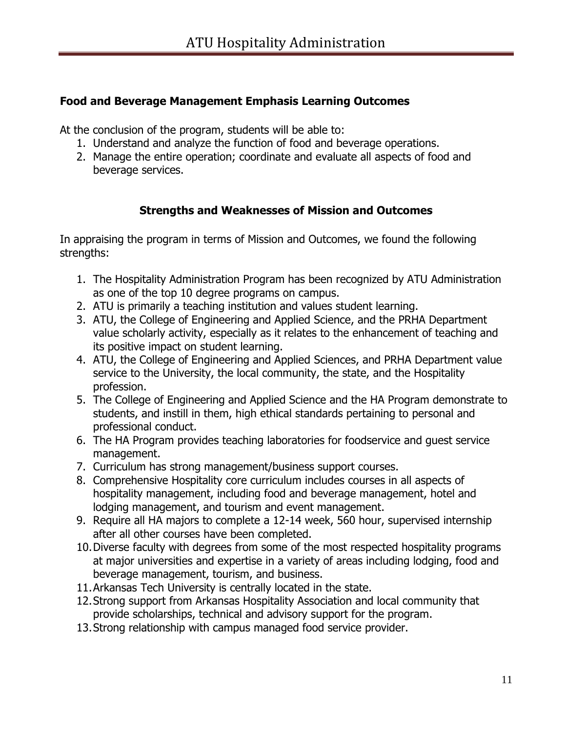### Food and Beverage Management Emphasis Learning Outcomes

At the conclusion of the program, students will be able to:

1. Understand and analyze the function of food and beverage operations.
2. Manage the entire operation; coordinate and evaluate all aspects of food and beverage services.

### Strengths and Weaknesses of Mission and Outcomes

In appraising the program in terms of Mission and Outcomes, we found the following strengths:

1. The Hospitality Administration Program has been recognized by ATU Administration as one of the top 10 degree programs on campus.
2. ATU is primarily a teaching institution and values student learning.
3. ATU, the College of Engineering and Applied Science, and the PRHA Department value scholarly activity, especially as it relates to the enhancement of teaching and its positive impact on student learning.
4. ATU, the College of Engineering and Applied Sciences, and PRHA Department value service to the University, the local community, the state, and the Hospitality profession.
5. The College of Engineering and Applied Science and the HA Program demonstrate to students, and instill in them, high ethical standards pertaining to personal and professional conduct.
6. The HA Program provides teaching laboratories for foodservice and guest service management.
7. Curriculum has strong management/business support courses.
8. Comprehensive Hospitality core curriculum includes courses in all aspects of hospitality management, including food and beverage management, hotel and lodging management, and tourism and event management.
9. Require all HA majors to complete a 12-14 week, 560 hour, supervised internship after all other courses have been completed.
10. Diverse faculty with degrees from some of the most respected hospitality programs at major universities and expertise in a variety of areas including lodging, food and beverage management, tourism, and business.
11. Arkansas Tech University is centrally located in the state.
12. Strong support from Arkansas Hospitality Association and local community that provide scholarships, technical and advisory support for the program.
13. Strong relationship with campus managed food service provider.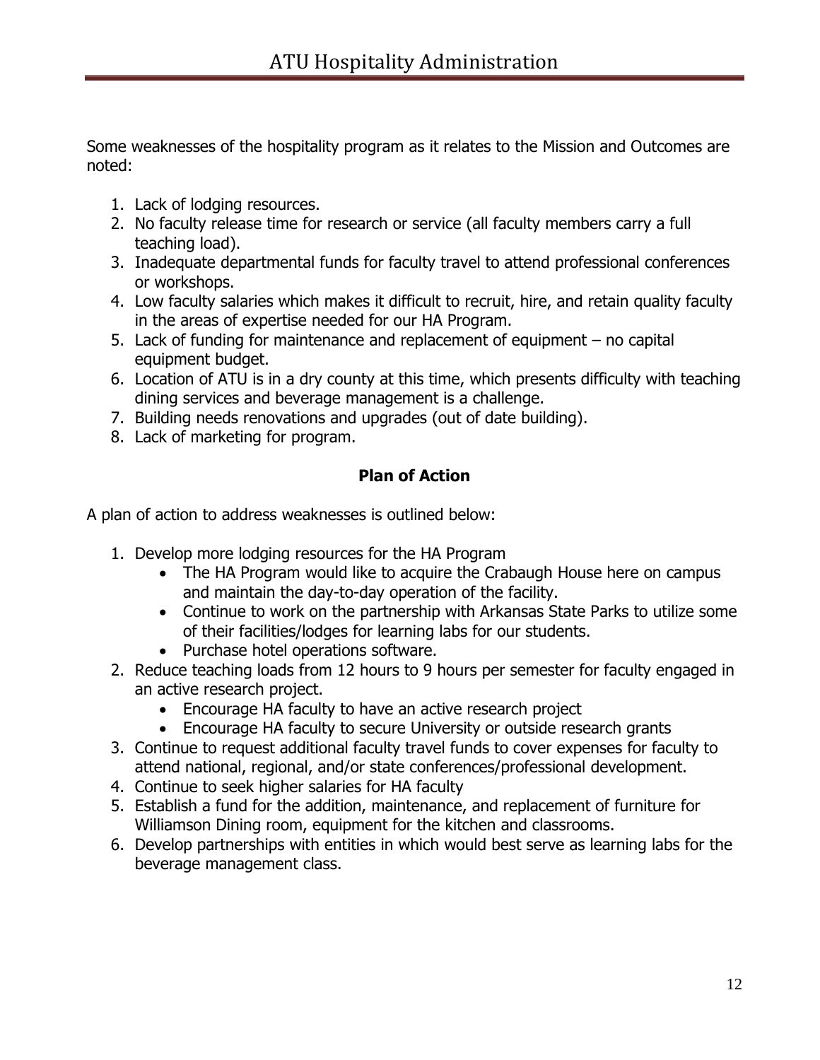Some weaknesses of the hospitality program as it relates to the Mission and Outcomes are noted:

1. Lack of lodging resources.
2. No faculty release time for research or service (all faculty members carry a full teaching load).
3. Inadequate departmental funds for faculty travel to attend professional conferences or workshops.
4. Low faculty salaries which makes it difficult to recruit, hire, and retain quality faculty in the areas of expertise needed for our HA Program.
5. Lack of funding for maintenance and replacement of equipment – no capital equipment budget.
6. Location of ATU is in a dry county at this time, which presents difficulty with teaching dining services and beverage management is a challenge.
7. Building needs renovations and upgrades (out of date building).
8. Lack of marketing for program.

**Plan of Action**

A plan of action to address weaknesses is outlined below:

1. Develop more lodging resources for the HA Program
   - The HA Program would like to acquire the Crabaugh House here on campus and maintain the day-to-day operation of the facility.
   - Continue to work on the partnership with Arkansas State Parks to utilize some of their facilities/lodges for learning labs for our students.
   - Purchase hotel operations software.
2. Reduce teaching loads from 12 hours to 9 hours per semester for faculty engaged in an active research project.
   - Encourage HA faculty to have an active research project
   - Encourage HA faculty to secure University or outside research grants
3. Continue to request additional faculty travel funds to cover expenses for faculty to attend national, regional, and/or state conferences/professional development.
4. Continue to seek higher salaries for HA faculty
5. Establish a fund for the addition, maintenance, and replacement of furniture for Williamson Dining room, equipment for the kitchen and classrooms.
6. Develop partnerships with entities in which would best serve as learning labs for the beverage management class.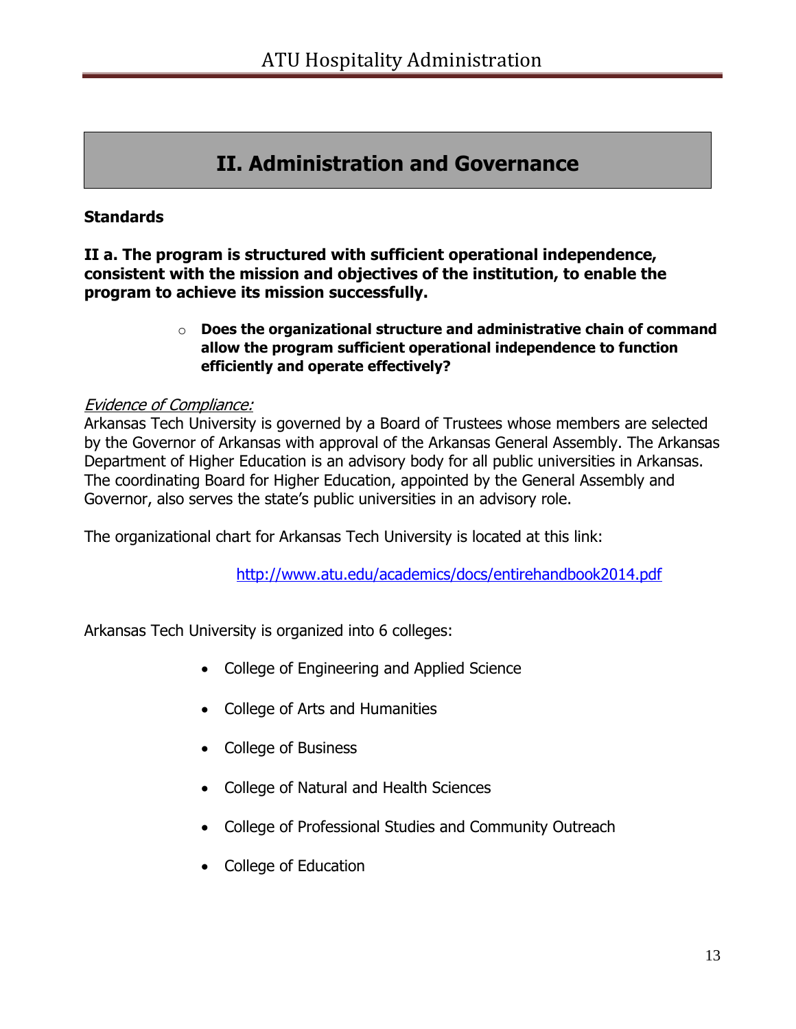# II. Administration and Governance

**Standards**

**II a. The program is structured with sufficient operational independence, consistent with the mission and objectives of the institution, to enable the program to achieve its mission successfully.**

- **Does the organizational structure and administrative chain of command allow the program sufficient operational independence to function efficiently and operate effectively?**

*Evidence of Compliance:*

Arkansas Tech University is governed by a Board of Trustees whose members are selected by the Governor of Arkansas with approval of the Arkansas General Assembly. The Arkansas Department of Higher Education is an advisory body for all public universities in Arkansas. The coordinating Board for Higher Education, appointed by the General Assembly and Governor, also serves the state's public universities in an advisory role.

The organizational chart for Arkansas Tech University is located at this link:

http://www.atu.edu/academics/docs/entirehandbook2014.pdf

Arkansas Tech University is organized into 6 colleges:

- College of Engineering and Applied Science
- College of Arts and Humanities
- College of Business
- College of Natural and Health Sciences
- College of Professional Studies and Community Outreach
- College of Education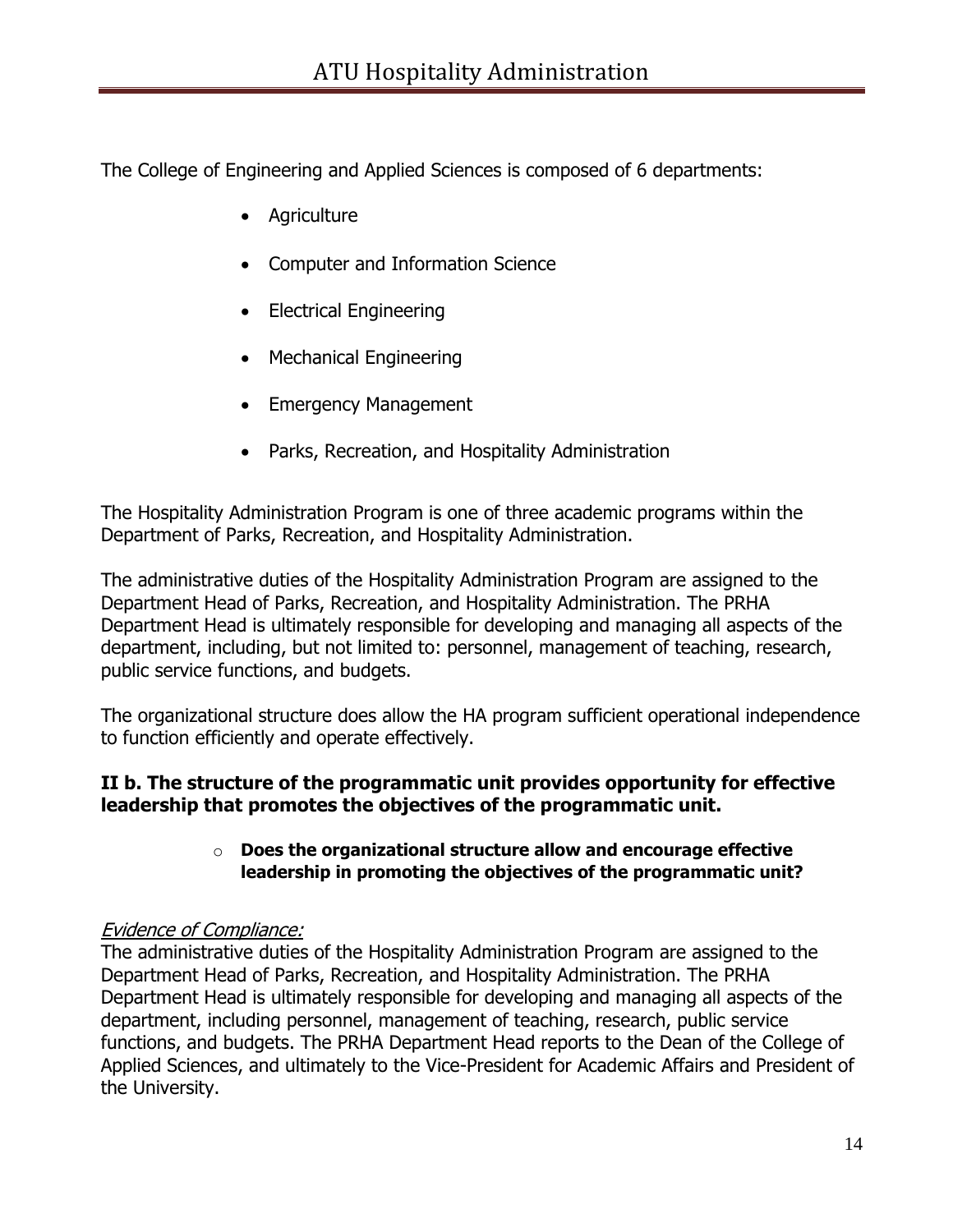The College of Engineering and Applied Sciences is composed of 6 departments:

- Agriculture
- Computer and Information Science
- Electrical Engineering
- Mechanical Engineering
- Emergency Management
- Parks, Recreation, and Hospitality Administration

The Hospitality Administration Program is one of three academic programs within the Department of Parks, Recreation, and Hospitality Administration.

The administrative duties of the Hospitality Administration Program are assigned to the Department Head of Parks, Recreation, and Hospitality Administration. The PRHA Department Head is ultimately responsible for developing and managing all aspects of the department, including, but not limited to: personnel, management of teaching, research, public service functions, and budgets.

The organizational structure does allow the HA program sufficient operational independence to function efficiently and operate effectively.

**II b. The structure of the programmatic unit provides opportunity for effective leadership that promotes the objectives of the programmatic unit.**

- **Does the organizational structure allow and encourage effective leadership in promoting the objectives of the programmatic unit?**

*Evidence of Compliance:*
The administrative duties of the Hospitality Administration Program are assigned to the Department Head of Parks, Recreation, and Hospitality Administration. The PRHA Department Head is ultimately responsible for developing and managing all aspects of the department, including personnel, management of teaching, research, public service functions, and budgets. The PRHA Department Head reports to the Dean of the College of Applied Sciences, and ultimately to the Vice-President for Academic Affairs and President of the University.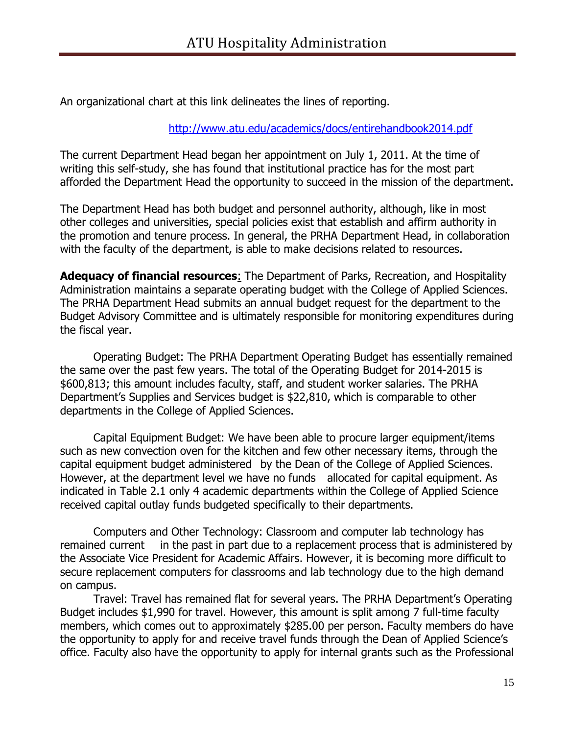An organizational chart at this link delineates the lines of reporting.

http://www.atu.edu/academics/docs/entirehandbook2014.pdf

The current Department Head began her appointment on July 1, 2011. At the time of writing this self-study, she has found that institutional practice has for the most part afforded the Department Head the opportunity to succeed in the mission of the department.

The Department Head has both budget and personnel authority, although, like in most other colleges and universities, special policies exist that establish and affirm authority in the promotion and tenure process. In general, the PRHA Department Head, in collaboration with the faculty of the department, is able to make decisions related to resources.

**Adequacy of financial resources**: The Department of Parks, Recreation, and Hospitality Administration maintains a separate operating budget with the College of Applied Sciences. The PRHA Department Head submits an annual budget request for the department to the Budget Advisory Committee and is ultimately responsible for monitoring expenditures during the fiscal year.

Operating Budget: The PRHA Department Operating Budget has essentially remained the same over the past few years. The total of the Operating Budget for 2014-2015 is $600,813; this amount includes faculty, staff, and student worker salaries. The PRHA Department's Supplies and Services budget is $22,810, which is comparable to other departments in the College of Applied Sciences.

Capital Equipment Budget: We have been able to procure larger equipment/items such as new convection oven for the kitchen and few other necessary items, through the capital equipment budget administered by the Dean of the College of Applied Sciences. However, at the department level we have no funds allocated for capital equipment. As indicated in Table 2.1 only 4 academic departments within the College of Applied Science received capital outlay funds budgeted specifically to their departments.

Computers and Other Technology: Classroom and computer lab technology has remained current in the past in part due to a replacement process that is administered by the Associate Vice President for Academic Affairs. However, it is becoming more difficult to secure replacement computers for classrooms and lab technology due to the high demand on campus.

Travel: Travel has remained flat for several years. The PRHA Department's Operating Budget includes $1,990 for travel. However, this amount is split among 7 full-time faculty members, which comes out to approximately $285.00 per person. Faculty members do have the opportunity to apply for and receive travel funds through the Dean of Applied Science's office. Faculty also have the opportunity to apply for internal grants such as the Professional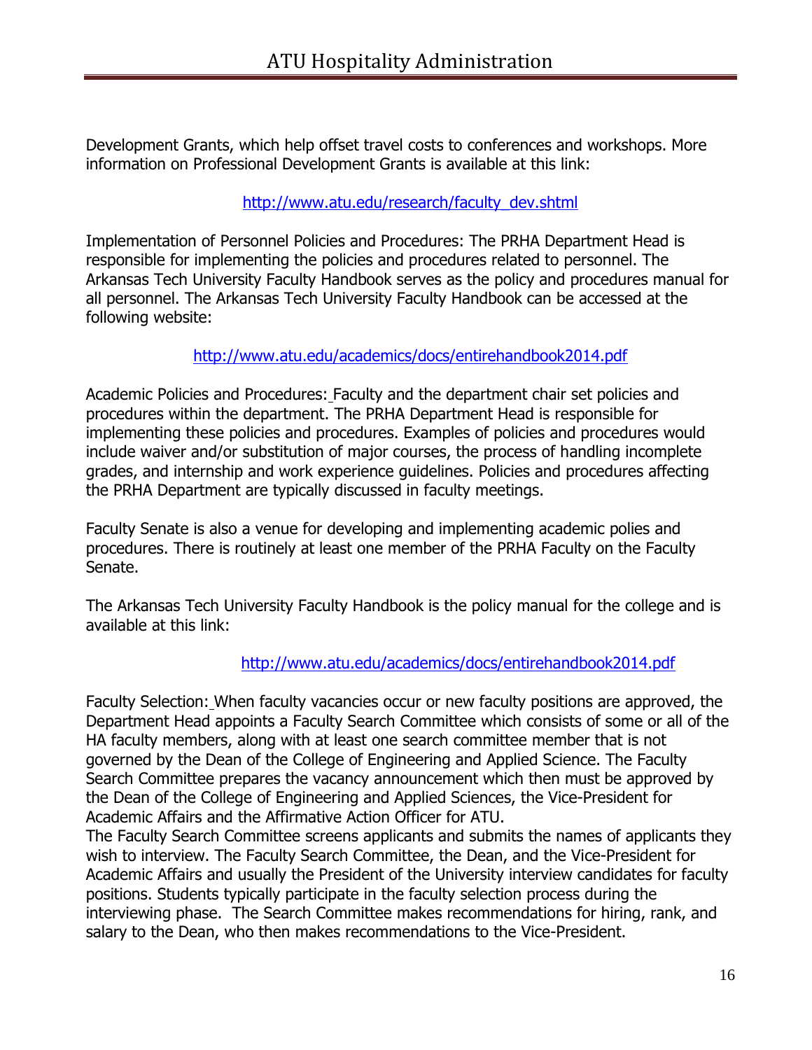Development Grants, which help offset travel costs to conferences and workshops. More information on Professional Development Grants is available at this link:

http://www.atu.edu/research/faculty_dev.shtml

Implementation of Personnel Policies and Procedures: The PRHA Department Head is responsible for implementing the policies and procedures related to personnel. The Arkansas Tech University Faculty Handbook serves as the policy and procedures manual for all personnel. The Arkansas Tech University Faculty Handbook can be accessed at the following website:

http://www.atu.edu/academics/docs/entirehandbook2014.pdf

Academic Policies and Procedures: Faculty and the department chair set policies and procedures within the department. The PRHA Department Head is responsible for implementing these policies and procedures. Examples of policies and procedures would include waiver and/or substitution of major courses, the process of handling incomplete grades, and internship and work experience guidelines. Policies and procedures affecting the PRHA Department are typically discussed in faculty meetings.

Faculty Senate is also a venue for developing and implementing academic polies and procedures. There is routinely at least one member of the PRHA Faculty on the Faculty Senate.

The Arkansas Tech University Faculty Handbook is the policy manual for the college and is available at this link:

http://www.atu.edu/academics/docs/entirehandbook2014.pdf

Faculty Selection: When faculty vacancies occur or new faculty positions are approved, the Department Head appoints a Faculty Search Committee which consists of some or all of the HA faculty members, along with at least one search committee member that is not governed by the Dean of the College of Engineering and Applied Science. The Faculty Search Committee prepares the vacancy announcement which then must be approved by the Dean of the College of Engineering and Applied Sciences, the Vice-President for Academic Affairs and the Affirmative Action Officer for ATU.
The Faculty Search Committee screens applicants and submits the names of applicants they wish to interview. The Faculty Search Committee, the Dean, and the Vice-President for Academic Affairs and usually the President of the University interview candidates for faculty positions. Students typically participate in the faculty selection process during the interviewing phase. The Search Committee makes recommendations for hiring, rank, and salary to the Dean, who then makes recommendations to the Vice-President.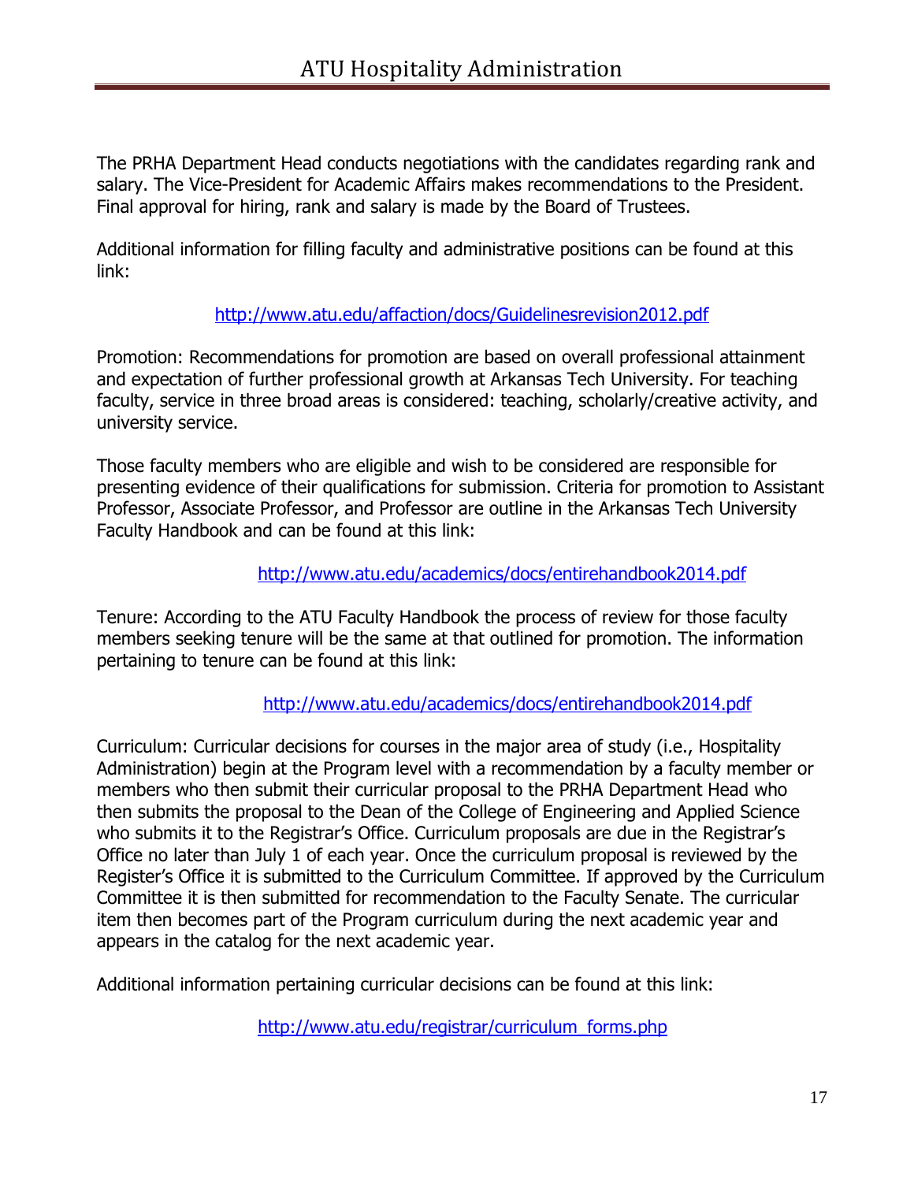The PRHA Department Head conducts negotiations with the candidates regarding rank and salary. The Vice-President for Academic Affairs makes recommendations to the President. Final approval for hiring, rank and salary is made by the Board of Trustees.

Additional information for filling faculty and administrative positions can be found at this link:

http://www.atu.edu/affaction/docs/Guidelinesrevision2012.pdf

Promotion: Recommendations for promotion are based on overall professional attainment and expectation of further professional growth at Arkansas Tech University. For teaching faculty, service in three broad areas is considered: teaching, scholarly/creative activity, and university service.

Those faculty members who are eligible and wish to be considered are responsible for presenting evidence of their qualifications for submission. Criteria for promotion to Assistant Professor, Associate Professor, and Professor are outline in the Arkansas Tech University Faculty Handbook and can be found at this link:

http://www.atu.edu/academics/docs/entirehandbook2014.pdf

Tenure: According to the ATU Faculty Handbook the process of review for those faculty members seeking tenure will be the same at that outlined for promotion. The information pertaining to tenure can be found at this link:

http://www.atu.edu/academics/docs/entirehandbook2014.pdf

Curriculum: Curricular decisions for courses in the major area of study (i.e., Hospitality Administration) begin at the Program level with a recommendation by a faculty member or members who then submit their curricular proposal to the PRHA Department Head who then submits the proposal to the Dean of the College of Engineering and Applied Science who submits it to the Registrar's Office. Curriculum proposals are due in the Registrar's Office no later than July 1 of each year. Once the curriculum proposal is reviewed by the Register's Office it is submitted to the Curriculum Committee. If approved by the Curriculum Committee it is then submitted for recommendation to the Faculty Senate. The curricular item then becomes part of the Program curriculum during the next academic year and appears in the catalog for the next academic year.

Additional information pertaining curricular decisions can be found at this link:

http://www.atu.edu/registrar/curriculum_forms.php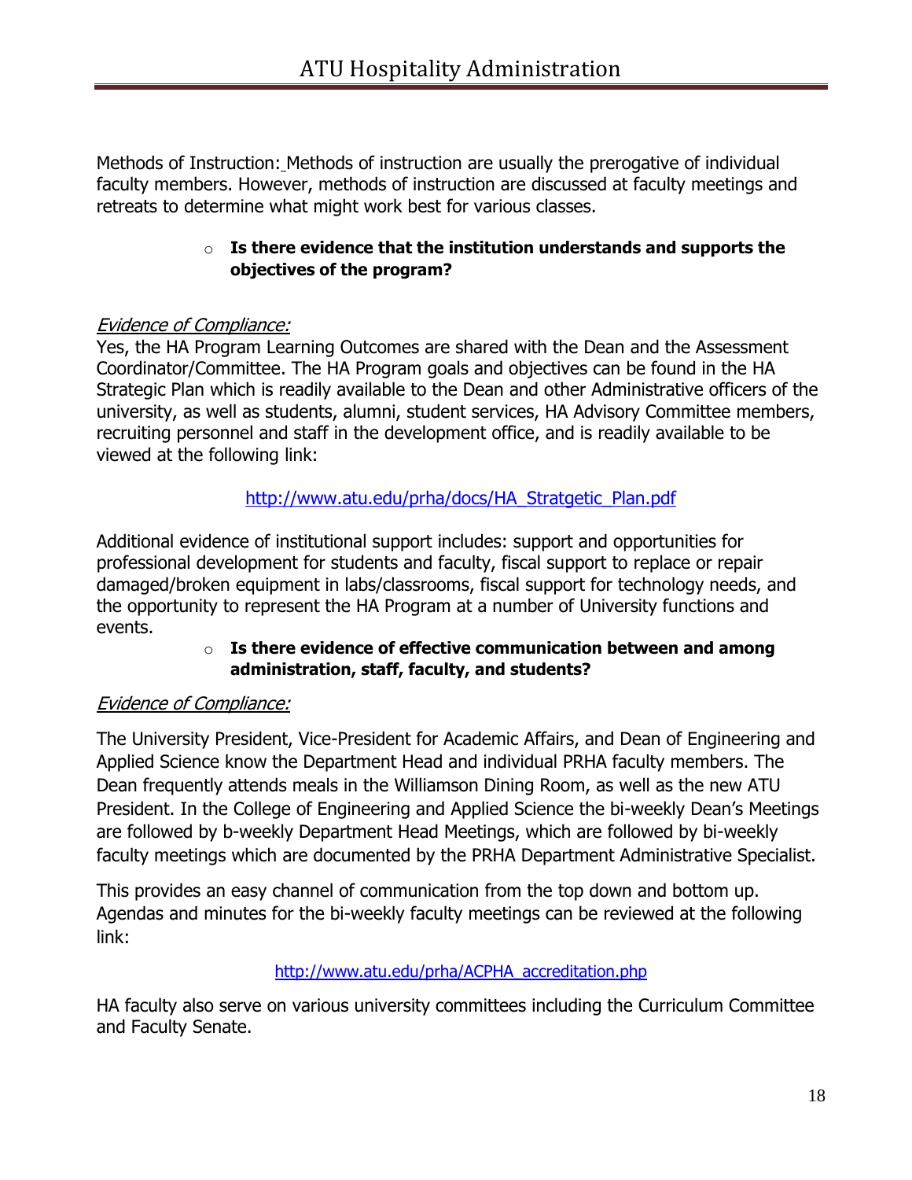Methods of Instruction: Methods of instruction are usually the prerogative of individual faculty members. However, methods of instruction are discussed at faculty meetings and retreats to determine what might work best for various classes.

- **Is there evidence that the institution understands and supports the objectives of the program?**

*Evidence of Compliance:*
Yes, the HA Program Learning Outcomes are shared with the Dean and the Assessment Coordinator/Committee. The HA Program goals and objectives can be found in the HA Strategic Plan which is readily available to the Dean and other Administrative officers of the university, as well as students, alumni, student services, HA Advisory Committee members, recruiting personnel and staff in the development office, and is readily available to be viewed at the following link:

http://www.atu.edu/prha/docs/HA_Stratgetic_Plan.pdf

Additional evidence of institutional support includes: support and opportunities for professional development for students and faculty, fiscal support to replace or repair damaged/broken equipment in labs/classrooms, fiscal support for technology needs, and the opportunity to represent the HA Program at a number of University functions and events.

- **Is there evidence of effective communication between and among administration, staff, faculty, and students?**

*Evidence of Compliance:*

The University President, Vice-President for Academic Affairs, and Dean of Engineering and Applied Science know the Department Head and individual PRHA faculty members. The Dean frequently attends meals in the Williamson Dining Room, as well as the new ATU President. In the College of Engineering and Applied Science the bi-weekly Dean's Meetings are followed by b-weekly Department Head Meetings, which are followed by bi-weekly faculty meetings which are documented by the PRHA Department Administrative Specialist.

This provides an easy channel of communication from the top down and bottom up. Agendas and minutes for the bi-weekly faculty meetings can be reviewed at the following link:

http://www.atu.edu/prha/ACPHA_accreditation.php

HA faculty also serve on various university committees including the Curriculum Committee and Faculty Senate.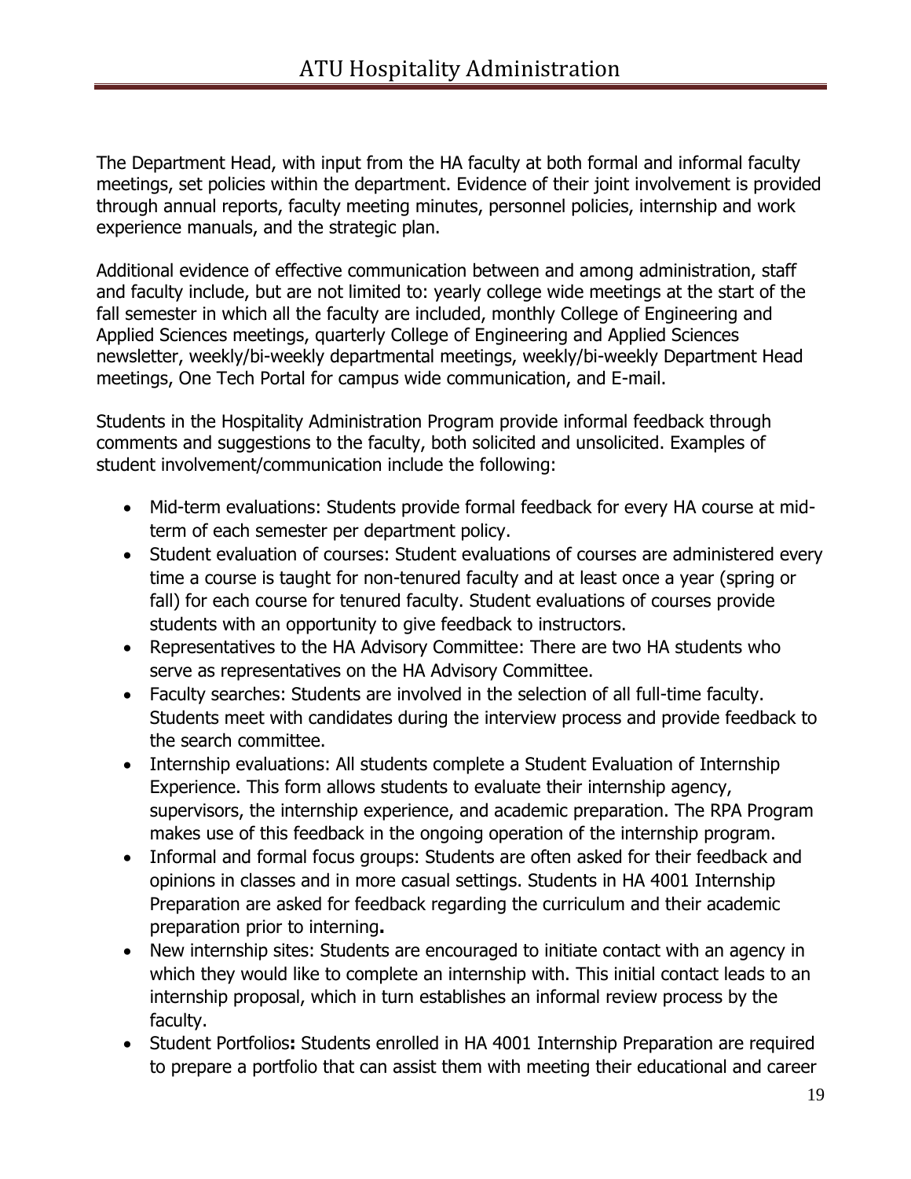The Department Head, with input from the HA faculty at both formal and informal faculty meetings, set policies within the department. Evidence of their joint involvement is provided through annual reports, faculty meeting minutes, personnel policies, internship and work experience manuals, and the strategic plan.

Additional evidence of effective communication between and among administration, staff and faculty include, but are not limited to: yearly college wide meetings at the start of the fall semester in which all the faculty are included, monthly College of Engineering and Applied Sciences meetings, quarterly College of Engineering and Applied Sciences newsletter, weekly/bi-weekly departmental meetings, weekly/bi-weekly Department Head meetings, One Tech Portal for campus wide communication, and E-mail.

Students in the Hospitality Administration Program provide informal feedback through comments and suggestions to the faculty, both solicited and unsolicited. Examples of student involvement/communication include the following:

- Mid-term evaluations: Students provide formal feedback for every HA course at mid-term of each semester per department policy.
- Student evaluation of courses: Student evaluations of courses are administered every time a course is taught for non-tenured faculty and at least once a year (spring or fall) for each course for tenured faculty. Student evaluations of courses provide students with an opportunity to give feedback to instructors.
- Representatives to the HA Advisory Committee: There are two HA students who serve as representatives on the HA Advisory Committee.
- Faculty searches: Students are involved in the selection of all full-time faculty. Students meet with candidates during the interview process and provide feedback to the search committee.
- Internship evaluations: All students complete a Student Evaluation of Internship Experience. This form allows students to evaluate their internship agency, supervisors, the internship experience, and academic preparation. The RPA Program makes use of this feedback in the ongoing operation of the internship program.
- Informal and formal focus groups: Students are often asked for their feedback and opinions in classes and in more casual settings. Students in HA 4001 Internship Preparation are asked for feedback regarding the curriculum and their academic preparation prior to interning**.**
- New internship sites: Students are encouraged to initiate contact with an agency in which they would like to complete an internship with. This initial contact leads to an internship proposal, which in turn establishes an informal review process by the faculty.
- Student Portfolios**:** Students enrolled in HA 4001 Internship Preparation are required to prepare a portfolio that can assist them with meeting their educational and career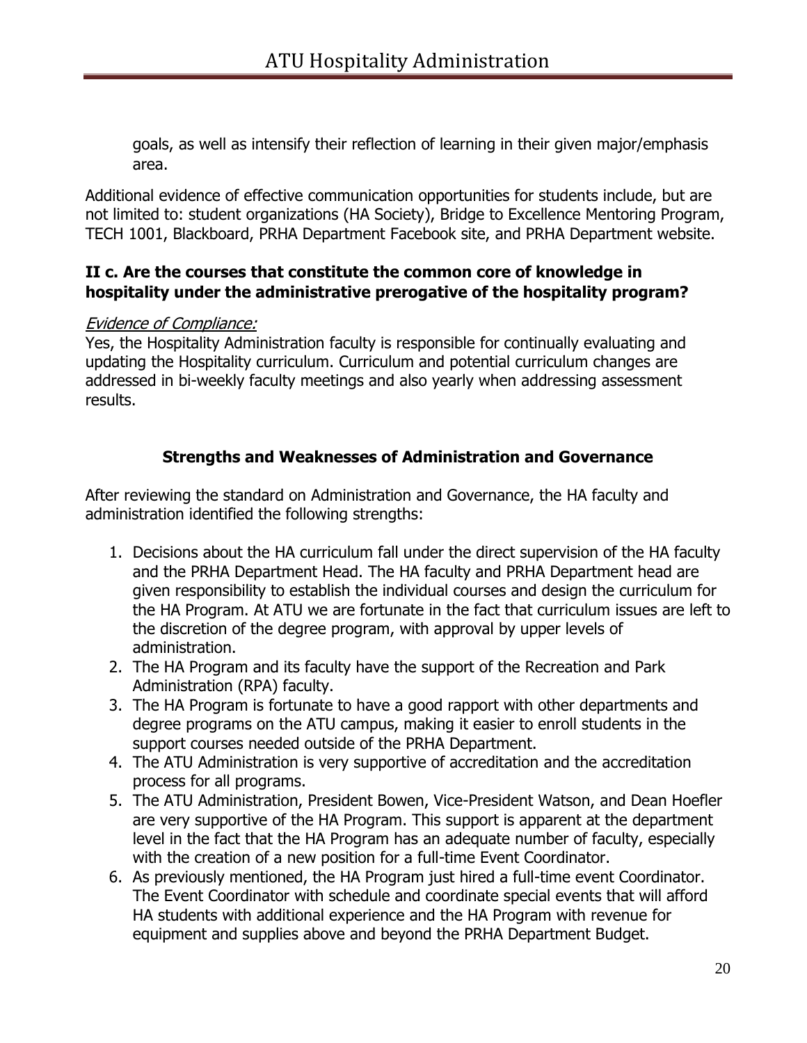goals, as well as intensify their reflection of learning in their given major/emphasis area.

Additional evidence of effective communication opportunities for students include, but are not limited to: student organizations (HA Society), Bridge to Excellence Mentoring Program, TECH 1001, Blackboard, PRHA Department Facebook site, and PRHA Department website.

### II c. Are the courses that constitute the common core of knowledge in hospitality under the administrative prerogative of the hospitality program?

*Evidence of Compliance:*
Yes, the Hospitality Administration faculty is responsible for continually evaluating and updating the Hospitality curriculum. Curriculum and potential curriculum changes are addressed in bi-weekly faculty meetings and also yearly when addressing assessment results.

## Strengths and Weaknesses of Administration and Governance

After reviewing the standard on Administration and Governance, the HA faculty and administration identified the following strengths:

1. Decisions about the HA curriculum fall under the direct supervision of the HA faculty and the PRHA Department Head. The HA faculty and PRHA Department head are given responsibility to establish the individual courses and design the curriculum for the HA Program. At ATU we are fortunate in the fact that curriculum issues are left to the discretion of the degree program, with approval by upper levels of administration.
2. The HA Program and its faculty have the support of the Recreation and Park Administration (RPA) faculty.
3. The HA Program is fortunate to have a good rapport with other departments and degree programs on the ATU campus, making it easier to enroll students in the support courses needed outside of the PRHA Department.
4. The ATU Administration is very supportive of accreditation and the accreditation process for all programs.
5. The ATU Administration, President Bowen, Vice-President Watson, and Dean Hoefler are very supportive of the HA Program. This support is apparent at the department level in the fact that the HA Program has an adequate number of faculty, especially with the creation of a new position for a full-time Event Coordinator.
6. As previously mentioned, the HA Program just hired a full-time event Coordinator. The Event Coordinator with schedule and coordinate special events that will afford HA students with additional experience and the HA Program with revenue for equipment and supplies above and beyond the PRHA Department Budget.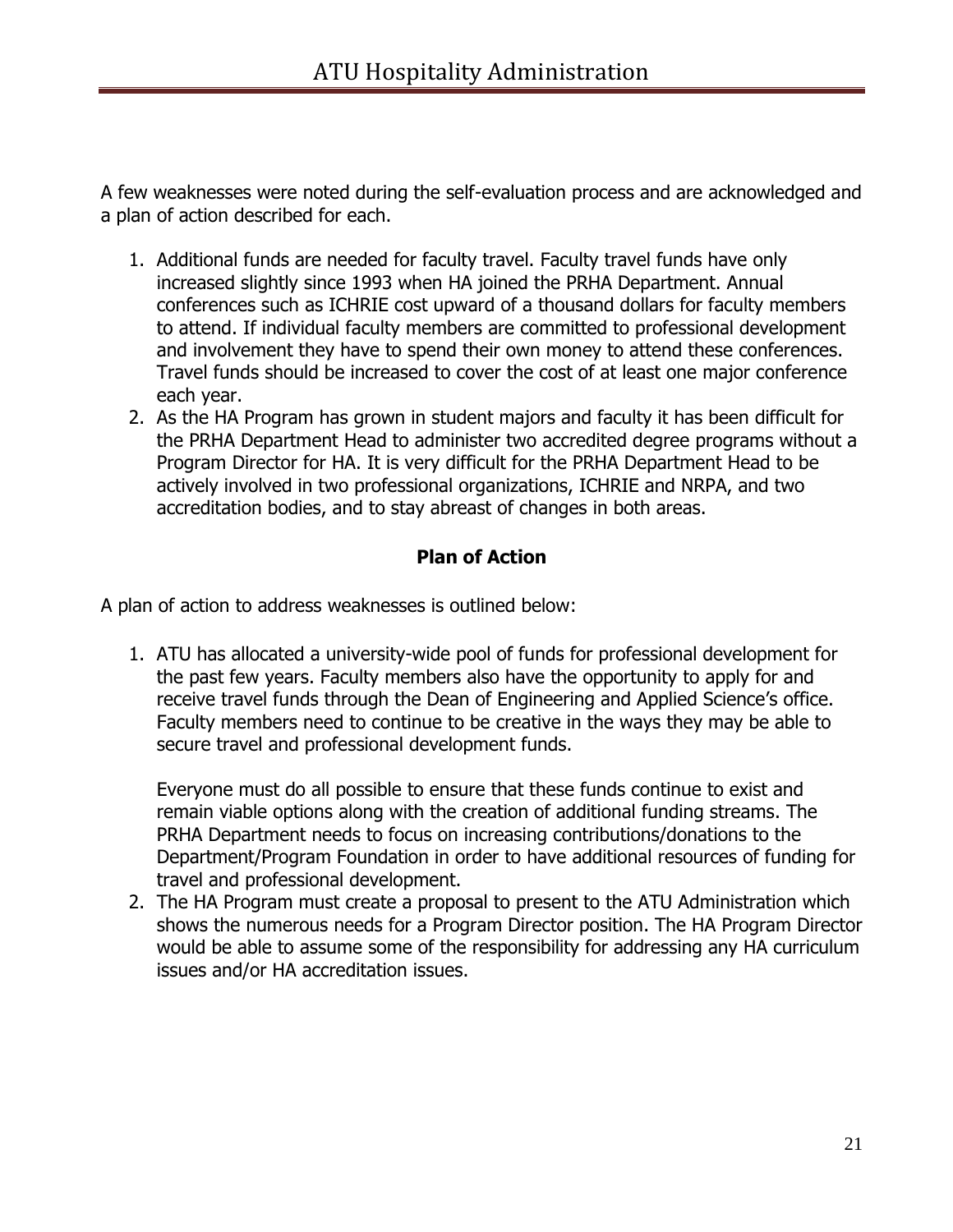A few weaknesses were noted during the self-evaluation process and are acknowledged and a plan of action described for each.

1. Additional funds are needed for faculty travel. Faculty travel funds have only increased slightly since 1993 when HA joined the PRHA Department. Annual conferences such as ICHRIE cost upward of a thousand dollars for faculty members to attend. If individual faculty members are committed to professional development and involvement they have to spend their own money to attend these conferences. Travel funds should be increased to cover the cost of at least one major conference each year.
2. As the HA Program has grown in student majors and faculty it has been difficult for the PRHA Department Head to administer two accredited degree programs without a Program Director for HA. It is very difficult for the PRHA Department Head to be actively involved in two professional organizations, ICHRIE and NRPA, and two accreditation bodies, and to stay abreast of changes in both areas.

**Plan of Action**

A plan of action to address weaknesses is outlined below:

1. ATU has allocated a university-wide pool of funds for professional development for the past few years. Faculty members also have the opportunity to apply for and receive travel funds through the Dean of Engineering and Applied Science's office. Faculty members need to continue to be creative in the ways they may be able to secure travel and professional development funds.

   Everyone must do all possible to ensure that these funds continue to exist and remain viable options along with the creation of additional funding streams. The PRHA Department needs to focus on increasing contributions/donations to the Department/Program Foundation in order to have additional resources of funding for travel and professional development.
2. The HA Program must create a proposal to present to the ATU Administration which shows the numerous needs for a Program Director position. The HA Program Director would be able to assume some of the responsibility for addressing any HA curriculum issues and/or HA accreditation issues.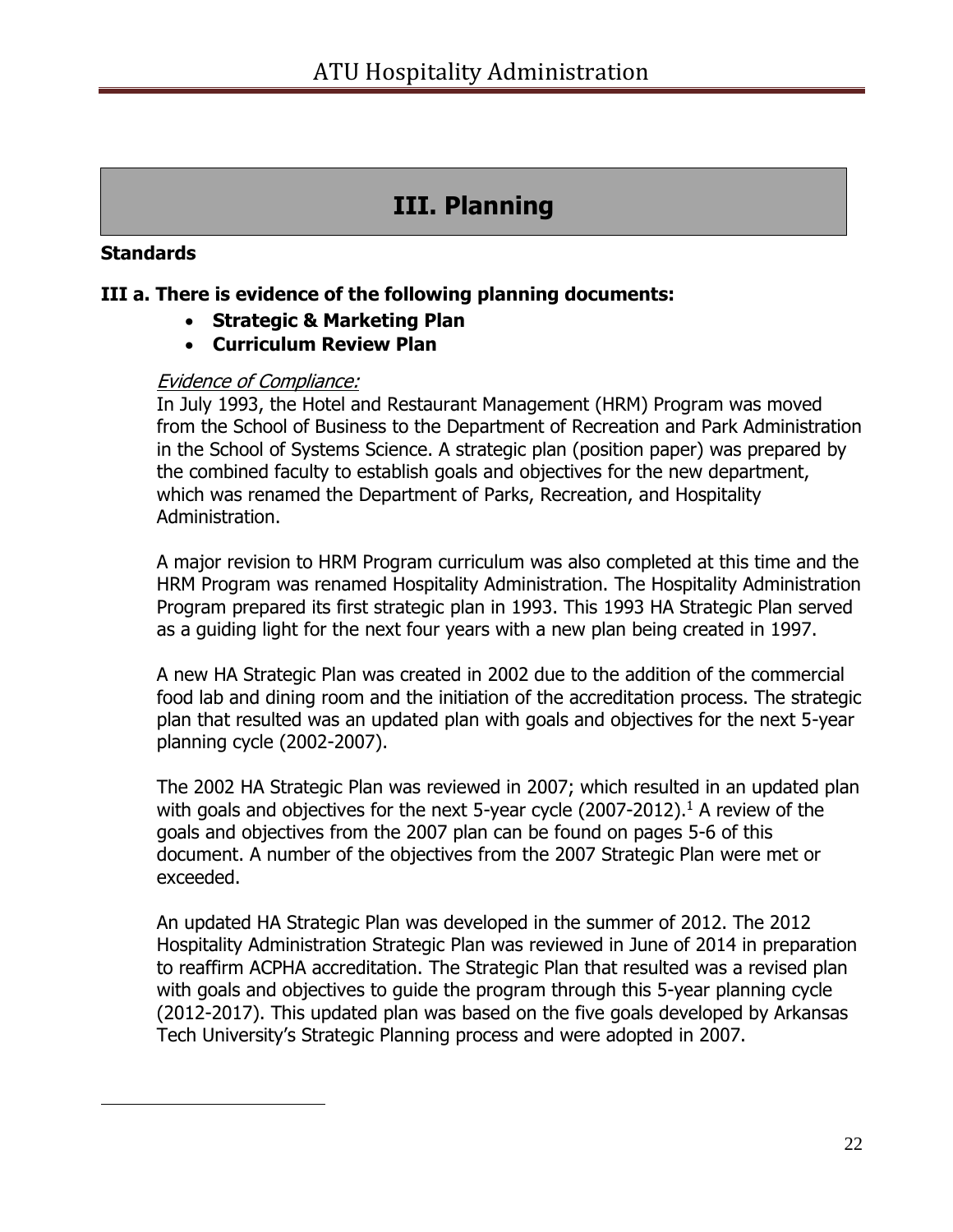# III. Planning

## Standards

### III a. There is evidence of the following planning documents:

- **Strategic & Marketing Plan**
- **Curriculum Review Plan**

*Evidence of Compliance:*

In July 1993, the Hotel and Restaurant Management (HRM) Program was moved from the School of Business to the Department of Recreation and Park Administration in the School of Systems Science. A strategic plan (position paper) was prepared by the combined faculty to establish goals and objectives for the new department, which was renamed the Department of Parks, Recreation, and Hospitality Administration.

A major revision to HRM Program curriculum was also completed at this time and the HRM Program was renamed Hospitality Administration. The Hospitality Administration Program prepared its first strategic plan in 1993. This 1993 HA Strategic Plan served as a guiding light for the next four years with a new plan being created in 1997.

A new HA Strategic Plan was created in 2002 due to the addition of the commercial food lab and dining room and the initiation of the accreditation process. The strategic plan that resulted was an updated plan with goals and objectives for the next 5-year planning cycle (2002-2007).

The 2002 HA Strategic Plan was reviewed in 2007; which resulted in an updated plan with goals and objectives for the next 5-year cycle (2007-2012).[1] A review of the goals and objectives from the 2007 plan can be found on pages 5-6 of this document. A number of the objectives from the 2007 Strategic Plan were met or exceeded.

An updated HA Strategic Plan was developed in the summer of 2012. The 2012 Hospitality Administration Strategic Plan was reviewed in June of 2014 in preparation to reaffirm ACPHA accreditation. The Strategic Plan that resulted was a revised plan with goals and objectives to guide the program through this 5-year planning cycle (2012-2017). This updated plan was based on the five goals developed by Arkansas Tech University's Strategic Planning process and were adopted in 2007.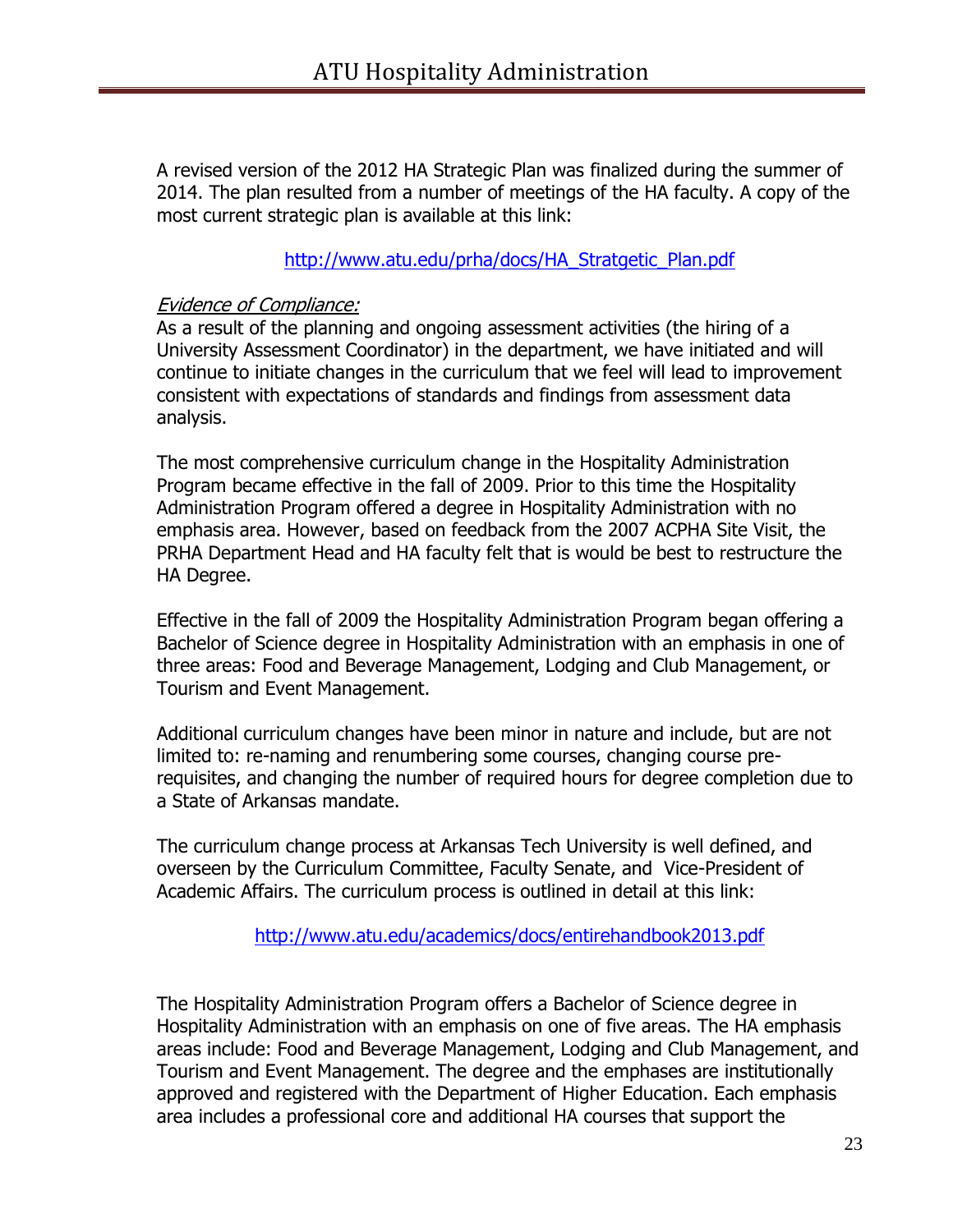A revised version of the 2012 HA Strategic Plan was finalized during the summer of 2014. The plan resulted from a number of meetings of the HA faculty. A copy of the most current strategic plan is available at this link:

http://www.atu.edu/prha/docs/HA_Stratgetic_Plan.pdf

*Evidence of Compliance:*

As a result of the planning and ongoing assessment activities (the hiring of a University Assessment Coordinator) in the department, we have initiated and will continue to initiate changes in the curriculum that we feel will lead to improvement consistent with expectations of standards and findings from assessment data analysis.

The most comprehensive curriculum change in the Hospitality Administration Program became effective in the fall of 2009. Prior to this time the Hospitality Administration Program offered a degree in Hospitality Administration with no emphasis area. However, based on feedback from the 2007 ACPHA Site Visit, the PRHA Department Head and HA faculty felt that is would be best to restructure the HA Degree.

Effective in the fall of 2009 the Hospitality Administration Program began offering a Bachelor of Science degree in Hospitality Administration with an emphasis in one of three areas: Food and Beverage Management, Lodging and Club Management, or Tourism and Event Management.

Additional curriculum changes have been minor in nature and include, but are not limited to: re-naming and renumbering some courses, changing course pre-requisites, and changing the number of required hours for degree completion due to a State of Arkansas mandate.

The curriculum change process at Arkansas Tech University is well defined, and overseen by the Curriculum Committee, Faculty Senate, and Vice-President of Academic Affairs. The curriculum process is outlined in detail at this link:

http://www.atu.edu/academics/docs/entirehandbook2013.pdf

The Hospitality Administration Program offers a Bachelor of Science degree in Hospitality Administration with an emphasis on one of five areas. The HA emphasis areas include: Food and Beverage Management, Lodging and Club Management, and Tourism and Event Management. The degree and the emphases are institutionally approved and registered with the Department of Higher Education. Each emphasis area includes a professional core and additional HA courses that support the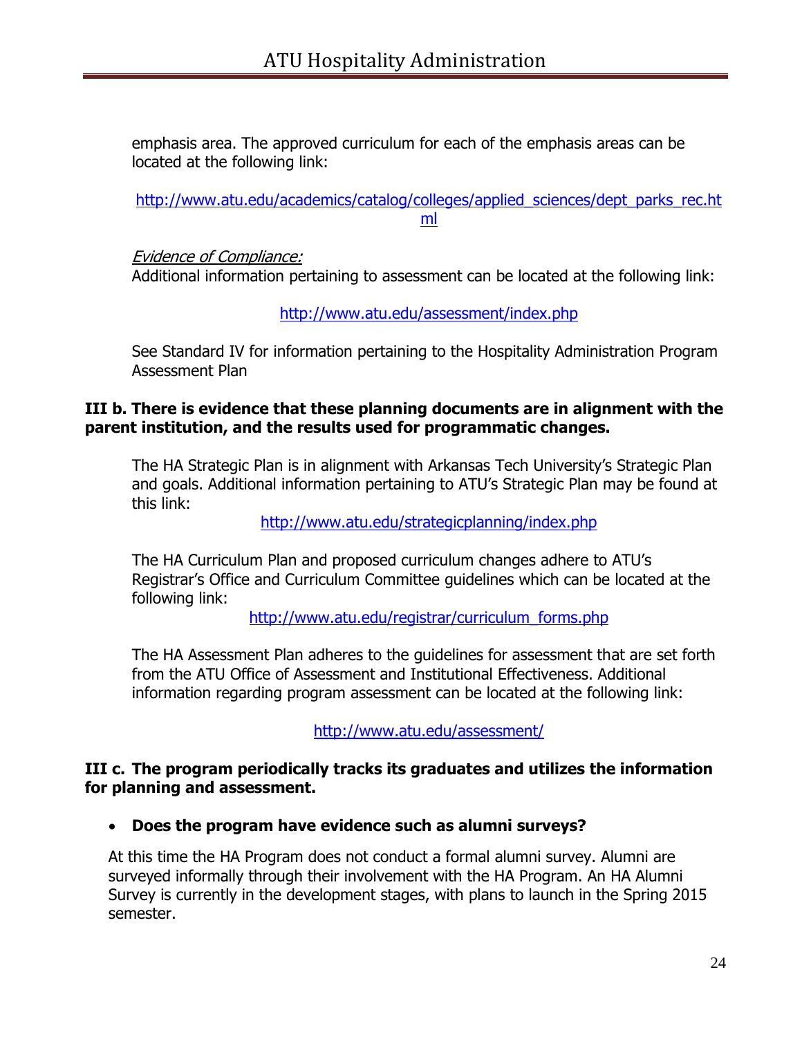emphasis area. The approved curriculum for each of the emphasis areas can be located at the following link:

http://www.atu.edu/academics/catalog/colleges/applied_sciences/dept_parks_rec.html

*Evidence of Compliance:*

Additional information pertaining to assessment can be located at the following link:

http://www.atu.edu/assessment/index.php

See Standard IV for information pertaining to the Hospitality Administration Program Assessment Plan

**III b. There is evidence that these planning documents are in alignment with the parent institution, and the results used for programmatic changes.**

The HA Strategic Plan is in alignment with Arkansas Tech University's Strategic Plan and goals. Additional information pertaining to ATU's Strategic Plan may be found at this link:

http://www.atu.edu/strategicplanning/index.php

The HA Curriculum Plan and proposed curriculum changes adhere to ATU's Registrar's Office and Curriculum Committee guidelines which can be located at the following link:

http://www.atu.edu/registrar/curriculum_forms.php

The HA Assessment Plan adheres to the guidelines for assessment that are set forth from the ATU Office of Assessment and Institutional Effectiveness. Additional information regarding program assessment can be located at the following link:

http://www.atu.edu/assessment/

**III c. The program periodically tracks its graduates and utilizes the information for planning and assessment.**

- **Does the program have evidence such as alumni surveys?**

At this time the HA Program does not conduct a formal alumni survey. Alumni are surveyed informally through their involvement with the HA Program. An HA Alumni Survey is currently in the development stages, with plans to launch in the Spring 2015 semester.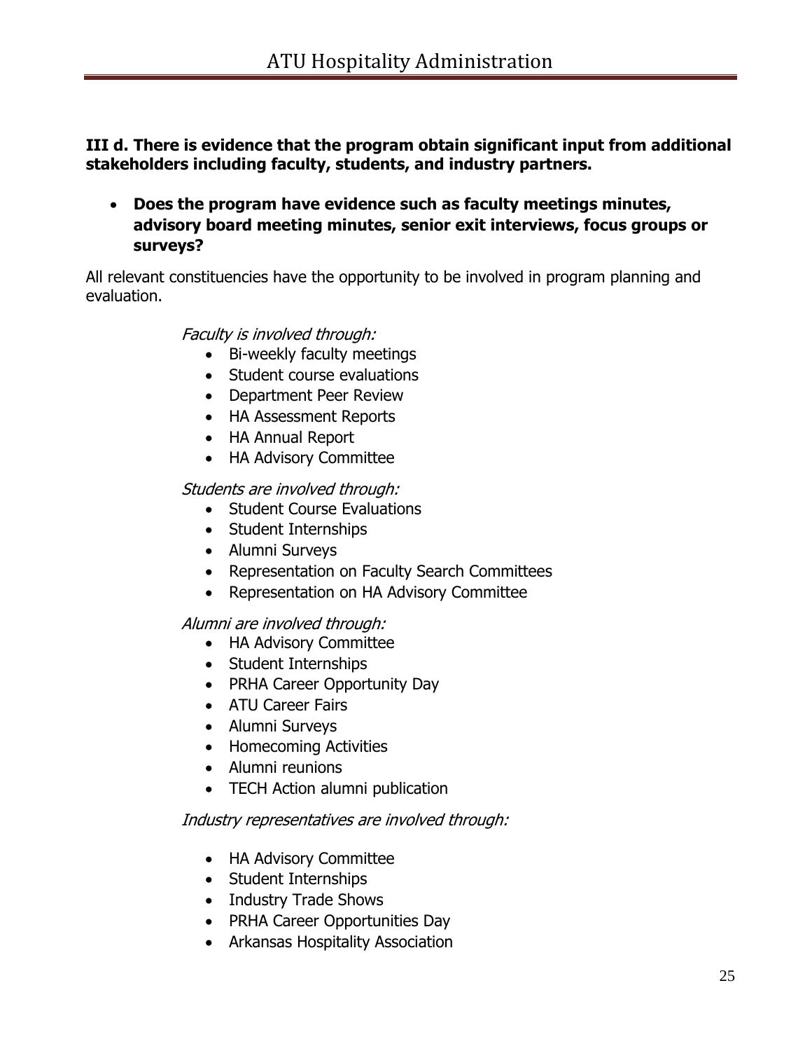**III d. There is evidence that the program obtain significant input from additional stakeholders including faculty, students, and industry partners.**

- **Does the program have evidence such as faculty meetings minutes, advisory board meeting minutes, senior exit interviews, focus groups or surveys?**

All relevant constituencies have the opportunity to be involved in program planning and evaluation.

*Faculty is involved through:*

- Bi-weekly faculty meetings
- Student course evaluations
- Department Peer Review
- HA Assessment Reports
- HA Annual Report
- HA Advisory Committee

*Students are involved through:*

- Student Course Evaluations
- Student Internships
- Alumni Surveys
- Representation on Faculty Search Committees
- Representation on HA Advisory Committee

*Alumni are involved through:*

- HA Advisory Committee
- Student Internships
- PRHA Career Opportunity Day
- ATU Career Fairs
- Alumni Surveys
- Homecoming Activities
- Alumni reunions
- TECH Action alumni publication

*Industry representatives are involved through:*

- HA Advisory Committee
- Student Internships
- Industry Trade Shows
- PRHA Career Opportunities Day
- Arkansas Hospitality Association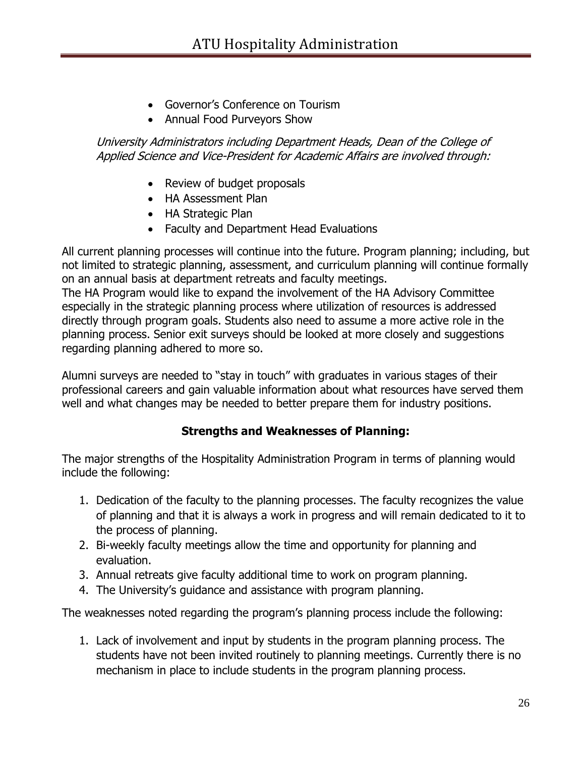- Governor's Conference on Tourism
- Annual Food Purveyors Show

*University Administrators including Department Heads, Dean of the College of Applied Science and Vice-President for Academic Affairs are involved through:*

- Review of budget proposals
- HA Assessment Plan
- HA Strategic Plan
- Faculty and Department Head Evaluations

All current planning processes will continue into the future. Program planning; including, but not limited to strategic planning, assessment, and curriculum planning will continue formally on an annual basis at department retreats and faculty meetings.
The HA Program would like to expand the involvement of the HA Advisory Committee especially in the strategic planning process where utilization of resources is addressed directly through program goals. Students also need to assume a more active role in the planning process. Senior exit surveys should be looked at more closely and suggestions regarding planning adhered to more so.

Alumni surveys are needed to "stay in touch" with graduates in various stages of their professional careers and gain valuable information about what resources have served them well and what changes may be needed to better prepare them for industry positions.

**Strengths and Weaknesses of Planning:**

The major strengths of the Hospitality Administration Program in terms of planning would include the following:

1. Dedication of the faculty to the planning processes. The faculty recognizes the value of planning and that it is always a work in progress and will remain dedicated to it to the process of planning.
2. Bi-weekly faculty meetings allow the time and opportunity for planning and evaluation.
3. Annual retreats give faculty additional time to work on program planning.
4. The University's guidance and assistance with program planning.

The weaknesses noted regarding the program's planning process include the following:

1. Lack of involvement and input by students in the program planning process. The students have not been invited routinely to planning meetings. Currently there is no mechanism in place to include students in the program planning process.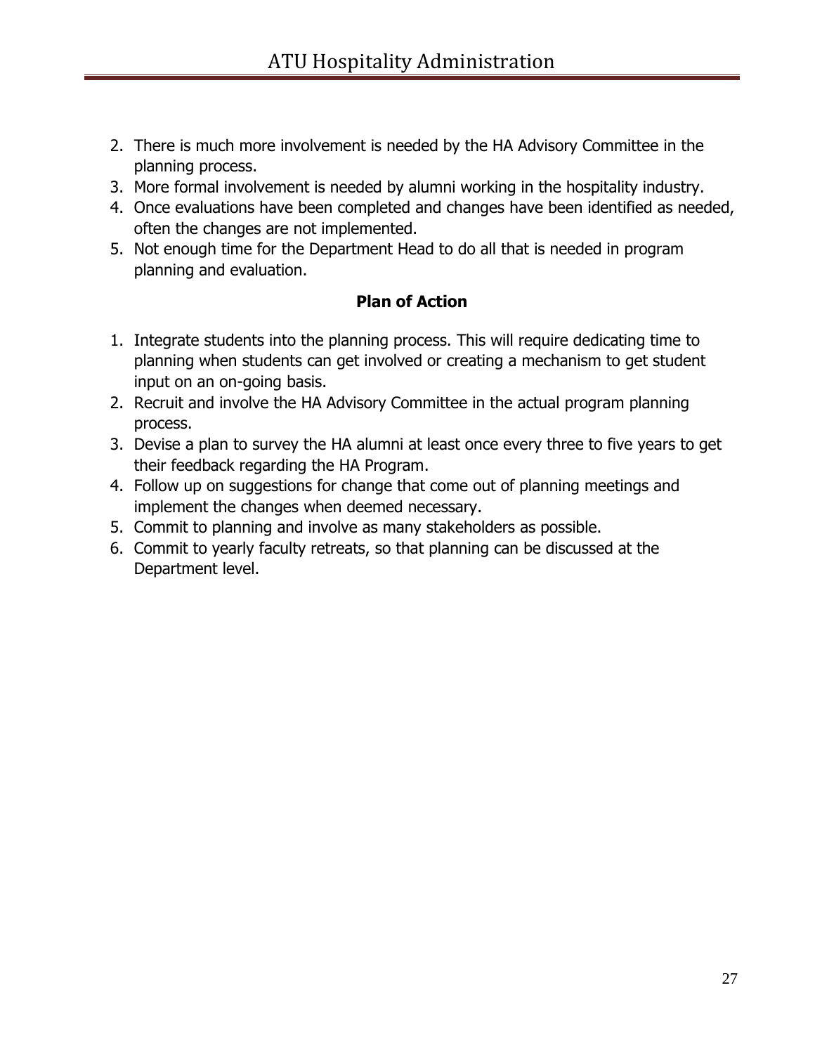2. There is much more involvement is needed by the HA Advisory Committee in the planning process.
3. More formal involvement is needed by alumni working in the hospitality industry.
4. Once evaluations have been completed and changes have been identified as needed, often the changes are not implemented.
5. Not enough time for the Department Head to do all that is needed in program planning and evaluation.

**Plan of Action**

1. Integrate students into the planning process. This will require dedicating time to planning when students can get involved or creating a mechanism to get student input on an on-going basis.
2. Recruit and involve the HA Advisory Committee in the actual program planning process.
3. Devise a plan to survey the HA alumni at least once every three to five years to get their feedback regarding the HA Program.
4. Follow up on suggestions for change that come out of planning meetings and implement the changes when deemed necessary.
5. Commit to planning and involve as many stakeholders as possible.
6. Commit to yearly faculty retreats, so that planning can be discussed at the Department level.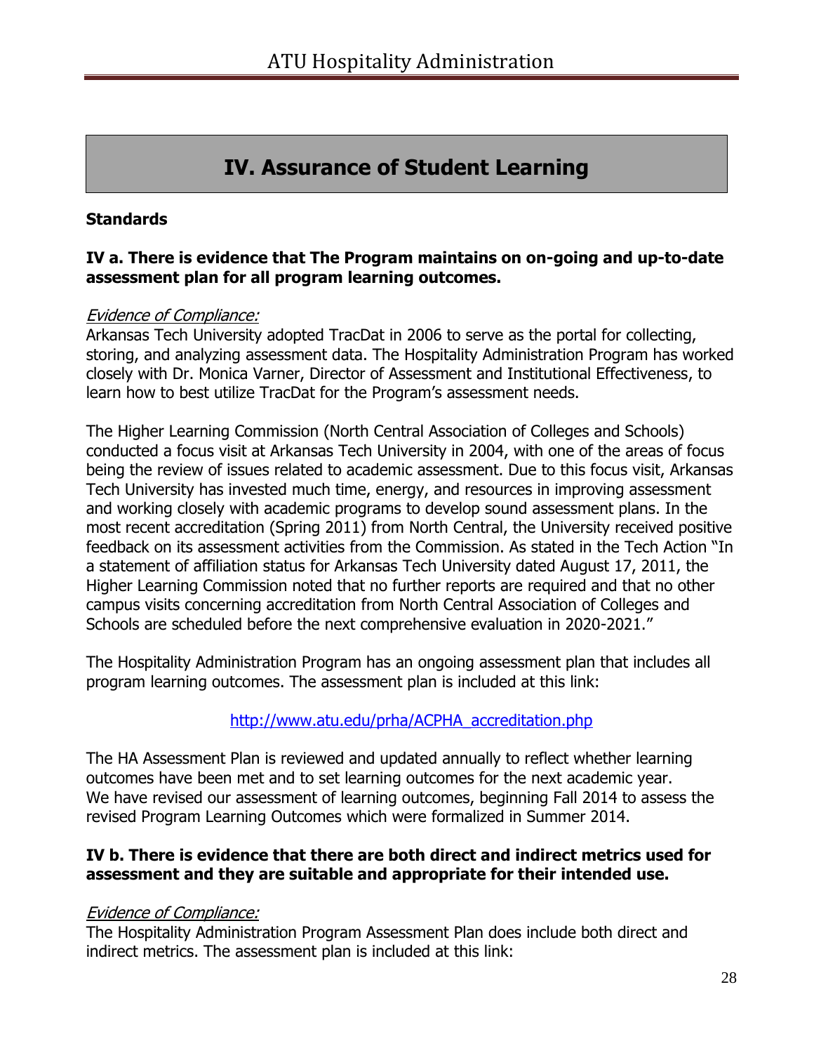# IV. Assurance of Student Learning

**Standards**

**IV a. There is evidence that The Program maintains on on-going and up-to-date assessment plan for all program learning outcomes.**

*Evidence of Compliance:*
Arkansas Tech University adopted TracDat in 2006 to serve as the portal for collecting, storing, and analyzing assessment data. The Hospitality Administration Program has worked closely with Dr. Monica Varner, Director of Assessment and Institutional Effectiveness, to learn how to best utilize TracDat for the Program's assessment needs.

The Higher Learning Commission (North Central Association of Colleges and Schools) conducted a focus visit at Arkansas Tech University in 2004, with one of the areas of focus being the review of issues related to academic assessment. Due to this focus visit, Arkansas Tech University has invested much time, energy, and resources in improving assessment and working closely with academic programs to develop sound assessment plans. In the most recent accreditation (Spring 2011) from North Central, the University received positive feedback on its assessment activities from the Commission. As stated in the Tech Action "In a statement of affiliation status for Arkansas Tech University dated August 17, 2011, the Higher Learning Commission noted that no further reports are required and that no other campus visits concerning accreditation from North Central Association of Colleges and Schools are scheduled before the next comprehensive evaluation in 2020-2021."

The Hospitality Administration Program has an ongoing assessment plan that includes all program learning outcomes. The assessment plan is included at this link:

http://www.atu.edu/prha/ACPHA_accreditation.php

The HA Assessment Plan is reviewed and updated annually to reflect whether learning outcomes have been met and to set learning outcomes for the next academic year. We have revised our assessment of learning outcomes, beginning Fall 2014 to assess the revised Program Learning Outcomes which were formalized in Summer 2014.

**IV b. There is evidence that there are both direct and indirect metrics used for assessment and they are suitable and appropriate for their intended use.**

*Evidence of Compliance:*
The Hospitality Administration Program Assessment Plan does include both direct and indirect metrics. The assessment plan is included at this link: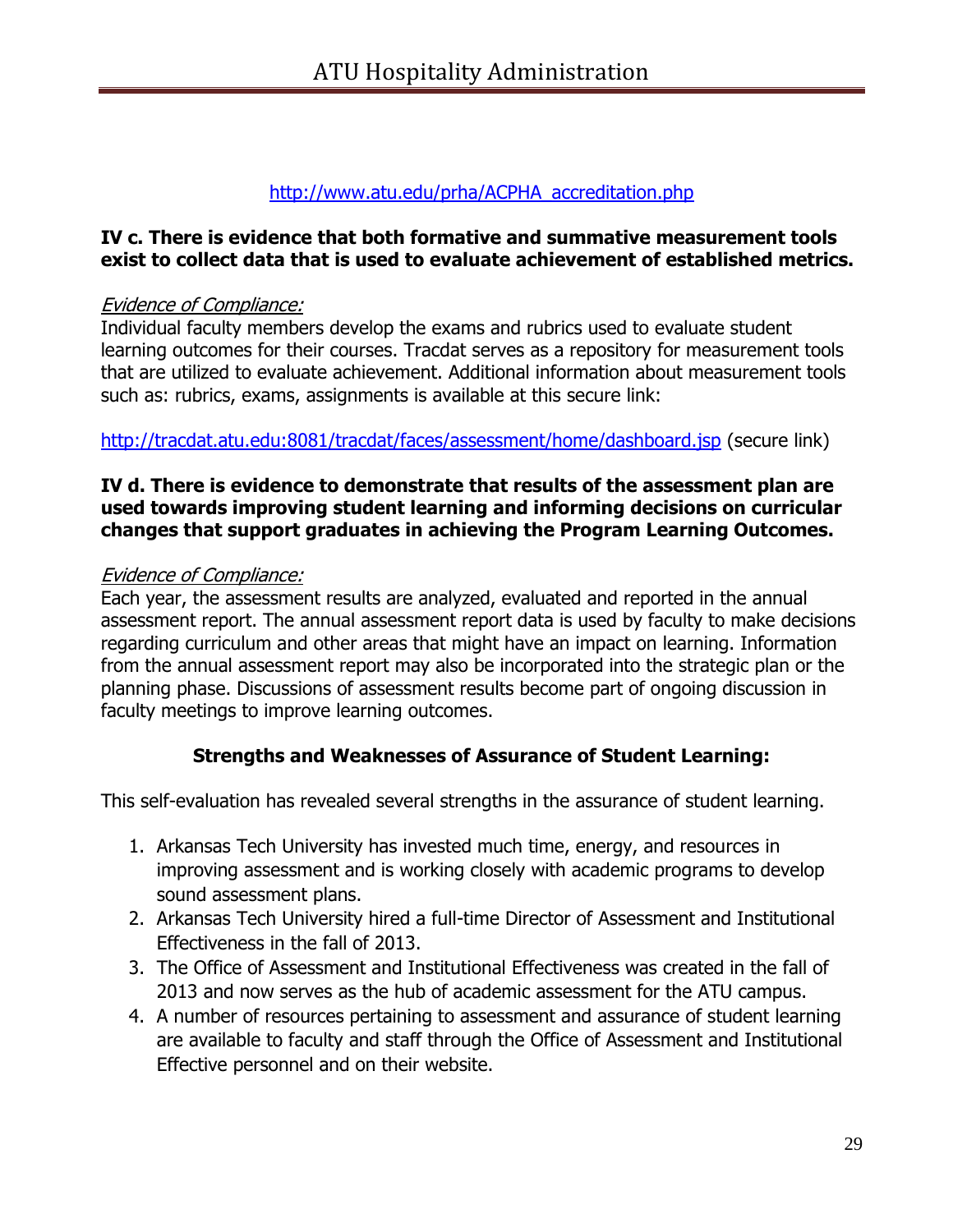http://www.atu.edu/prha/ACPHA_accreditation.php

**IV c. There is evidence that both formative and summative measurement tools exist to collect data that is used to evaluate achievement of established metrics.**

*Evidence of Compliance:*
Individual faculty members develop the exams and rubrics used to evaluate student learning outcomes for their courses. Tracdat serves as a repository for measurement tools that are utilized to evaluate achievement. Additional information about measurement tools such as: rubrics, exams, assignments is available at this secure link:

http://tracdat.atu.edu:8081/tracdat/faces/assessment/home/dashboard.jsp (secure link)

**IV d. There is evidence to demonstrate that results of the assessment plan are used towards improving student learning and informing decisions on curricular changes that support graduates in achieving the Program Learning Outcomes.**

*Evidence of Compliance:*
Each year, the assessment results are analyzed, evaluated and reported in the annual assessment report. The annual assessment report data is used by faculty to make decisions regarding curriculum and other areas that might have an impact on learning. Information from the annual assessment report may also be incorporated into the strategic plan or the planning phase. Discussions of assessment results become part of ongoing discussion in faculty meetings to improve learning outcomes.

## Strengths and Weaknesses of Assurance of Student Learning:

This self-evaluation has revealed several strengths in the assurance of student learning.

1. Arkansas Tech University has invested much time, energy, and resources in improving assessment and is working closely with academic programs to develop sound assessment plans.
2. Arkansas Tech University hired a full-time Director of Assessment and Institutional Effectiveness in the fall of 2013.
3. The Office of Assessment and Institutional Effectiveness was created in the fall of 2013 and now serves as the hub of academic assessment for the ATU campus.
4. A number of resources pertaining to assessment and assurance of student learning are available to faculty and staff through the Office of Assessment and Institutional Effective personnel and on their website.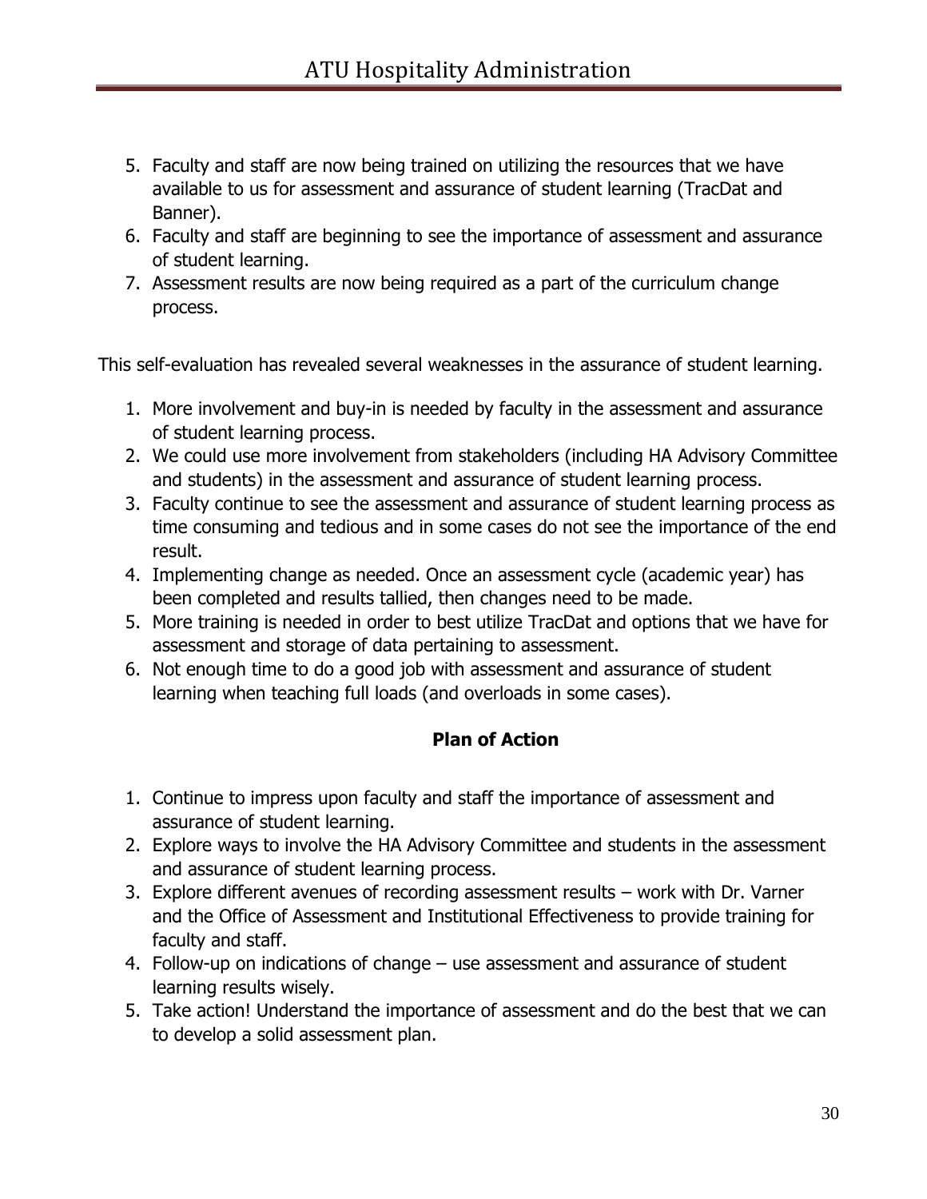5. Faculty and staff are now being trained on utilizing the resources that we have available to us for assessment and assurance of student learning (TracDat and Banner).
6. Faculty and staff are beginning to see the importance of assessment and assurance of student learning.
7. Assessment results are now being required as a part of the curriculum change process.

This self-evaluation has revealed several weaknesses in the assurance of student learning.

1. More involvement and buy-in is needed by faculty in the assessment and assurance of student learning process.
2. We could use more involvement from stakeholders (including HA Advisory Committee and students) in the assessment and assurance of student learning process.
3. Faculty continue to see the assessment and assurance of student learning process as time consuming and tedious and in some cases do not see the importance of the end result.
4. Implementing change as needed. Once an assessment cycle (academic year) has been completed and results tallied, then changes need to be made.
5. More training is needed in order to best utilize TracDat and options that we have for assessment and storage of data pertaining to assessment.
6. Not enough time to do a good job with assessment and assurance of student learning when teaching full loads (and overloads in some cases).

**Plan of Action**

1. Continue to impress upon faculty and staff the importance of assessment and assurance of student learning.
2. Explore ways to involve the HA Advisory Committee and students in the assessment and assurance of student learning process.
3. Explore different avenues of recording assessment results – work with Dr. Varner and the Office of Assessment and Institutional Effectiveness to provide training for faculty and staff.
4. Follow-up on indications of change – use assessment and assurance of student learning results wisely.
5. Take action! Understand the importance of assessment and do the best that we can to develop a solid assessment plan.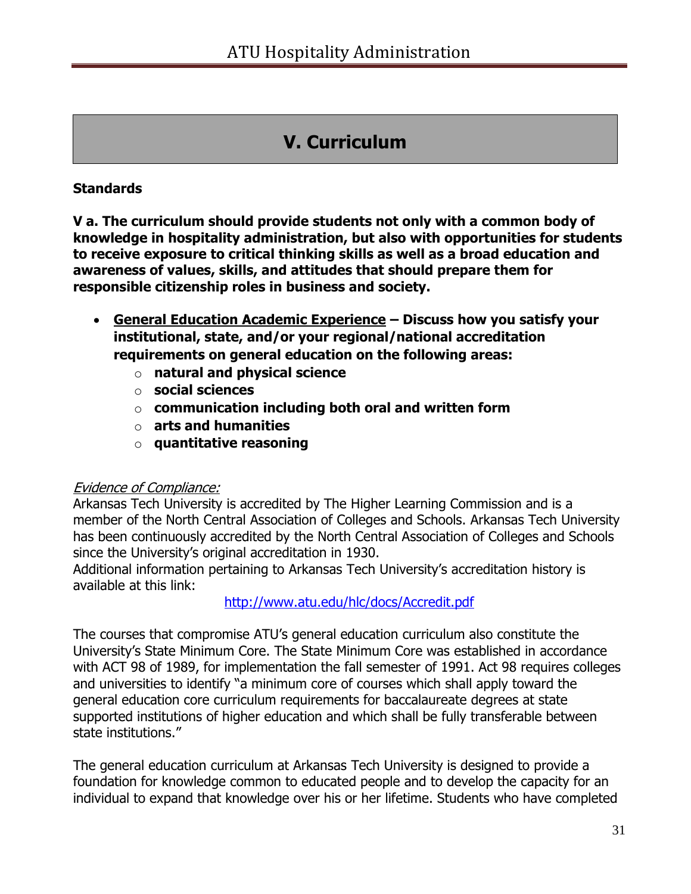# V. Curriculum

**Standards**

**V a. The curriculum should provide students not only with a common body of knowledge in hospitality administration, but also with opportunities for students to receive exposure to critical thinking skills as well as a broad education and awareness of values, skills, and attitudes that should prepare them for responsible citizenship roles in business and society.**

- **General Education Academic Experience – Discuss how you satisfy your institutional, state, and/or your regional/national accreditation requirements on general education on the following areas:**
  - **natural and physical science**
  - **social sciences**
  - **communication including both oral and written form**
  - **arts and humanities**
  - **quantitative reasoning**

*Evidence of Compliance:*
Arkansas Tech University is accredited by The Higher Learning Commission and is a member of the North Central Association of Colleges and Schools. Arkansas Tech University has been continuously accredited by the North Central Association of Colleges and Schools since the University's original accreditation in 1930.
Additional information pertaining to Arkansas Tech University's accreditation history is available at this link:

http://www.atu.edu/hlc/docs/Accredit.pdf

The courses that compromise ATU's general education curriculum also constitute the University's State Minimum Core. The State Minimum Core was established in accordance with ACT 98 of 1989, for implementation the fall semester of 1991. Act 98 requires colleges and universities to identify "a minimum core of courses which shall apply toward the general education core curriculum requirements for baccalaureate degrees at state supported institutions of higher education and which shall be fully transferable between state institutions."

The general education curriculum at Arkansas Tech University is designed to provide a foundation for knowledge common to educated people and to develop the capacity for an individual to expand that knowledge over his or her lifetime. Students who have completed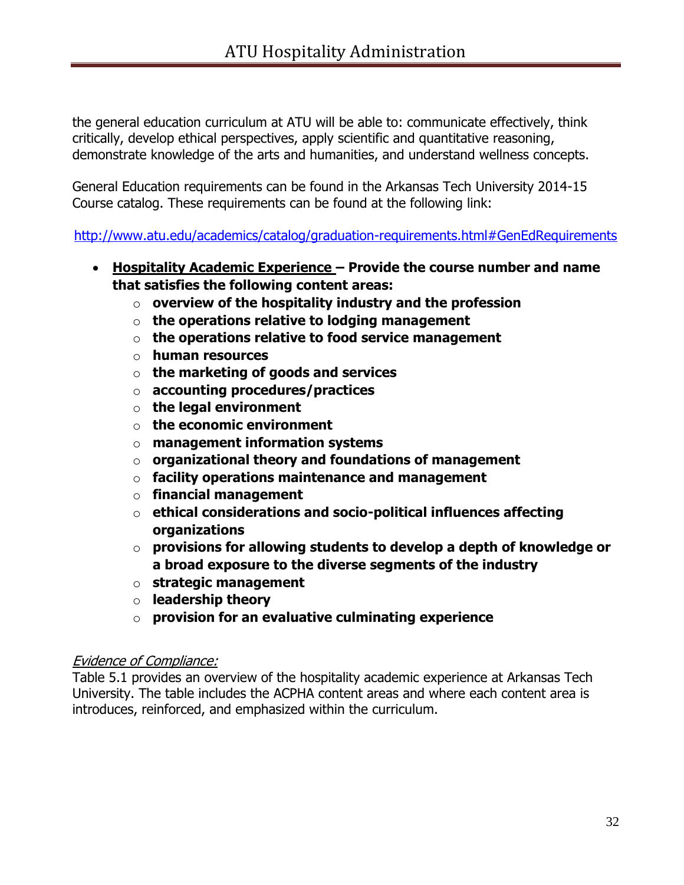the general education curriculum at ATU will be able to: communicate effectively, think critically, develop ethical perspectives, apply scientific and quantitative reasoning, demonstrate knowledge of the arts and humanities, and understand wellness concepts.

General Education requirements can be found in the Arkansas Tech University 2014-15 Course catalog. These requirements can be found at the following link:

http://www.atu.edu/academics/catalog/graduation-requirements.html#GenEdRequirements

- **Hospitality Academic Experience – Provide the course number and name that satisfies the following content areas:**
  - **overview of the hospitality industry and the profession**
  - **the operations relative to lodging management**
  - **the operations relative to food service management**
  - **human resources**
  - **the marketing of goods and services**
  - **accounting procedures/practices**
  - **the legal environment**
  - **the economic environment**
  - **management information systems**
  - **organizational theory and foundations of management**
  - **facility operations maintenance and management**
  - **financial management**
  - **ethical considerations and socio-political influences affecting organizations**
  - **provisions for allowing students to develop a depth of knowledge or a broad exposure to the diverse segments of the industry**
  - **strategic management**
  - **leadership theory**
  - **provision for an evaluative culminating experience**

*Evidence of Compliance:*
Table 5.1 provides an overview of the hospitality academic experience at Arkansas Tech University. The table includes the ACPHA content areas and where each content area is introduces, reinforced, and emphasized within the curriculum.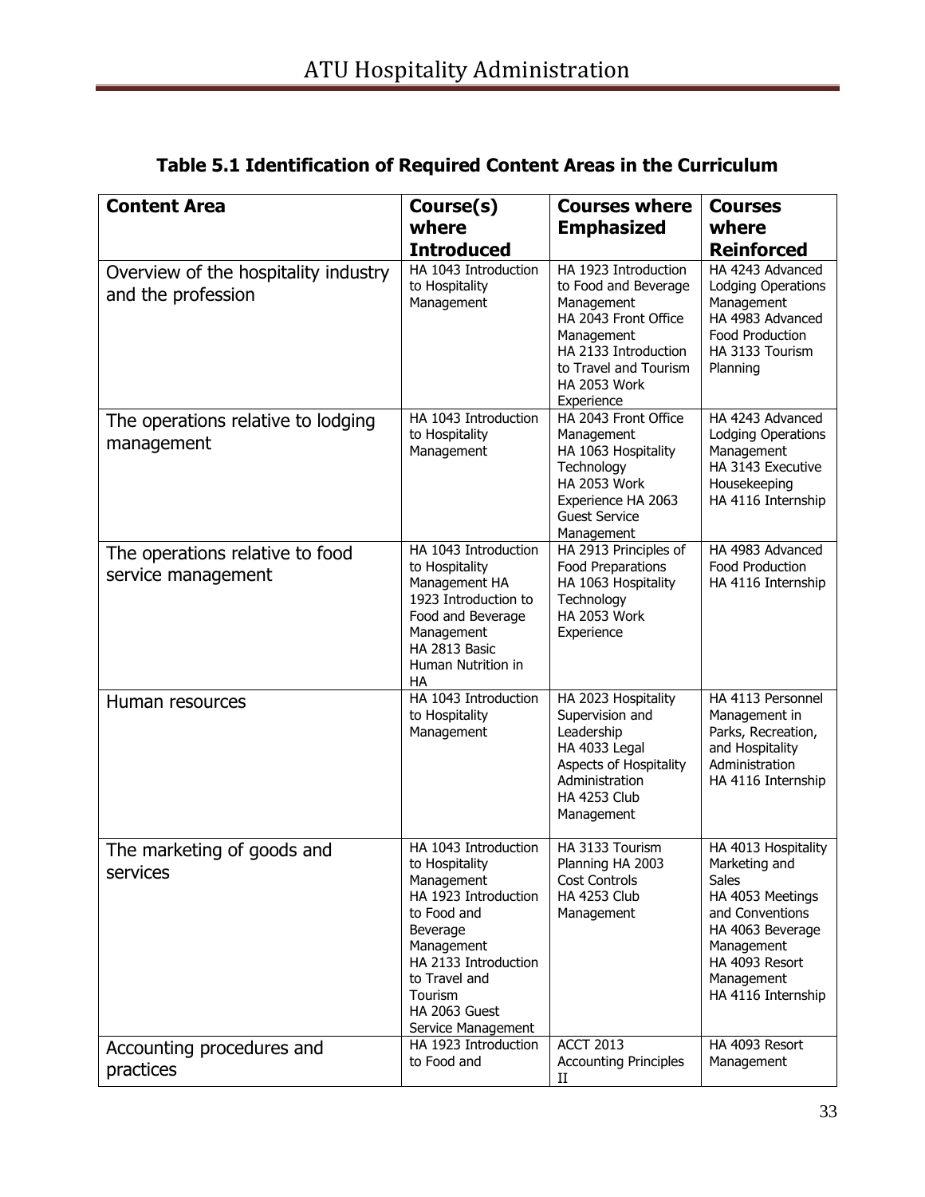## Table 5.1 Identification of Required Content Areas in the Curriculum

| Content Area | Course(s) where Introduced | Courses where Emphasized | Courses where Reinforced |
|---|---|---|---|
| Overview of the hospitality industry and the profession | HA 1043 Introduction to Hospitality Management | HA 1923 Introduction to Food and Beverage Management HA 2043 Front Office Management HA 2133 Introduction to Travel and Tourism HA 2053 Work Experience | HA 4243 Advanced Lodging Operations Management HA 4983 Advanced Food Production HA 3133 Tourism Planning |
| The operations relative to lodging management | HA 1043 Introduction to Hospitality Management | HA 2043 Front Office Management HA 1063 Hospitality Technology HA 2053 Work Experience HA 2063 Guest Service Management | HA 4243 Advanced Lodging Operations Management HA 3143 Executive Housekeeping HA 4116 Internship |
| The operations relative to food service management | HA 1043 Introduction to Hospitality Management HA 1923 Introduction to Food and Beverage Management HA 2813 Basic Human Nutrition in HA | HA 2913 Principles of Food Preparations HA 1063 Hospitality Technology HA 2053 Work Experience | HA 4983 Advanced Food Production HA 4116 Internship |
| Human resources | HA 1043 Introduction to Hospitality Management | HA 2023 Hospitality Supervision and Leadership HA 4033 Legal Aspects of Hospitality Administration HA 4253 Club Management | HA 4113 Personnel Management in Parks, Recreation, and Hospitality Administration HA 4116 Internship |
| The marketing of goods and services | HA 1043 Introduction to Hospitality Management HA 1923 Introduction to Food and Beverage Management HA 2133 Introduction to Travel and Tourism HA 2063 Guest Service Management | HA 3133 Tourism Planning HA 2003 Cost Controls HA 4253 Club Management | HA 4013 Hospitality Marketing and Sales HA 4053 Meetings and Conventions HA 4063 Beverage Management HA 4093 Resort Management HA 4116 Internship |
| Accounting procedures and practices | HA 1923 Introduction to Food and | ACCT 2013 Accounting Principles II | HA 4093 Resort Management |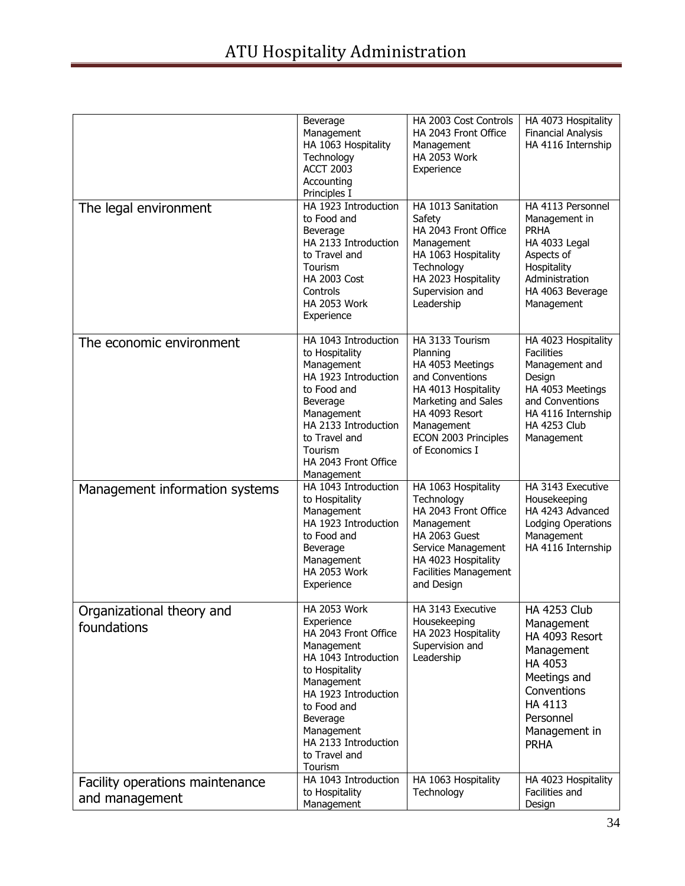| | | | |
|---|---|---|---|
| | Beverage Management<br>HA 1063 Hospitality Technology<br>ACCT 2003 Accounting Principles I | HA 2003 Cost Controls<br>HA 2043 Front Office Management<br>HA 2053 Work Experience | HA 4073 Hospitality Financial Analysis<br>HA 4116 Internship |
| The legal environment | HA 1923 Introduction to Food and Beverage<br>HA 2133 Introduction to Travel and Tourism<br>HA 2003 Cost Controls<br>HA 2053 Work Experience | HA 1013 Sanitation Safety<br>HA 2043 Front Office Management<br>HA 1063 Hospitality Technology<br>HA 2023 Hospitality Supervision and Leadership | HA 4113 Personnel Management in PRHA<br>HA 4033 Legal Aspects of Hospitality Administration<br>HA 4063 Beverage Management |
| The economic environment | HA 1043 Introduction to Hospitality Management<br>HA 1923 Introduction to Food and Beverage Management<br>HA 2133 Introduction to Travel and Tourism<br>HA 2043 Front Office Management | HA 3133 Tourism Planning<br>HA 4053 Meetings and Conventions<br>HA 4013 Hospitality Marketing and Sales<br>HA 4093 Resort Management<br>ECON 2003 Principles of Economics I | HA 4023 Hospitality Facilities Management and Design<br>HA 4053 Meetings and Conventions<br>HA 4116 Internship<br>HA 4253 Club Management |
| Management information systems | HA 1043 Introduction to Hospitality Management<br>HA 1923 Introduction to Food and Beverage Management<br>HA 2053 Work Experience | HA 1063 Hospitality Technology<br>HA 2043 Front Office Management<br>HA 2063 Guest Service Management<br>HA 4023 Hospitality Facilities Management and Design | HA 3143 Executive Housekeeping<br>HA 4243 Advanced Lodging Operations Management<br>HA 4116 Internship |
| Organizational theory and foundations | HA 2053 Work Experience<br>HA 2043 Front Office Management<br>HA 1043 Introduction to Hospitality Management<br>HA 1923 Introduction to Food and Beverage Management<br>HA 2133 Introduction to Travel and Tourism | HA 3143 Executive Housekeeping<br>HA 2023 Hospitality Supervision and Leadership | HA 4253 Club Management<br>HA 4093 Resort Management<br>HA 4053 Meetings and Conventions<br>HA 4113 Personnel Management in PRHA |
| Facility operations maintenance and management | HA 1043 Introduction to Hospitality Management | HA 1063 Hospitality Technology | HA 4023 Hospitality Facilities and Design |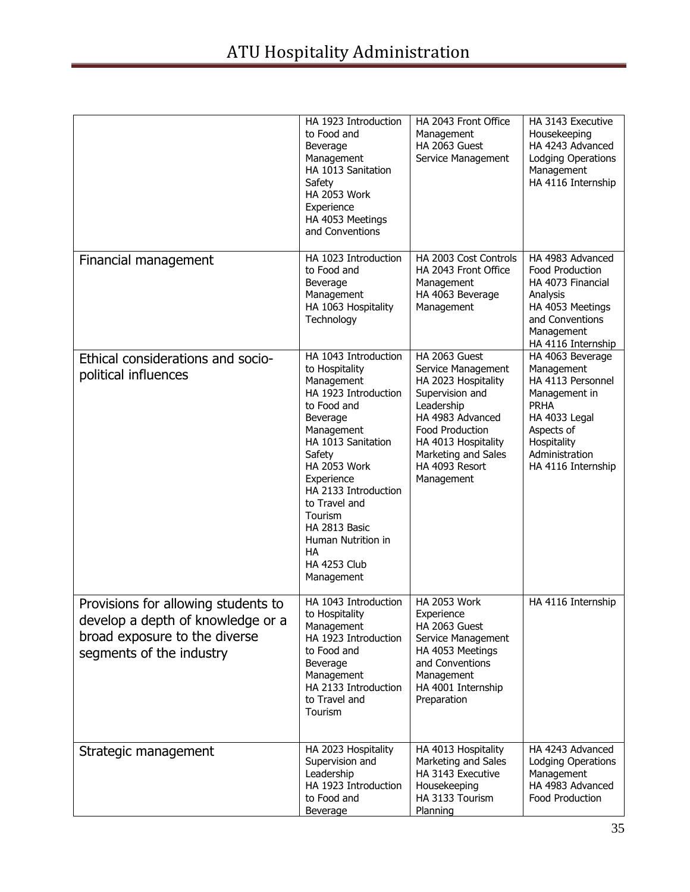| | | | |
|---|---|---|---|
| | HA 1923 Introduction to Food and Beverage Management<br>HA 1013 Sanitation Safety<br>HA 2053 Work Experience<br>HA 4053 Meetings and Conventions | HA 2043 Front Office Management<br>HA 2063 Guest Service Management | HA 3143 Executive Housekeeping<br>HA 4243 Advanced Lodging Operations Management<br>HA 4116 Internship |
| Financial management | HA 1023 Introduction to Food and Beverage Management<br>HA 1063 Hospitality Technology | HA 2003 Cost Controls<br>HA 2043 Front Office Management<br>HA 4063 Beverage Management | HA 4983 Advanced Food Production<br>HA 4073 Financial Analysis<br>HA 4053 Meetings and Conventions Management<br>HA 4116 Internship |
| Ethical considerations and socio-political influences | HA 1043 Introduction to Hospitality Management<br>HA 1923 Introduction to Food and Beverage Management<br>HA 1013 Sanitation Safety<br>HA 2053 Work Experience<br>HA 2133 Introduction to Travel and Tourism<br>HA 2813 Basic Human Nutrition in HA<br>HA 4253 Club Management | HA 2063 Guest Service Management<br>HA 2023 Hospitality Supervision and Leadership<br>HA 4983 Advanced Food Production<br>HA 4013 Hospitality Marketing and Sales<br>HA 4093 Resort Management | HA 4063 Beverage Management<br>HA 4113 Personnel Management in PRHA<br>HA 4033 Legal Aspects of Hospitality Administration<br>HA 4116 Internship |
| Provisions for allowing students to develop a depth of knowledge or a broad exposure to the diverse segments of the industry | HA 1043 Introduction to Hospitality Management<br>HA 1923 Introduction to Food and Beverage Management<br>HA 2133 Introduction to Travel and Tourism | HA 2053 Work Experience<br>HA 2063 Guest Service Management<br>HA 4053 Meetings and Conventions Management<br>HA 4001 Internship Preparation | HA 4116 Internship |
| Strategic management | HA 2023 Hospitality Supervision and Leadership<br>HA 1923 Introduction to Food and Beverage | HA 4013 Hospitality Marketing and Sales<br>HA 3143 Executive Housekeeping<br>HA 3133 Tourism Planning | HA 4243 Advanced Lodging Operations Management<br>HA 4983 Advanced Food Production |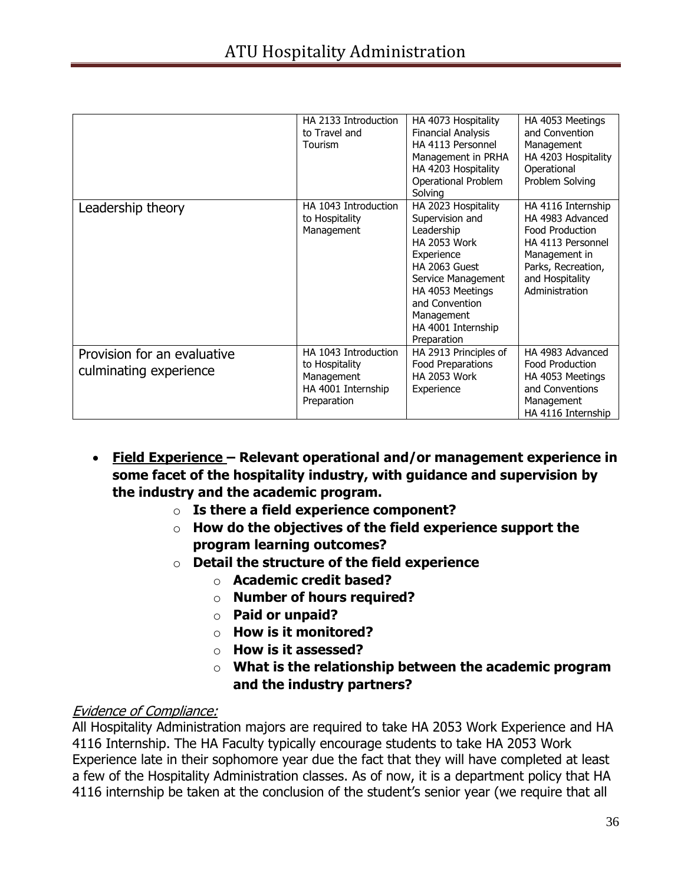| | | | |
|---|---|---|---|
| | HA 2133 Introduction to Travel and Tourism | HA 4073 Hospitality Financial Analysis<br>HA 4113 Personnel Management in PRHA<br>HA 4203 Hospitality Operational Problem Solving | HA 4053 Meetings and Convention Management<br>HA 4203 Hospitality Operational Problem Solving |
| Leadership theory | HA 1043 Introduction to Hospitality Management | HA 2023 Hospitality Supervision and Leadership<br>HA 2053 Work Experience<br>HA 2063 Guest Service Management<br>HA 4053 Meetings and Convention Management<br>HA 4001 Internship Preparation | HA 4116 Internship<br>HA 4983 Advanced Food Production<br>HA 4113 Personnel Management in Parks, Recreation, and Hospitality Administration |
| Provision for an evaluative culminating experience | HA 1043 Introduction to Hospitality Management<br>HA 4001 Internship Preparation | HA 2913 Principles of Food Preparations<br>HA 2053 Work Experience | HA 4983 Advanced Food Production<br>HA 4053 Meetings and Conventions Management<br>HA 4116 Internship |

- **<u>Field Experience</u> – Relevant operational and/or management experience in some facet of the hospitality industry, with guidance and supervision by the industry and the academic program.**
  - **Is there a field experience component?**
  - **How do the objectives of the field experience support the program learning outcomes?**
  - **Detail the structure of the field experience**
    - **Academic credit based?**
    - **Number of hours required?**
    - **Paid or unpaid?**
    - **How is it monitored?**
    - **How is it assessed?**
    - **What is the relationship between the academic program and the industry partners?**

*<u>Evidence of Compliance:</u>*

All Hospitality Administration majors are required to take HA 2053 Work Experience and HA 4116 Internship. The HA Faculty typically encourage students to take HA 2053 Work Experience late in their sophomore year due the fact that they will have completed at least a few of the Hospitality Administration classes. As of now, it is a department policy that HA 4116 internship be taken at the conclusion of the student's senior year (we require that all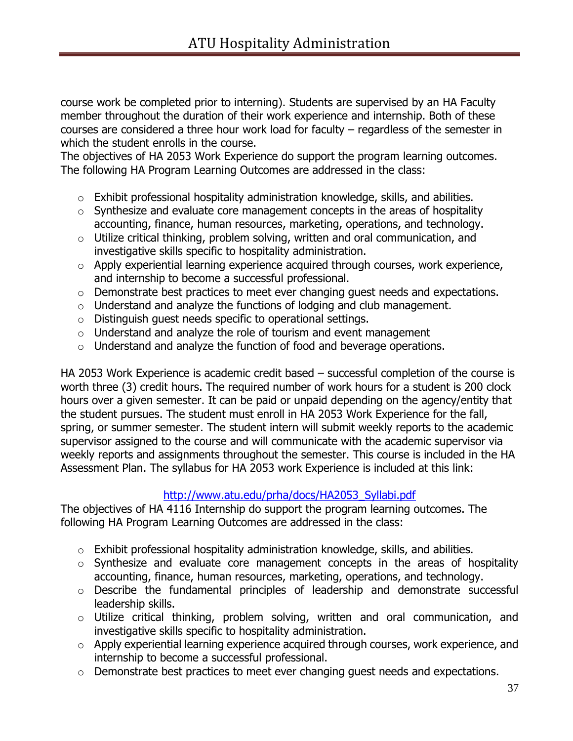course work be completed prior to interning). Students are supervised by an HA Faculty member throughout the duration of their work experience and internship. Both of these courses are considered a three hour work load for faculty – regardless of the semester in which the student enrolls in the course.
The objectives of HA 2053 Work Experience do support the program learning outcomes. The following HA Program Learning Outcomes are addressed in the class:

- Exhibit professional hospitality administration knowledge, skills, and abilities.
- Synthesize and evaluate core management concepts in the areas of hospitality accounting, finance, human resources, marketing, operations, and technology.
- Utilize critical thinking, problem solving, written and oral communication, and investigative skills specific to hospitality administration.
- Apply experiential learning experience acquired through courses, work experience, and internship to become a successful professional.
- Demonstrate best practices to meet ever changing guest needs and expectations.
- Understand and analyze the functions of lodging and club management.
- Distinguish guest needs specific to operational settings.
- Understand and analyze the role of tourism and event management
- Understand and analyze the function of food and beverage operations.

HA 2053 Work Experience is academic credit based – successful completion of the course is worth three (3) credit hours. The required number of work hours for a student is 200 clock hours over a given semester. It can be paid or unpaid depending on the agency/entity that the student pursues. The student must enroll in HA 2053 Work Experience for the fall, spring, or summer semester. The student intern will submit weekly reports to the academic supervisor assigned to the course and will communicate with the academic supervisor via weekly reports and assignments throughout the semester. This course is included in the HA Assessment Plan. The syllabus for HA 2053 work Experience is included at this link:

http://www.atu.edu/prha/docs/HA2053_Syllabi.pdf

The objectives of HA 4116 Internship do support the program learning outcomes. The following HA Program Learning Outcomes are addressed in the class:

- Exhibit professional hospitality administration knowledge, skills, and abilities.
- Synthesize and evaluate core management concepts in the areas of hospitality accounting, finance, human resources, marketing, operations, and technology.
- Describe the fundamental principles of leadership and demonstrate successful leadership skills.
- Utilize critical thinking, problem solving, written and oral communication, and investigative skills specific to hospitality administration.
- Apply experiential learning experience acquired through courses, work experience, and internship to become a successful professional.
- Demonstrate best practices to meet ever changing guest needs and expectations.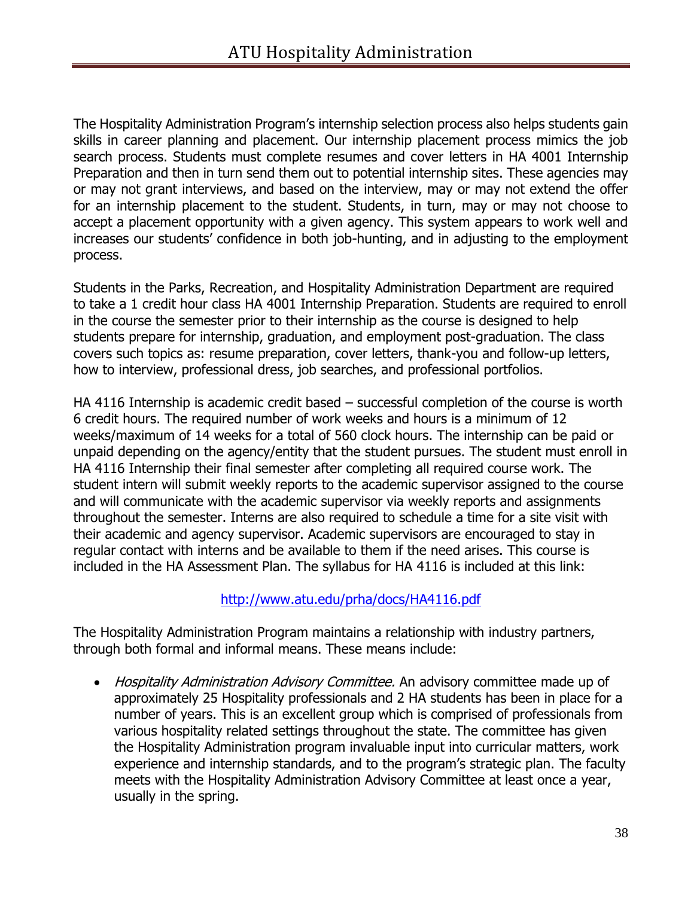The Hospitality Administration Program's internship selection process also helps students gain skills in career planning and placement. Our internship placement process mimics the job search process. Students must complete resumes and cover letters in HA 4001 Internship Preparation and then in turn send them out to potential internship sites. These agencies may or may not grant interviews, and based on the interview, may or may not extend the offer for an internship placement to the student. Students, in turn, may or may not choose to accept a placement opportunity with a given agency. This system appears to work well and increases our students' confidence in both job-hunting, and in adjusting to the employment process.

Students in the Parks, Recreation, and Hospitality Administration Department are required to take a 1 credit hour class HA 4001 Internship Preparation. Students are required to enroll in the course the semester prior to their internship as the course is designed to help students prepare for internship, graduation, and employment post-graduation. The class covers such topics as: resume preparation, cover letters, thank-you and follow-up letters, how to interview, professional dress, job searches, and professional portfolios.

HA 4116 Internship is academic credit based – successful completion of the course is worth 6 credit hours. The required number of work weeks and hours is a minimum of 12 weeks/maximum of 14 weeks for a total of 560 clock hours. The internship can be paid or unpaid depending on the agency/entity that the student pursues. The student must enroll in HA 4116 Internship their final semester after completing all required course work. The student intern will submit weekly reports to the academic supervisor assigned to the course and will communicate with the academic supervisor via weekly reports and assignments throughout the semester. Interns are also required to schedule a time for a site visit with their academic and agency supervisor. Academic supervisors are encouraged to stay in regular contact with interns and be available to them if the need arises. This course is included in the HA Assessment Plan. The syllabus for HA 4116 is included at this link:

http://www.atu.edu/prha/docs/HA4116.pdf

The Hospitality Administration Program maintains a relationship with industry partners, through both formal and informal means. These means include:

- *Hospitality Administration Advisory Committee.* An advisory committee made up of approximately 25 Hospitality professionals and 2 HA students has been in place for a number of years. This is an excellent group which is comprised of professionals from various hospitality related settings throughout the state. The committee has given the Hospitality Administration program invaluable input into curricular matters, work experience and internship standards, and to the program's strategic plan. The faculty meets with the Hospitality Administration Advisory Committee at least once a year, usually in the spring.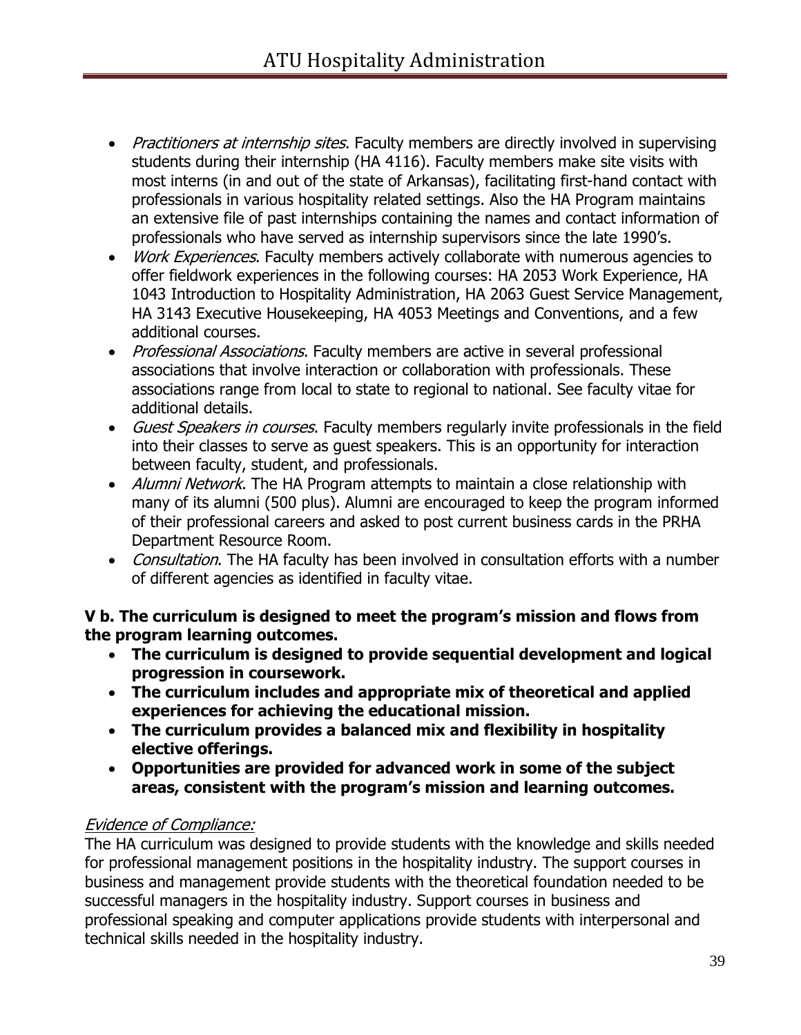- *Practitioners at internship sites*. Faculty members are directly involved in supervising students during their internship (HA 4116). Faculty members make site visits with most interns (in and out of the state of Arkansas), facilitating first-hand contact with professionals in various hospitality related settings. Also the HA Program maintains an extensive file of past internships containing the names and contact information of professionals who have served as internship supervisors since the late 1990's.
- *Work Experiences*. Faculty members actively collaborate with numerous agencies to offer fieldwork experiences in the following courses: HA 2053 Work Experience, HA 1043 Introduction to Hospitality Administration, HA 2063 Guest Service Management, HA 3143 Executive Housekeeping, HA 4053 Meetings and Conventions, and a few additional courses.
- *Professional Associations*. Faculty members are active in several professional associations that involve interaction or collaboration with professionals. These associations range from local to state to regional to national. See faculty vitae for additional details.
- *Guest Speakers in courses*. Faculty members regularly invite professionals in the field into their classes to serve as guest speakers. This is an opportunity for interaction between faculty, student, and professionals.
- *Alumni Network*. The HA Program attempts to maintain a close relationship with many of its alumni (500 plus). Alumni are encouraged to keep the program informed of their professional careers and asked to post current business cards in the PRHA Department Resource Room.
- *Consultation*. The HA faculty has been involved in consultation efforts with a number of different agencies as identified in faculty vitae.

**V b. The curriculum is designed to meet the program's mission and flows from the program learning outcomes.**

- **The curriculum is designed to provide sequential development and logical progression in coursework.**
- **The curriculum includes and appropriate mix of theoretical and applied experiences for achieving the educational mission.**
- **The curriculum provides a balanced mix and flexibility in hospitality elective offerings.**
- **Opportunities are provided for advanced work in some of the subject areas, consistent with the program's mission and learning outcomes.**

*Evidence of Compliance:*

The HA curriculum was designed to provide students with the knowledge and skills needed for professional management positions in the hospitality industry. The support courses in business and management provide students with the theoretical foundation needed to be successful managers in the hospitality industry. Support courses in business and professional speaking and computer applications provide students with interpersonal and technical skills needed in the hospitality industry.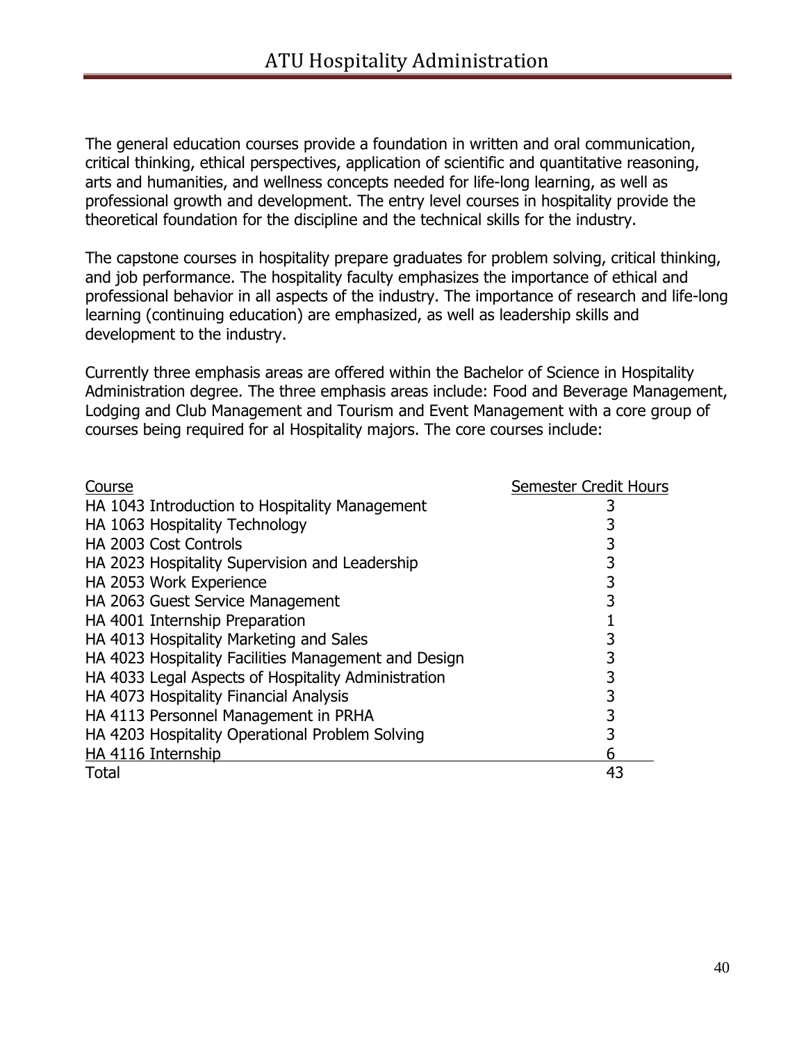The general education courses provide a foundation in written and oral communication, critical thinking, ethical perspectives, application of scientific and quantitative reasoning, arts and humanities, and wellness concepts needed for life-long learning, as well as professional growth and development. The entry level courses in hospitality provide the theoretical foundation for the discipline and the technical skills for the industry.

The capstone courses in hospitality prepare graduates for problem solving, critical thinking, and job performance. The hospitality faculty emphasizes the importance of ethical and professional behavior in all aspects of the industry. The importance of research and life-long learning (continuing education) are emphasized, as well as leadership skills and development to the industry.

Currently three emphasis areas are offered within the Bachelor of Science in Hospitality Administration degree. The three emphasis areas include: Food and Beverage Management, Lodging and Club Management and Tourism and Event Management with a core group of courses being required for al Hospitality majors. The core courses include:

| Course | Semester Credit Hours |
|---|---|
| HA 1043 Introduction to Hospitality Management | 3 |
| HA 1063 Hospitality Technology | 3 |
| HA 2003 Cost Controls | 3 |
| HA 2023 Hospitality Supervision and Leadership | 3 |
| HA 2053 Work Experience | 3 |
| HA 2063 Guest Service Management | 3 |
| HA 4001 Internship Preparation | 1 |
| HA 4013 Hospitality Marketing and Sales | 3 |
| HA 4023 Hospitality Facilities Management and Design | 3 |
| HA 4033 Legal Aspects of Hospitality Administration | 3 |
| HA 4073 Hospitality Financial Analysis | 3 |
| HA 4113 Personnel Management in PRHA | 3 |
| HA 4203 Hospitality Operational Problem Solving | 3 |
| HA 4116 Internship | 6 |
| Total | 43 |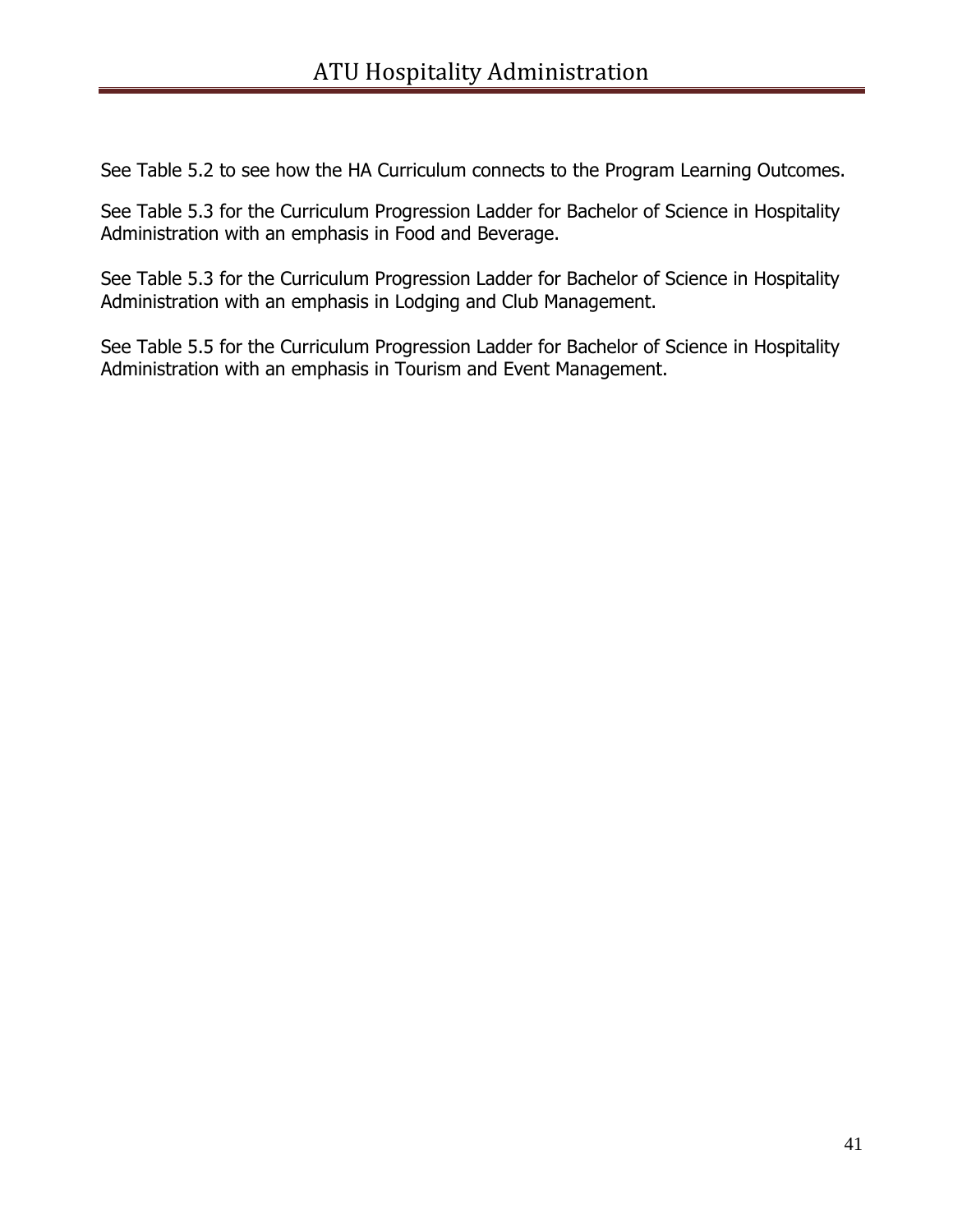See Table 5.2 to see how the HA Curriculum connects to the Program Learning Outcomes.

See Table 5.3 for the Curriculum Progression Ladder for Bachelor of Science in Hospitality Administration with an emphasis in Food and Beverage.

See Table 5.3 for the Curriculum Progression Ladder for Bachelor of Science in Hospitality Administration with an emphasis in Lodging and Club Management.

See Table 5.5 for the Curriculum Progression Ladder for Bachelor of Science in Hospitality Administration with an emphasis in Tourism and Event Management.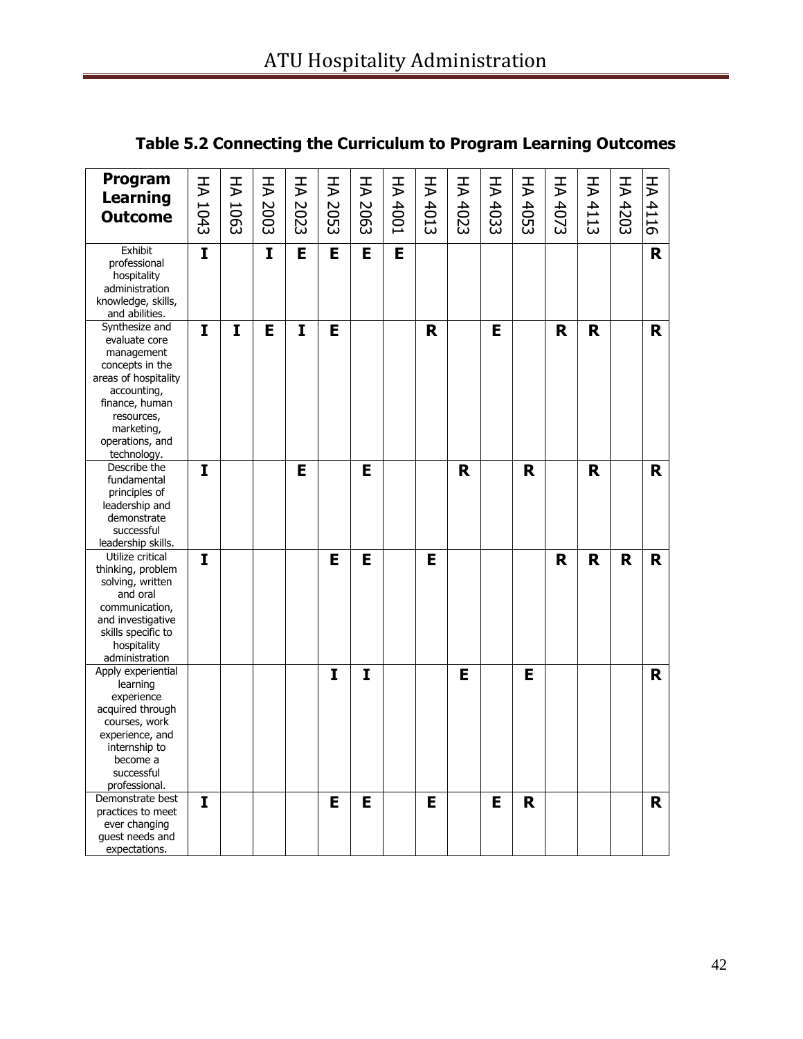## Table 5.2 Connecting the Curriculum to Program Learning Outcomes

| Program Learning Outcome | HA 1043 | HA 1063 | HA 2003 | HA 2023 | HA 2053 | HA 2063 | HA 4001 | HA 4013 | HA 4023 | HA 4033 | HA 4053 | HA 4073 | HA 4113 | HA 4203 | HA 4116 |
|---|---|---|---|---|---|---|---|---|---|---|---|---|---|---|---|
| Exhibit professional hospitality administration knowledge, skills, and abilities. | **I** | | **I** | **E** | **E** | **E** | **E** | | | | | | | | **R** |
| Synthesize and evaluate core management concepts in the areas of hospitality accounting, finance, human resources, marketing, operations, and technology. | **I** | **I** | **E** | **I** | **E** | | | **R** | | **E** | | **R** | **R** | | **R** |
| Describe the fundamental principles of leadership and demonstrate successful leadership skills. | **I** | | | **E** | | **E** | | | **R** | | **R** | | **R** | | **R** |
| Utilize critical thinking, problem solving, written and oral communication, and investigative skills specific to hospitality administration | **I** | | | | **E** | **E** | | **E** | | | | **R** | **R** | **R** | **R** |
| Apply experiential learning experience acquired through courses, work experience, and internship to become a successful professional. | | | | | **I** | **I** | | | **E** | | **E** | | | | **R** |
| Demonstrate best practices to meet ever changing guest needs and expectations. | **I** | | | | **E** | **E** | | **E** | | **E** | **R** | | | | **R** |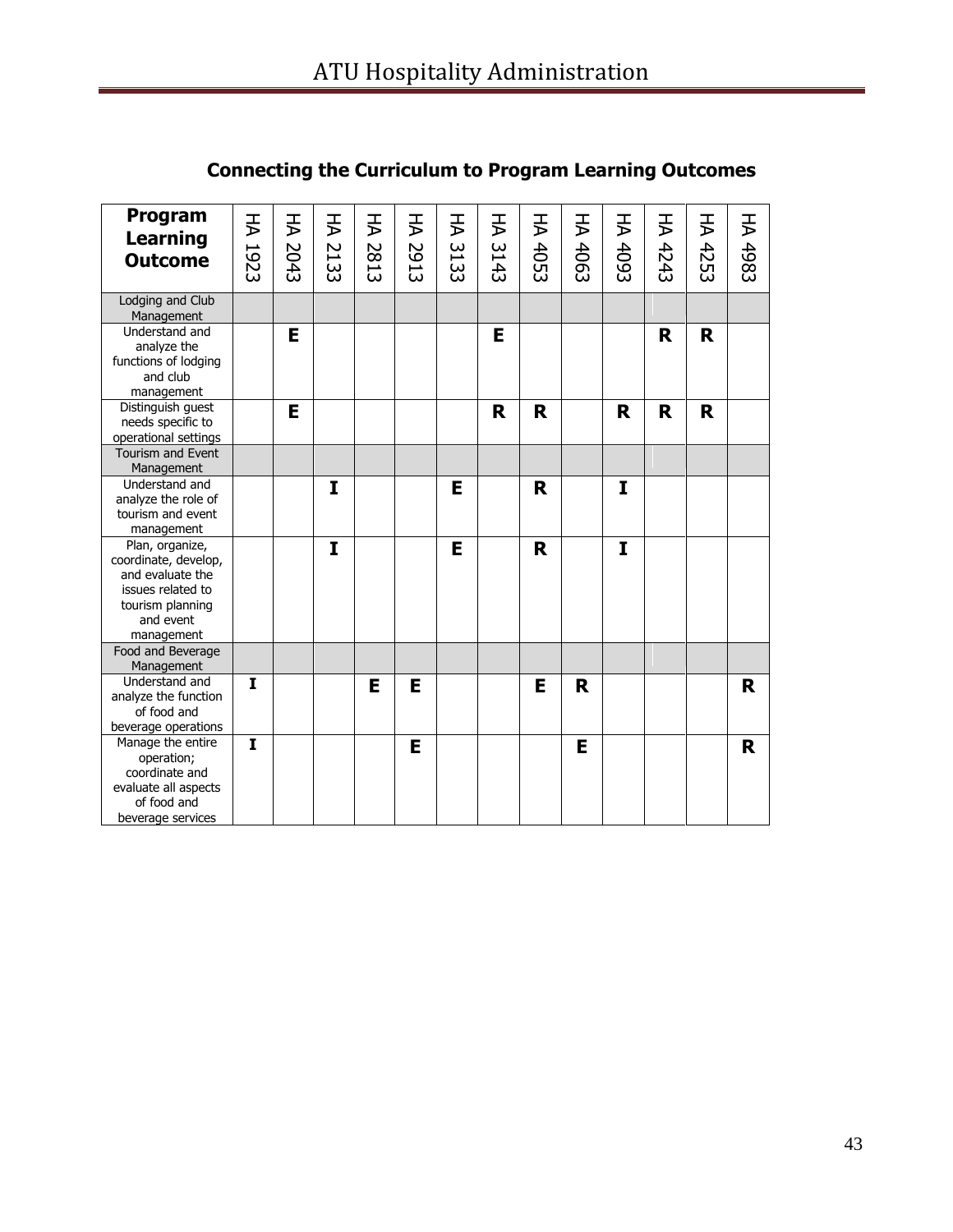## Connecting the Curriculum to Program Learning Outcomes

| Program Learning Outcome | HA 1923 | HA 2043 | HA 2133 | HA 2813 | HA 2913 | HA 3133 | HA 3143 | HA 4053 | HA 4063 | HA 4093 | HA 4243 | HA 4253 | HA 4983 |
|---|---|---|---|---|---|---|---|---|---|---|---|---|---|
| Lodging and Club Management | | | | | | | | | | | | | |
| Understand and analyze the functions of lodging and club management | | E | | | | | E | | | | R | R | |
| Distinguish guest needs specific to operational settings | | E | | | | | R | R | | R | R | R | |
| Tourism and Event Management | | | | | | | | | | | | | |
| Understand and analyze the role of tourism and event management | | | I | | | E | | R | | I | | | |
| Plan, organize, coordinate, develop, and evaluate the issues related to tourism planning and event management | | | I | | | E | | R | | I | | | |
| Food and Beverage Management | | | | | | | | | | | | | |
| Understand and analyze the function of food and beverage operations | I | | | E | E | | | E | R | | | | R |
| Manage the entire operation; coordinate and evaluate all aspects of food and beverage services | I | | | | E | | | | E | | | | R |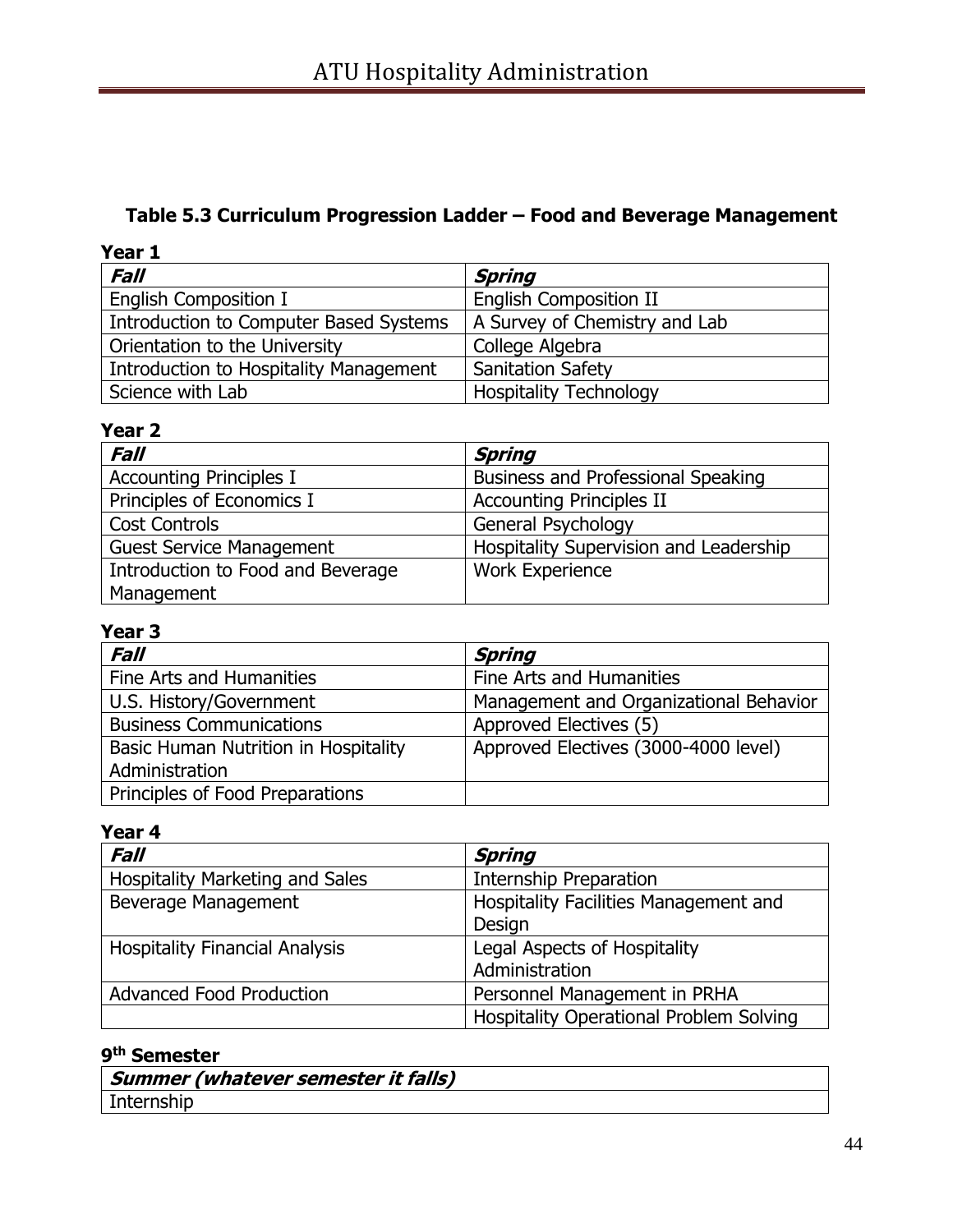**Table 5.3 Curriculum Progression Ladder – Food and Beverage Management**

**Year 1**

| ***Fall*** | ***Spring*** |
|---|---|
| English Composition I | English Composition II |
| Introduction to Computer Based Systems | A Survey of Chemistry and Lab |
| Orientation to the University | College Algebra |
| Introduction to Hospitality Management | Sanitation Safety |
| Science with Lab | Hospitality Technology |

**Year 2**

| ***Fall*** | ***Spring*** |
|---|---|
| Accounting Principles I | Business and Professional Speaking |
| Principles of Economics I | Accounting Principles II |
| Cost Controls | General Psychology |
| Guest Service Management | Hospitality Supervision and Leadership |
| Introduction to Food and Beverage Management | Work Experience |

**Year 3**

| ***Fall*** | ***Spring*** |
|---|---|
| Fine Arts and Humanities | Fine Arts and Humanities |
| U.S. History/Government | Management and Organizational Behavior |
| Business Communications | Approved Electives (5) |
| Basic Human Nutrition in Hospitality Administration | Approved Electives (3000-4000 level) |
| Principles of Food Preparations | |

**Year 4**

| ***Fall*** | ***Spring*** |
|---|---|
| Hospitality Marketing and Sales | Internship Preparation |
| Beverage Management | Hospitality Facilities Management and Design |
| Hospitality Financial Analysis | Legal Aspects of Hospitality Administration |
| Advanced Food Production | Personnel Management in PRHA |
| | Hospitality Operational Problem Solving |

**9th Semester**

| ***Summer (whatever semester it falls)*** |
|---|
| Internship |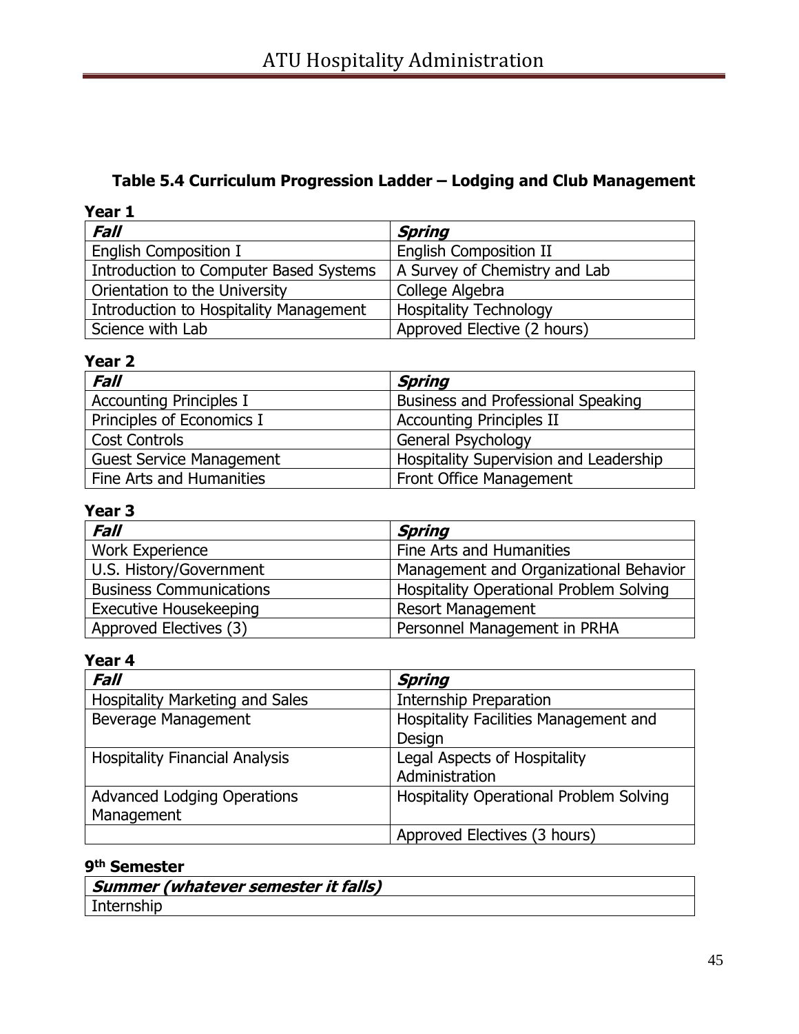### Table 5.4 Curriculum Progression Ladder – Lodging and Club Management

**Year 1**

| ***Fall*** | ***Spring*** |
|---|---|
| English Composition I | English Composition II |
| Introduction to Computer Based Systems | A Survey of Chemistry and Lab |
| Orientation to the University | College Algebra |
| Introduction to Hospitality Management | Hospitality Technology |
| Science with Lab | Approved Elective (2 hours) |

**Year 2**

| ***Fall*** | ***Spring*** |
|---|---|
| Accounting Principles I | Business and Professional Speaking |
| Principles of Economics I | Accounting Principles II |
| Cost Controls | General Psychology |
| Guest Service Management | Hospitality Supervision and Leadership |
| Fine Arts and Humanities | Front Office Management |

**Year 3**

| ***Fall*** | ***Spring*** |
|---|---|
| Work Experience | Fine Arts and Humanities |
| U.S. History/Government | Management and Organizational Behavior |
| Business Communications | Hospitality Operational Problem Solving |
| Executive Housekeeping | Resort Management |
| Approved Electives (3) | Personnel Management in PRHA |

**Year 4**

| ***Fall*** | ***Spring*** |
|---|---|
| Hospitality Marketing and Sales | Internship Preparation |
| Beverage Management | Hospitality Facilities Management and Design |
| Hospitality Financial Analysis | Legal Aspects of Hospitality Administration |
| Advanced Lodging Operations Management | Hospitality Operational Problem Solving |
| | Approved Electives (3 hours) |

**9th Semester**

| ***Summer (whatever semester it falls)*** |
|---|
| Internship |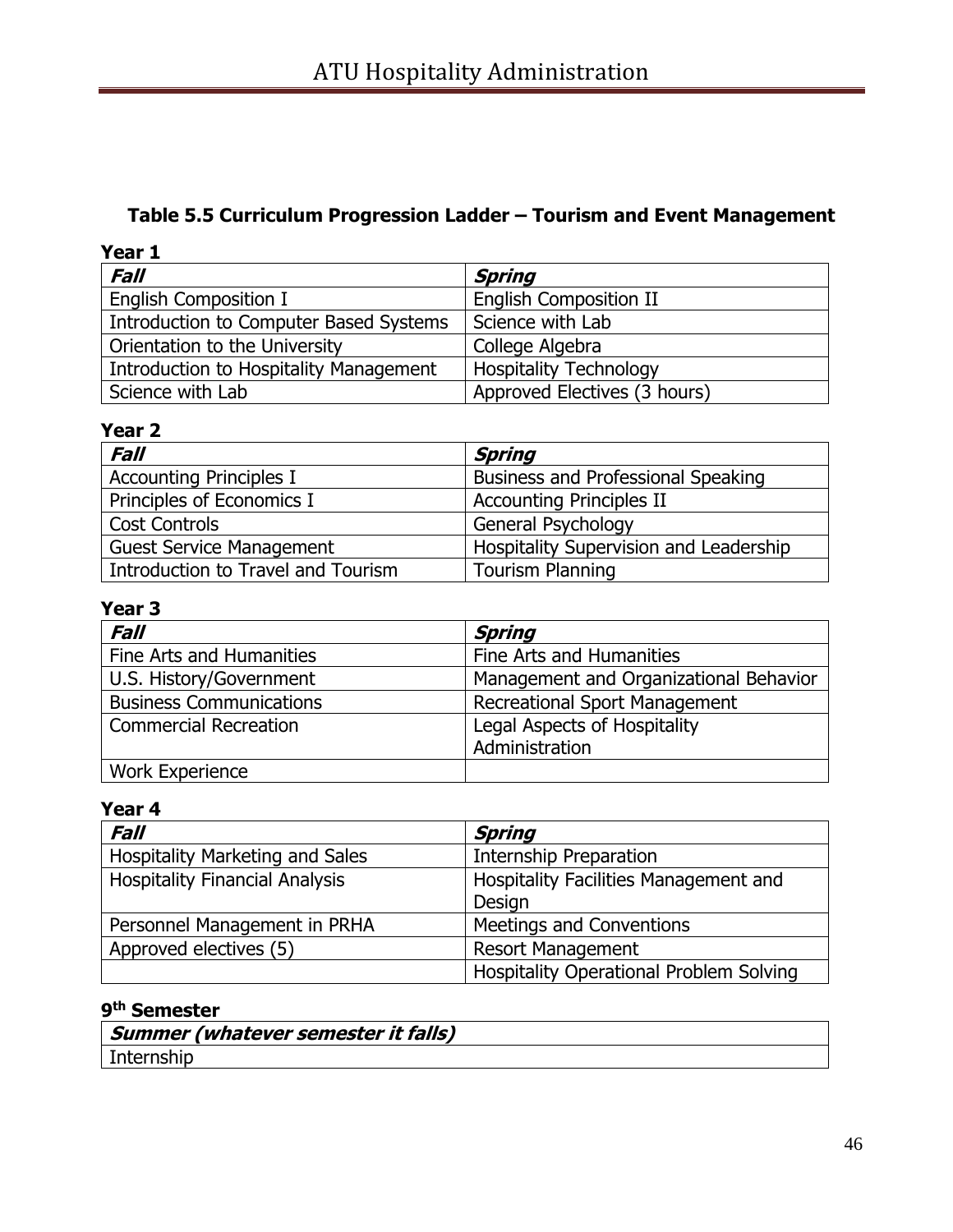**Table 5.5 Curriculum Progression Ladder – Tourism and Event Management**

**Year 1**

| ***Fall*** | ***Spring*** |
|---|---|
| English Composition I | English Composition II |
| Introduction to Computer Based Systems | Science with Lab |
| Orientation to the University | College Algebra |
| Introduction to Hospitality Management | Hospitality Technology |
| Science with Lab | Approved Electives (3 hours) |

**Year 2**

| ***Fall*** | ***Spring*** |
|---|---|
| Accounting Principles I | Business and Professional Speaking |
| Principles of Economics I | Accounting Principles II |
| Cost Controls | General Psychology |
| Guest Service Management | Hospitality Supervision and Leadership |
| Introduction to Travel and Tourism | Tourism Planning |

**Year 3**

| ***Fall*** | ***Spring*** |
|---|---|
| Fine Arts and Humanities | Fine Arts and Humanities |
| U.S. History/Government | Management and Organizational Behavior |
| Business Communications | Recreational Sport Management |
| Commercial Recreation | Legal Aspects of Hospitality Administration |
| Work Experience | |

**Year 4**

| ***Fall*** | ***Spring*** |
|---|---|
| Hospitality Marketing and Sales | Internship Preparation |
| Hospitality Financial Analysis | Hospitality Facilities Management and Design |
| Personnel Management in PRHA | Meetings and Conventions |
| Approved electives (5) | Resort Management |
| | Hospitality Operational Problem Solving |

**9th Semester**

| ***Summer (whatever semester it falls)*** |
|---|
| Internship |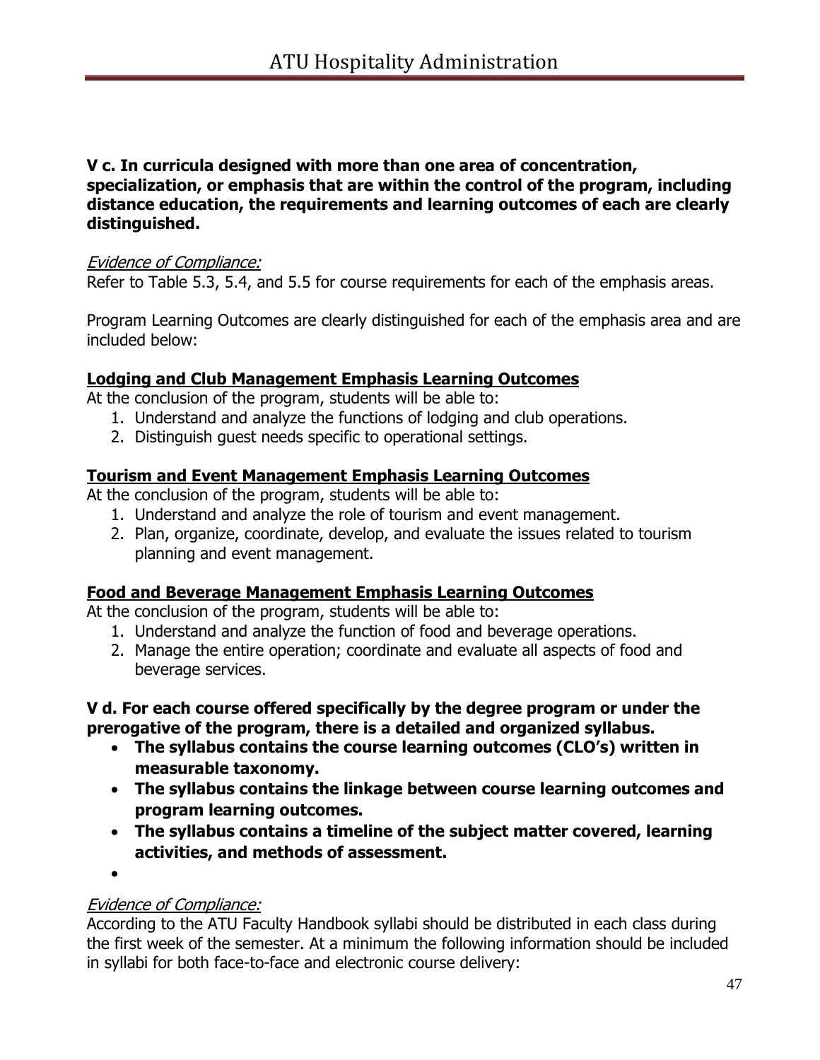**V c. In curricula designed with more than one area of concentration, specialization, or emphasis that are within the control of the program, including distance education, the requirements and learning outcomes of each are clearly distinguished.**

*Evidence of Compliance:*

Refer to Table 5.3, 5.4, and 5.5 for course requirements for each of the emphasis areas.

Program Learning Outcomes are clearly distinguished for each of the emphasis area and are included below:

**Lodging and Club Management Emphasis Learning Outcomes**

At the conclusion of the program, students will be able to:

1. Understand and analyze the functions of lodging and club operations.
2. Distinguish guest needs specific to operational settings.

**Tourism and Event Management Emphasis Learning Outcomes**

At the conclusion of the program, students will be able to:

1. Understand and analyze the role of tourism and event management.
2. Plan, organize, coordinate, develop, and evaluate the issues related to tourism planning and event management.

**Food and Beverage Management Emphasis Learning Outcomes**

At the conclusion of the program, students will be able to:

1. Understand and analyze the function of food and beverage operations.
2. Manage the entire operation; coordinate and evaluate all aspects of food and beverage services.

**V d. For each course offered specifically by the degree program or under the prerogative of the program, there is a detailed and organized syllabus.**

- **The syllabus contains the course learning outcomes (CLO's) written in measurable taxonomy.**
- **The syllabus contains the linkage between course learning outcomes and program learning outcomes.**
- **The syllabus contains a timeline of the subject matter covered, learning activities, and methods of assessment.**
-

*Evidence of Compliance:*

According to the ATU Faculty Handbook syllabi should be distributed in each class during the first week of the semester. At a minimum the following information should be included in syllabi for both face-to-face and electronic course delivery: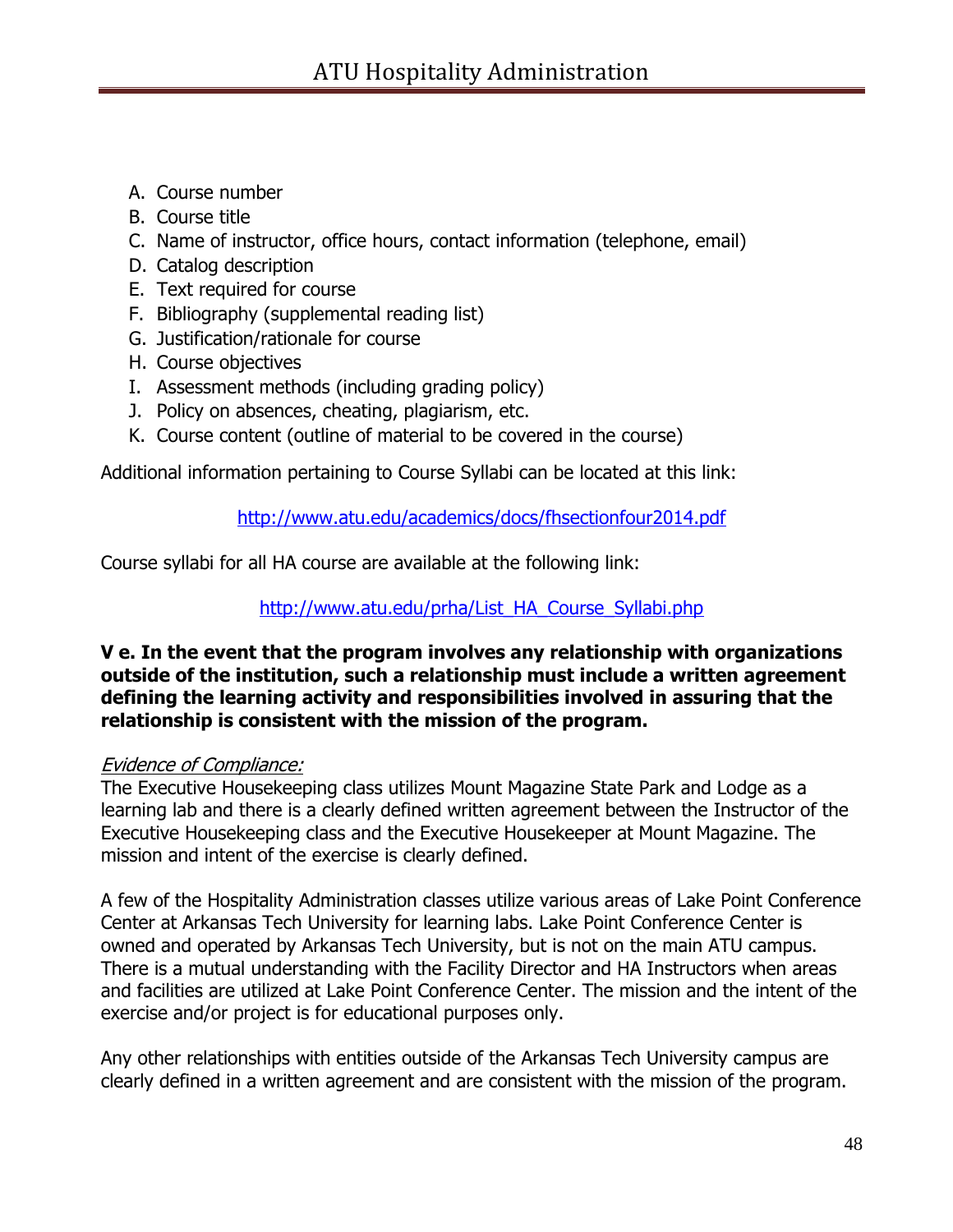A. Course number
B. Course title
C. Name of instructor, office hours, contact information (telephone, email)
D. Catalog description
E. Text required for course
F. Bibliography (supplemental reading list)
G. Justification/rationale for course
H. Course objectives
I. Assessment methods (including grading policy)
J. Policy on absences, cheating, plagiarism, etc.
K. Course content (outline of material to be covered in the course)

Additional information pertaining to Course Syllabi can be located at this link:

http://www.atu.edu/academics/docs/fhsectionfour2014.pdf

Course syllabi for all HA course are available at the following link:

http://www.atu.edu/prha/List_HA_Course_Syllabi.php

**V e. In the event that the program involves any relationship with organizations outside of the institution, such a relationship must include a written agreement defining the learning activity and responsibilities involved in assuring that the relationship is consistent with the mission of the program.**

*Evidence of Compliance:*
The Executive Housekeeping class utilizes Mount Magazine State Park and Lodge as a learning lab and there is a clearly defined written agreement between the Instructor of the Executive Housekeeping class and the Executive Housekeeper at Mount Magazine. The mission and intent of the exercise is clearly defined.

A few of the Hospitality Administration classes utilize various areas of Lake Point Conference Center at Arkansas Tech University for learning labs. Lake Point Conference Center is owned and operated by Arkansas Tech University, but is not on the main ATU campus. There is a mutual understanding with the Facility Director and HA Instructors when areas and facilities are utilized at Lake Point Conference Center. The mission and the intent of the exercise and/or project is for educational purposes only.

Any other relationships with entities outside of the Arkansas Tech University campus are clearly defined in a written agreement and are consistent with the mission of the program.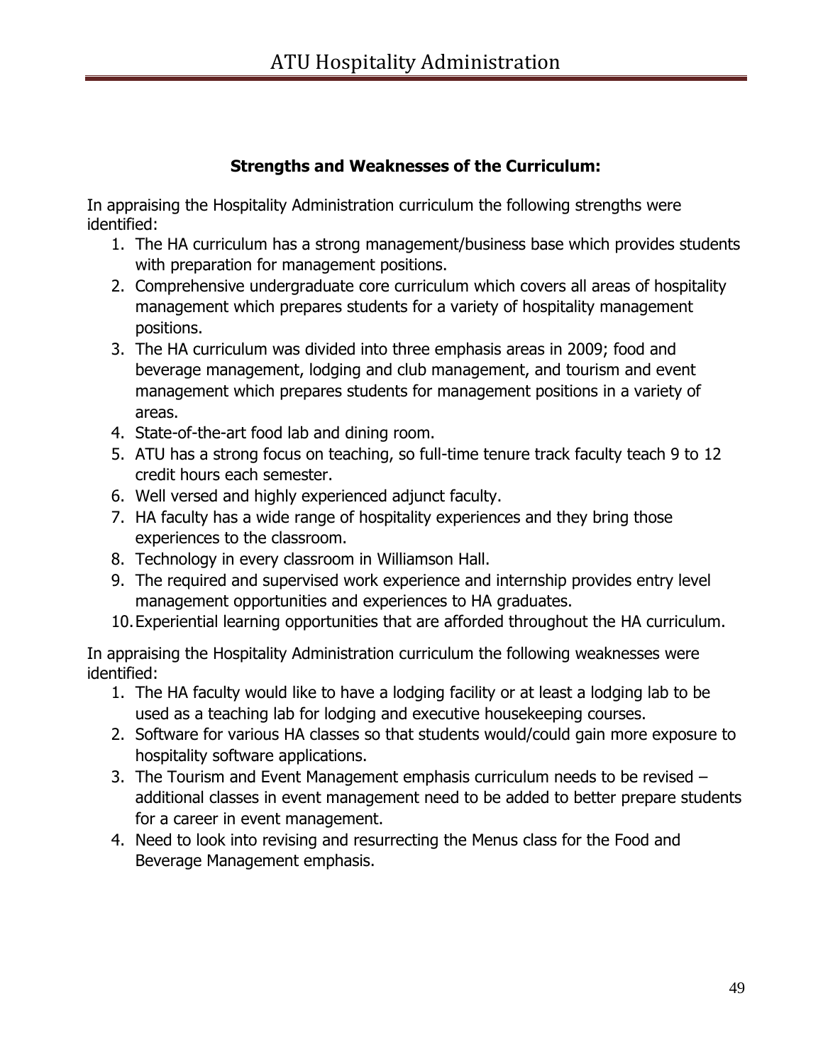### Strengths and Weaknesses of the Curriculum:

In appraising the Hospitality Administration curriculum the following strengths were identified:

1. The HA curriculum has a strong management/business base which provides students with preparation for management positions.
2. Comprehensive undergraduate core curriculum which covers all areas of hospitality management which prepares students for a variety of hospitality management positions.
3. The HA curriculum was divided into three emphasis areas in 2009; food and beverage management, lodging and club management, and tourism and event management which prepares students for management positions in a variety of areas.
4. State-of-the-art food lab and dining room.
5. ATU has a strong focus on teaching, so full-time tenure track faculty teach 9 to 12 credit hours each semester.
6. Well versed and highly experienced adjunct faculty.
7. HA faculty has a wide range of hospitality experiences and they bring those experiences to the classroom.
8. Technology in every classroom in Williamson Hall.
9. The required and supervised work experience and internship provides entry level management opportunities and experiences to HA graduates.
10. Experiential learning opportunities that are afforded throughout the HA curriculum.

In appraising the Hospitality Administration curriculum the following weaknesses were identified:

1. The HA faculty would like to have a lodging facility or at least a lodging lab to be used as a teaching lab for lodging and executive housekeeping courses.
2. Software for various HA classes so that students would/could gain more exposure to hospitality software applications.
3. The Tourism and Event Management emphasis curriculum needs to be revised – additional classes in event management need to be added to better prepare students for a career in event management.
4. Need to look into revising and resurrecting the Menus class for the Food and Beverage Management emphasis.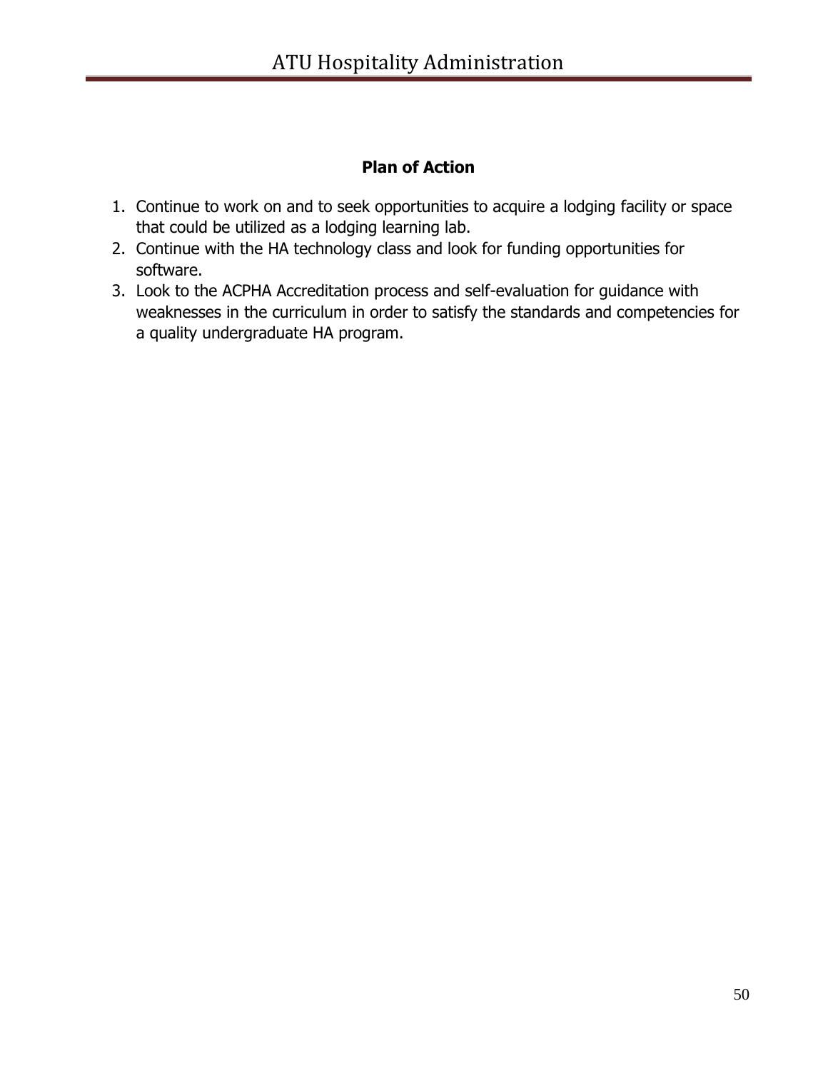**Plan of Action**

1. Continue to work on and to seek opportunities to acquire a lodging facility or space that could be utilized as a lodging learning lab.
2. Continue with the HA technology class and look for funding opportunities for software.
3. Look to the ACPHA Accreditation process and self-evaluation for guidance with weaknesses in the curriculum in order to satisfy the standards and competencies for a quality undergraduate HA program.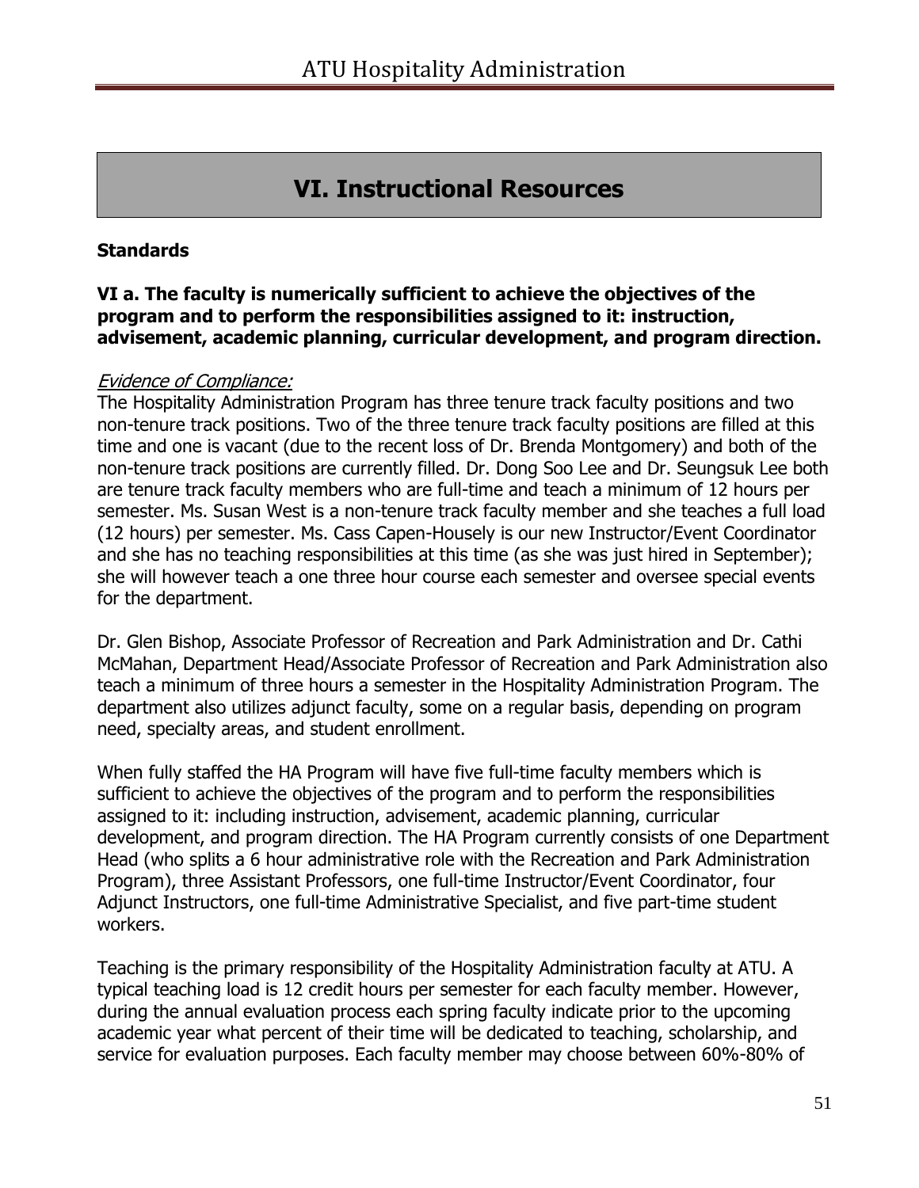# VI. Instructional Resources

**Standards**

**VI a. The faculty is numerically sufficient to achieve the objectives of the program and to perform the responsibilities assigned to it: instruction, advisement, academic planning, curricular development, and program direction.**

*Evidence of Compliance:*

The Hospitality Administration Program has three tenure track faculty positions and two non-tenure track positions. Two of the three tenure track faculty positions are filled at this time and one is vacant (due to the recent loss of Dr. Brenda Montgomery) and both of the non-tenure track positions are currently filled. Dr. Dong Soo Lee and Dr. Seungsuk Lee both are tenure track faculty members who are full-time and teach a minimum of 12 hours per semester. Ms. Susan West is a non-tenure track faculty member and she teaches a full load (12 hours) per semester. Ms. Cass Capen-Housely is our new Instructor/Event Coordinator and she has no teaching responsibilities at this time (as she was just hired in September); she will however teach a one three hour course each semester and oversee special events for the department.

Dr. Glen Bishop, Associate Professor of Recreation and Park Administration and Dr. Cathi McMahan, Department Head/Associate Professor of Recreation and Park Administration also teach a minimum of three hours a semester in the Hospitality Administration Program. The department also utilizes adjunct faculty, some on a regular basis, depending on program need, specialty areas, and student enrollment.

When fully staffed the HA Program will have five full-time faculty members which is sufficient to achieve the objectives of the program and to perform the responsibilities assigned to it: including instruction, advisement, academic planning, curricular development, and program direction. The HA Program currently consists of one Department Head (who splits a 6 hour administrative role with the Recreation and Park Administration Program), three Assistant Professors, one full-time Instructor/Event Coordinator, four Adjunct Instructors, one full-time Administrative Specialist, and five part-time student workers.

Teaching is the primary responsibility of the Hospitality Administration faculty at ATU. A typical teaching load is 12 credit hours per semester for each faculty member. However, during the annual evaluation process each spring faculty indicate prior to the upcoming academic year what percent of their time will be dedicated to teaching, scholarship, and service for evaluation purposes. Each faculty member may choose between 60%-80% of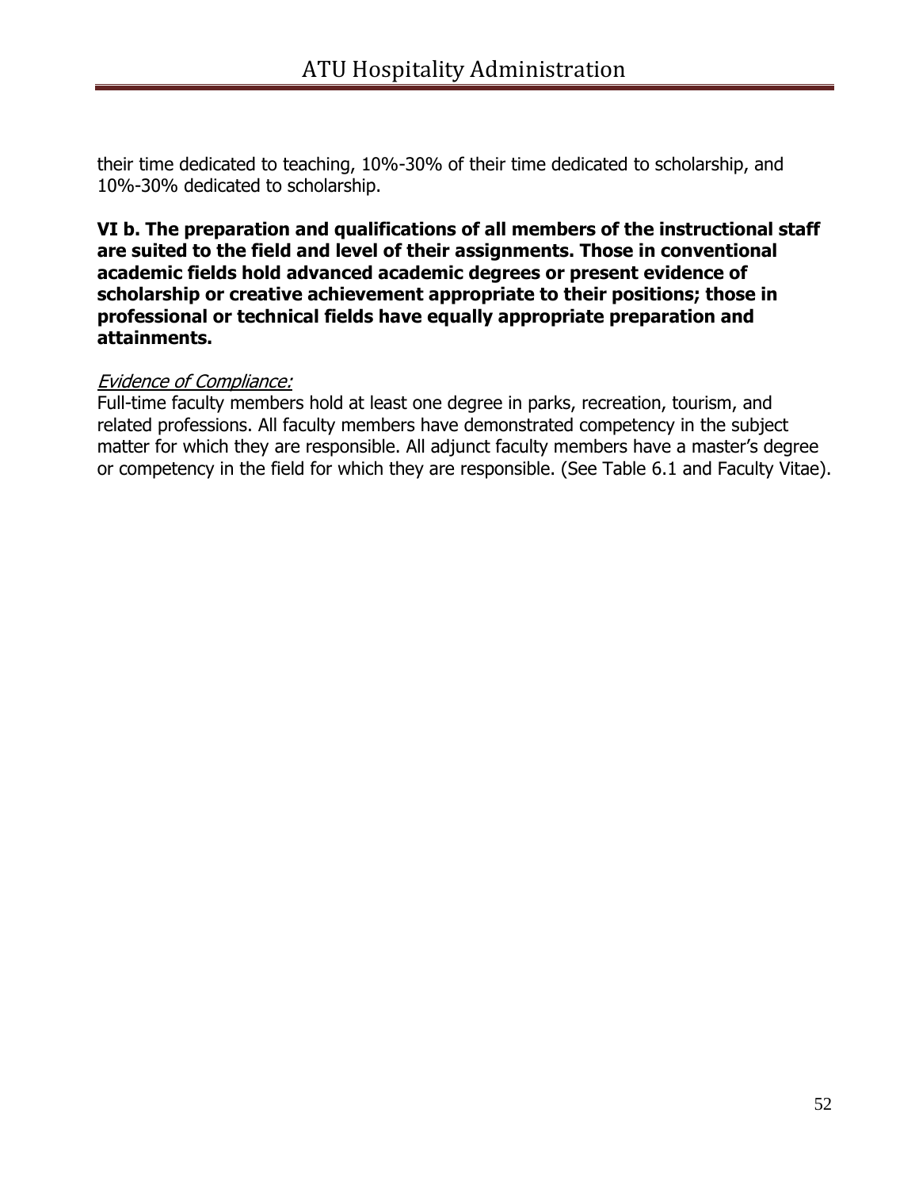their time dedicated to teaching, 10%-30% of their time dedicated to scholarship, and 10%-30% dedicated to scholarship.

**VI b. The preparation and qualifications of all members of the instructional staff are suited to the field and level of their assignments. Those in conventional academic fields hold advanced academic degrees or present evidence of scholarship or creative achievement appropriate to their positions; those in professional or technical fields have equally appropriate preparation and attainments.**

*Evidence of Compliance:*

Full-time faculty members hold at least one degree in parks, recreation, tourism, and related professions. All faculty members have demonstrated competency in the subject matter for which they are responsible. All adjunct faculty members have a master's degree or competency in the field for which they are responsible. (See Table 6.1 and Faculty Vitae).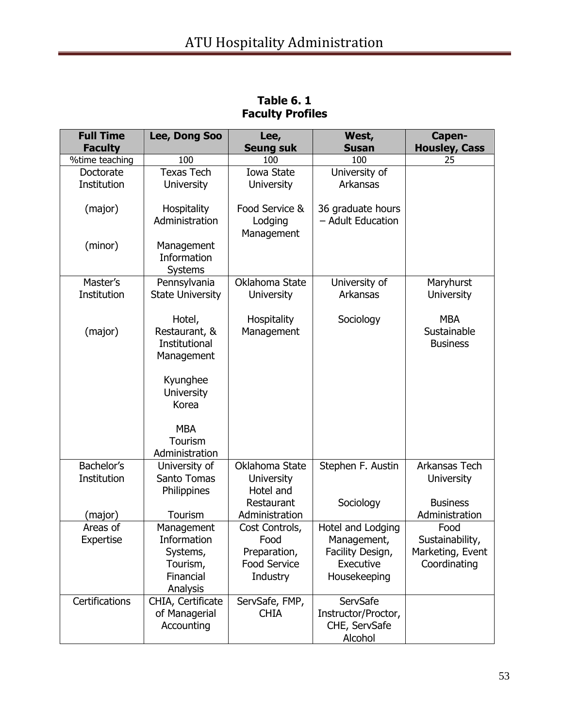**Table 6. 1**
**Faculty Profiles**

| Full Time Faculty | Lee, Dong Soo | Lee, Seung suk | West, Susan | Capen-Housley, Cass |
|---|---|---|---|---|
| %time teaching | 100 | 100 | 100 | 25 |
| Doctorate Institution<br><br>(major)<br><br>(minor) | Texas Tech University<br><br>Hospitality Administration<br><br>Management Information Systems | Iowa State University<br><br>Food Service & Lodging Management | University of Arkansas<br><br>36 graduate hours – Adult Education | |
| Master's Institution<br><br>(major) | Pennsylvania State University<br><br>Hotel, Restaurant, & Institutional Management<br><br>Kyunghee University Korea<br><br>MBA Tourism Administration | Oklahoma State University<br><br>Hospitality Management | University of Arkansas<br><br>Sociology | Maryhurst University<br><br>MBA Sustainable Business |
| Bachelor's Institution<br><br>(major) | University of Santo Tomas Philippines<br><br>Tourism | Oklahoma State University Hotel and Restaurant Administration | Stephen F. Austin<br><br>Sociology | Arkansas Tech University<br><br>Business Administration |
| Areas of Expertise | Management Information Systems, Tourism, Financial Analysis | Cost Controls, Food Preparation, Food Service Industry | Hotel and Lodging Management, Facility Design, Executive Housekeeping | Food Sustainability, Marketing, Event Coordinating |
| Certifications | CHIA, Certificate of Managerial Accounting | ServSafe, FMP, CHIA | ServSafe Instructor/Proctor, CHE, ServSafe Alcohol | |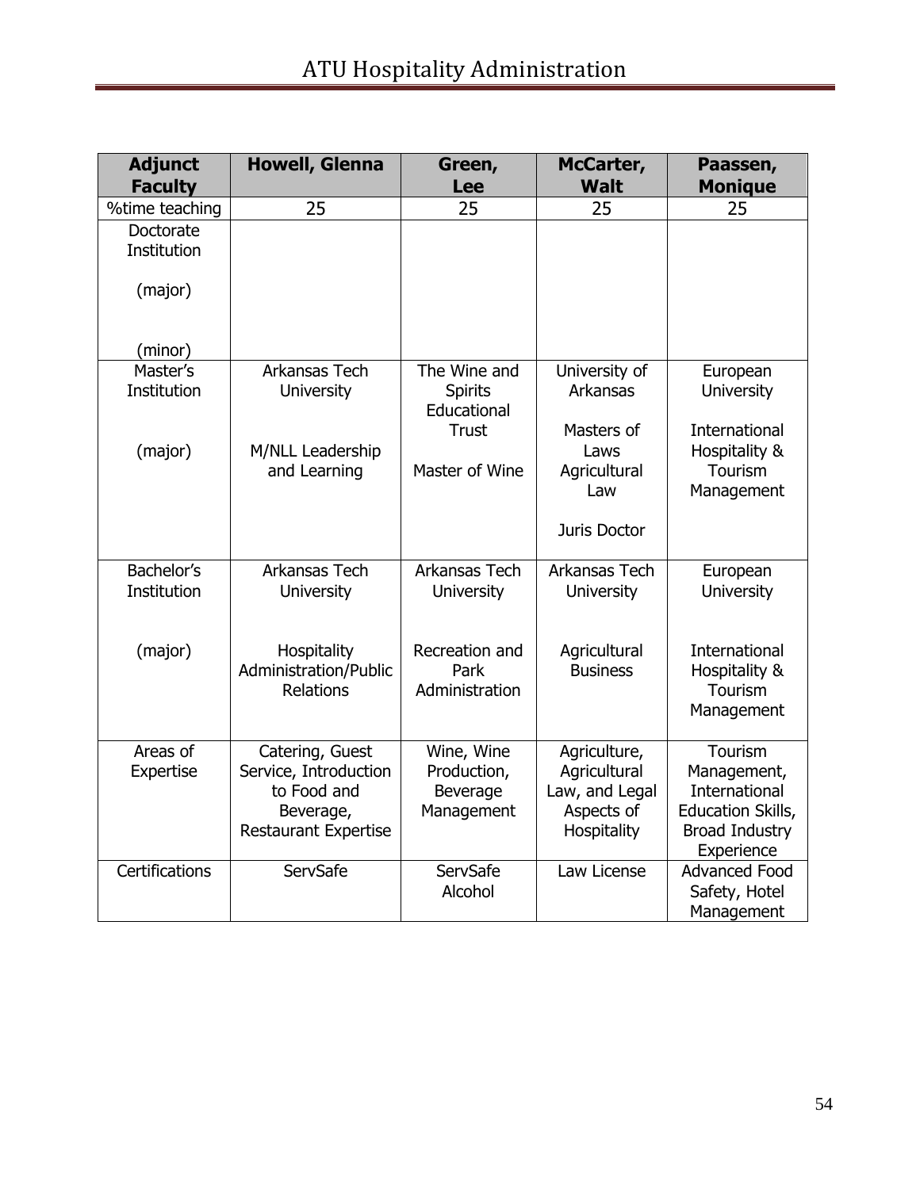| Adjunct Faculty | Howell, Glenna | Green, Lee | McCarter, Walt | Paassen, Monique |
|---|---|---|---|---|
| %time teaching | 25 | 25 | 25 | 25 |
| Doctorate Institution<br><br>(major)<br><br>(minor) | | | | |
| Master's Institution<br><br>(major) | Arkansas Tech University<br><br>M/NLL Leadership and Learning | The Wine and Spirits Educational Trust<br><br>Master of Wine | University of Arkansas<br><br>Masters of Laws Agricultural Law<br><br>Juris Doctor | European University<br><br>International Hospitality & Tourism Management |
| Bachelor's Institution<br><br>(major) | Arkansas Tech University<br><br>Hospitality Administration/Public Relations | Arkansas Tech University<br><br>Recreation and Park Administration | Arkansas Tech University<br><br>Agricultural Business | European University<br><br>International Hospitality & Tourism Management |
| Areas of Expertise | Catering, Guest Service, Introduction to Food and Beverage, Restaurant Expertise | Wine, Wine Production, Beverage Management | Agriculture, Agricultural Law, and Legal Aspects of Hospitality | Tourism Management, International Education Skills, Broad Industry Experience |
| Certifications | ServSafe | ServSafe Alcohol | Law License | Advanced Food Safety, Hotel Management |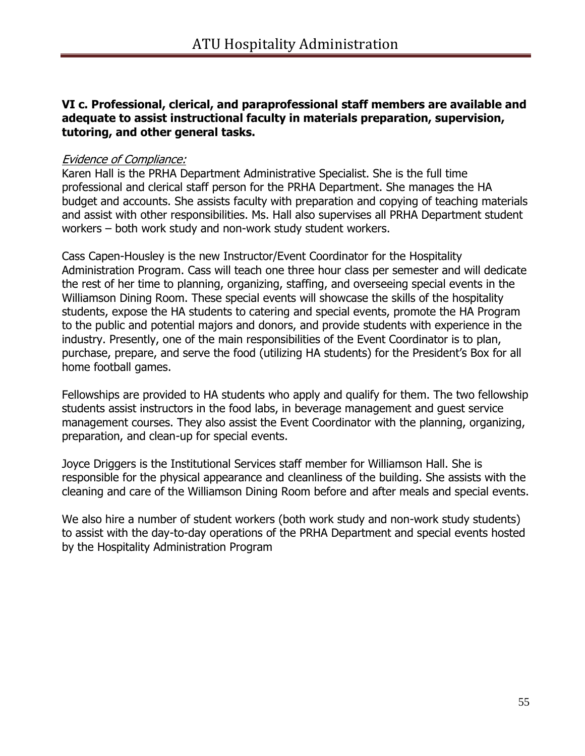**VI c. Professional, clerical, and paraprofessional staff members are available and adequate to assist instructional faculty in materials preparation, supervision, tutoring, and other general tasks.**

*Evidence of Compliance:*

Karen Hall is the PRHA Department Administrative Specialist. She is the full time professional and clerical staff person for the PRHA Department. She manages the HA budget and accounts. She assists faculty with preparation and copying of teaching materials and assist with other responsibilities. Ms. Hall also supervises all PRHA Department student workers – both work study and non-work study student workers.

Cass Capen-Housley is the new Instructor/Event Coordinator for the Hospitality Administration Program. Cass will teach one three hour class per semester and will dedicate the rest of her time to planning, organizing, staffing, and overseeing special events in the Williamson Dining Room. These special events will showcase the skills of the hospitality students, expose the HA students to catering and special events, promote the HA Program to the public and potential majors and donors, and provide students with experience in the industry. Presently, one of the main responsibilities of the Event Coordinator is to plan, purchase, prepare, and serve the food (utilizing HA students) for the President's Box for all home football games.

Fellowships are provided to HA students who apply and qualify for them. The two fellowship students assist instructors in the food labs, in beverage management and guest service management courses. They also assist the Event Coordinator with the planning, organizing, preparation, and clean-up for special events.

Joyce Driggers is the Institutional Services staff member for Williamson Hall. She is responsible for the physical appearance and cleanliness of the building. She assists with the cleaning and care of the Williamson Dining Room before and after meals and special events.

We also hire a number of student workers (both work study and non-work study students) to assist with the day-to-day operations of the PRHA Department and special events hosted by the Hospitality Administration Program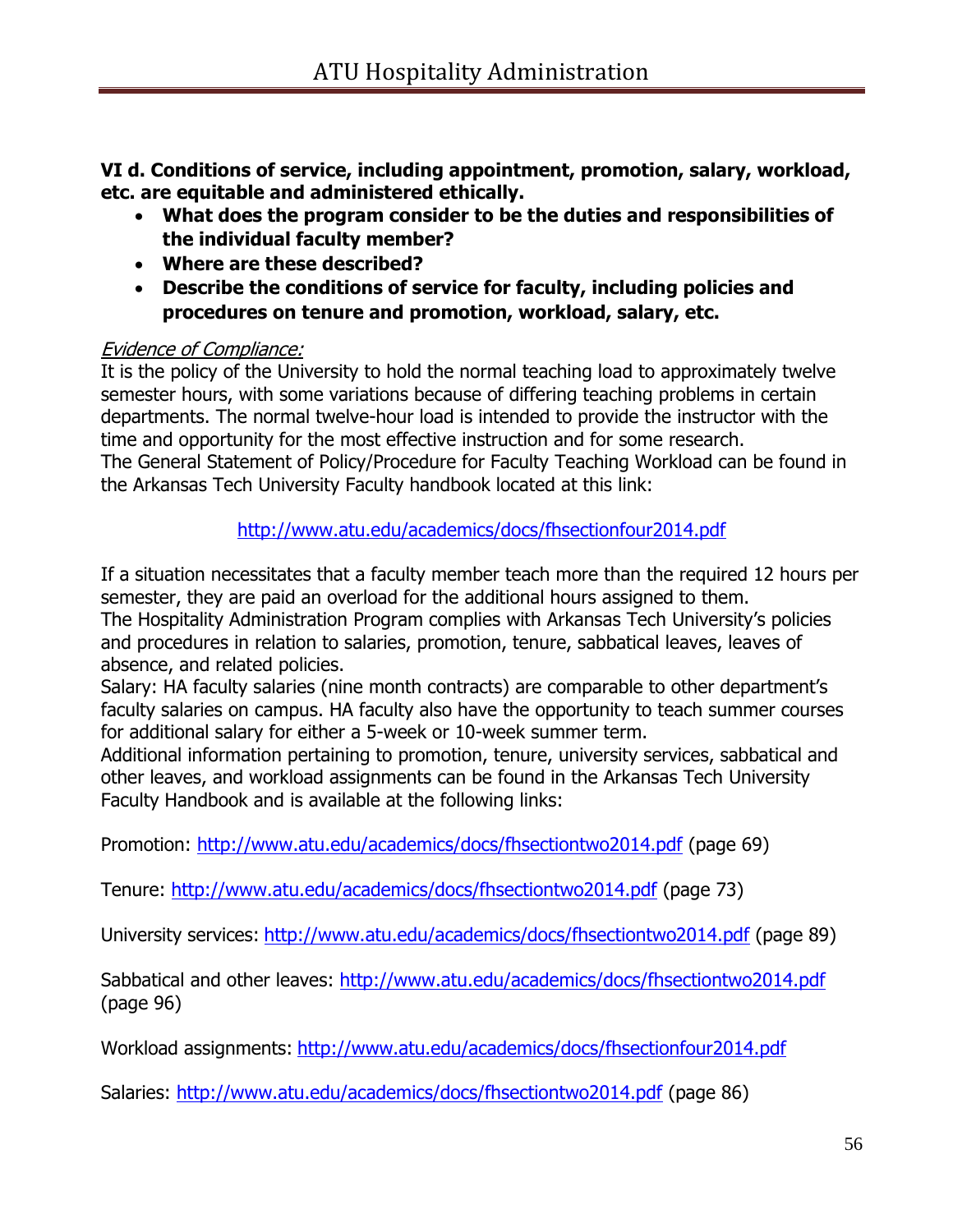**VI d. Conditions of service, including appointment, promotion, salary, workload, etc. are equitable and administered ethically.**

- **What does the program consider to be the duties and responsibilities of the individual faculty member?**
- **Where are these described?**
- **Describe the conditions of service for faculty, including policies and procedures on tenure and promotion, workload, salary, etc.**

*Evidence of Compliance:*

It is the policy of the University to hold the normal teaching load to approximately twelve semester hours, with some variations because of differing teaching problems in certain departments. The normal twelve-hour load is intended to provide the instructor with the time and opportunity for the most effective instruction and for some research.
The General Statement of Policy/Procedure for Faculty Teaching Workload can be found in the Arkansas Tech University Faculty handbook located at this link:

http://www.atu.edu/academics/docs/fhsectionfour2014.pdf

If a situation necessitates that a faculty member teach more than the required 12 hours per semester, they are paid an overload for the additional hours assigned to them.
The Hospitality Administration Program complies with Arkansas Tech University's policies and procedures in relation to salaries, promotion, tenure, sabbatical leaves, leaves of absence, and related policies.
Salary: HA faculty salaries (nine month contracts) are comparable to other department's faculty salaries on campus. HA faculty also have the opportunity to teach summer courses for additional salary for either a 5-week or 10-week summer term.
Additional information pertaining to promotion, tenure, university services, sabbatical and other leaves, and workload assignments can be found in the Arkansas Tech University Faculty Handbook and is available at the following links:

Promotion: http://www.atu.edu/academics/docs/fhsectiontwo2014.pdf (page 69)

Tenure: http://www.atu.edu/academics/docs/fhsectiontwo2014.pdf (page 73)

University services: http://www.atu.edu/academics/docs/fhsectiontwo2014.pdf (page 89)

Sabbatical and other leaves: http://www.atu.edu/academics/docs/fhsectiontwo2014.pdf (page 96)

Workload assignments: http://www.atu.edu/academics/docs/fhsectionfour2014.pdf

Salaries: http://www.atu.edu/academics/docs/fhsectiontwo2014.pdf (page 86)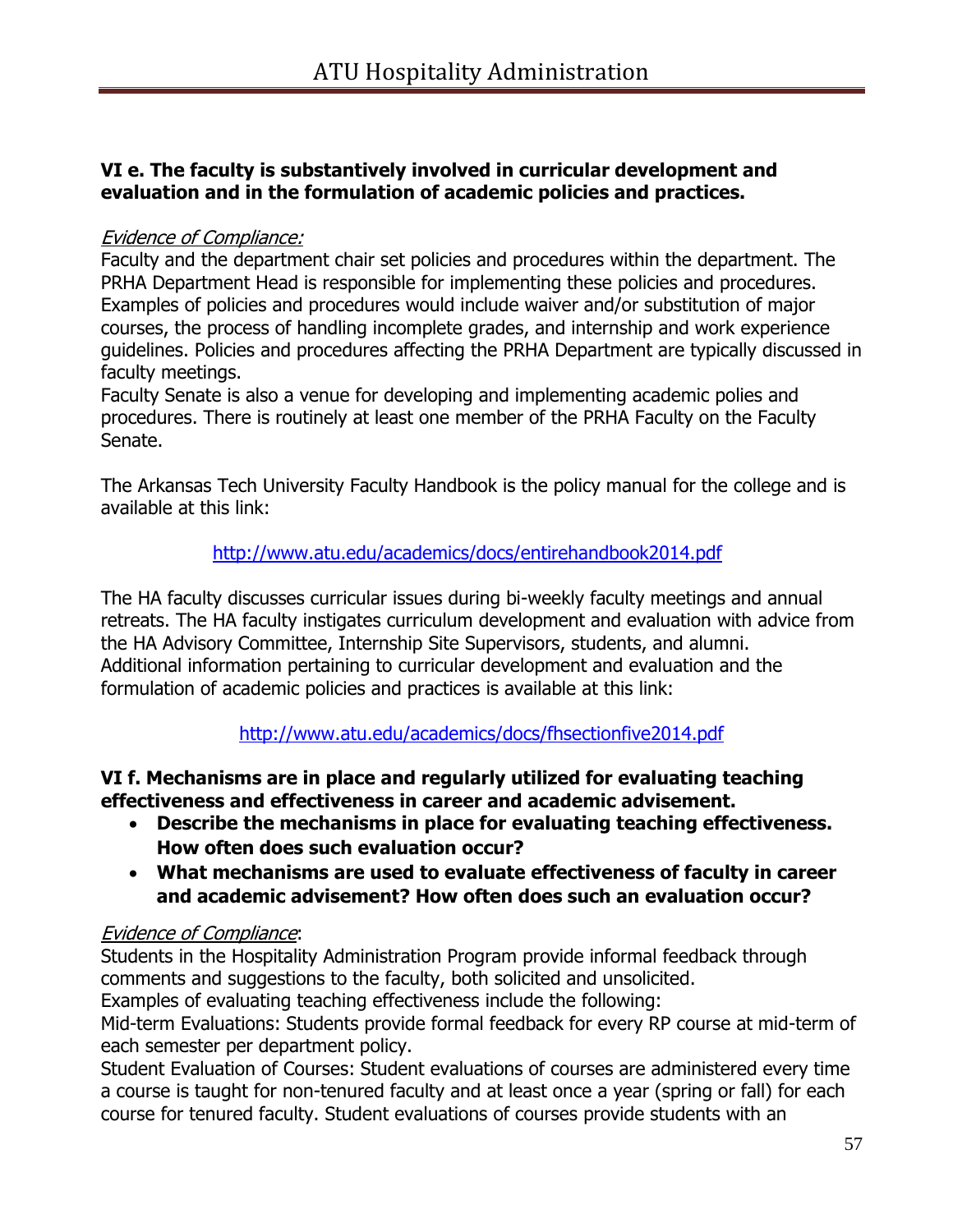**VI e. The faculty is substantively involved in curricular development and evaluation and in the formulation of academic policies and practices.**

*Evidence of Compliance:*
Faculty and the department chair set policies and procedures within the department. The PRHA Department Head is responsible for implementing these policies and procedures. Examples of policies and procedures would include waiver and/or substitution of major courses, the process of handling incomplete grades, and internship and work experience guidelines. Policies and procedures affecting the PRHA Department are typically discussed in faculty meetings.
Faculty Senate is also a venue for developing and implementing academic polies and procedures. There is routinely at least one member of the PRHA Faculty on the Faculty Senate.

The Arkansas Tech University Faculty Handbook is the policy manual for the college and is available at this link:

http://www.atu.edu/academics/docs/entirehandbook2014.pdf

The HA faculty discusses curricular issues during bi-weekly faculty meetings and annual retreats. The HA faculty instigates curriculum development and evaluation with advice from the HA Advisory Committee, Internship Site Supervisors, students, and alumni.
Additional information pertaining to curricular development and evaluation and the formulation of academic policies and practices is available at this link:

http://www.atu.edu/academics/docs/fhsectionfive2014.pdf

**VI f. Mechanisms are in place and regularly utilized for evaluating teaching effectiveness and effectiveness in career and academic advisement.**

- **Describe the mechanisms in place for evaluating teaching effectiveness. How often does such evaluation occur?**
- **What mechanisms are used to evaluate effectiveness of faculty in career and academic advisement? How often does such an evaluation occur?**

*Evidence of Compliance*:
Students in the Hospitality Administration Program provide informal feedback through comments and suggestions to the faculty, both solicited and unsolicited.
Examples of evaluating teaching effectiveness include the following:
Mid-term Evaluations: Students provide formal feedback for every RP course at mid-term of each semester per department policy.
Student Evaluation of Courses: Student evaluations of courses are administered every time a course is taught for non-tenured faculty and at least once a year (spring or fall) for each course for tenured faculty. Student evaluations of courses provide students with an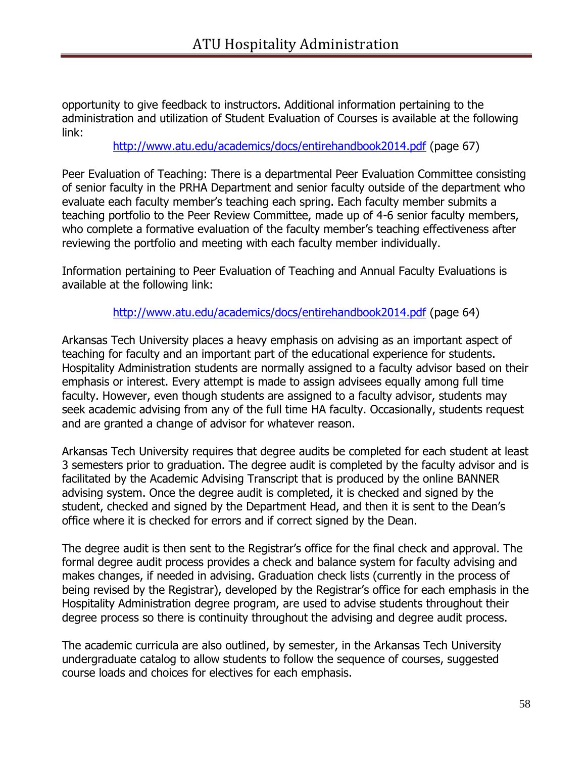opportunity to give feedback to instructors. Additional information pertaining to the administration and utilization of Student Evaluation of Courses is available at the following link:

http://www.atu.edu/academics/docs/entirehandbook2014.pdf (page 67)

Peer Evaluation of Teaching: There is a departmental Peer Evaluation Committee consisting of senior faculty in the PRHA Department and senior faculty outside of the department who evaluate each faculty member's teaching each spring. Each faculty member submits a teaching portfolio to the Peer Review Committee, made up of 4-6 senior faculty members, who complete a formative evaluation of the faculty member's teaching effectiveness after reviewing the portfolio and meeting with each faculty member individually.

Information pertaining to Peer Evaluation of Teaching and Annual Faculty Evaluations is available at the following link:

http://www.atu.edu/academics/docs/entirehandbook2014.pdf (page 64)

Arkansas Tech University places a heavy emphasis on advising as an important aspect of teaching for faculty and an important part of the educational experience for students. Hospitality Administration students are normally assigned to a faculty advisor based on their emphasis or interest. Every attempt is made to assign advisees equally among full time faculty. However, even though students are assigned to a faculty advisor, students may seek academic advising from any of the full time HA faculty. Occasionally, students request and are granted a change of advisor for whatever reason.

Arkansas Tech University requires that degree audits be completed for each student at least 3 semesters prior to graduation. The degree audit is completed by the faculty advisor and is facilitated by the Academic Advising Transcript that is produced by the online BANNER advising system. Once the degree audit is completed, it is checked and signed by the student, checked and signed by the Department Head, and then it is sent to the Dean's office where it is checked for errors and if correct signed by the Dean.

The degree audit is then sent to the Registrar's office for the final check and approval. The formal degree audit process provides a check and balance system for faculty advising and makes changes, if needed in advising. Graduation check lists (currently in the process of being revised by the Registrar), developed by the Registrar's office for each emphasis in the Hospitality Administration degree program, are used to advise students throughout their degree process so there is continuity throughout the advising and degree audit process.

The academic curricula are also outlined, by semester, in the Arkansas Tech University undergraduate catalog to allow students to follow the sequence of courses, suggested course loads and choices for electives for each emphasis.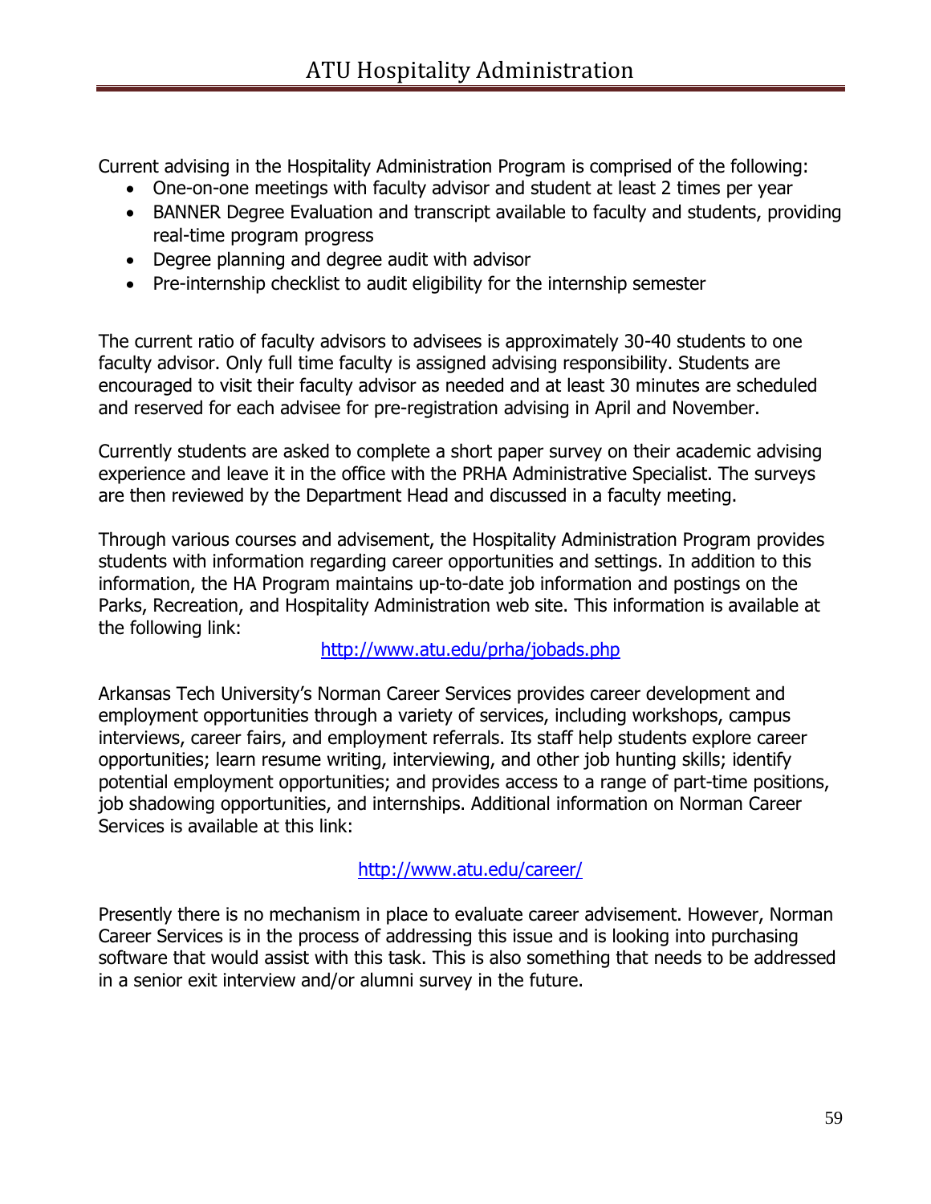Current advising in the Hospitality Administration Program is comprised of the following:

- One-on-one meetings with faculty advisor and student at least 2 times per year
- BANNER Degree Evaluation and transcript available to faculty and students, providing real-time program progress
- Degree planning and degree audit with advisor
- Pre-internship checklist to audit eligibility for the internship semester

The current ratio of faculty advisors to advisees is approximately 30-40 students to one faculty advisor. Only full time faculty is assigned advising responsibility. Students are encouraged to visit their faculty advisor as needed and at least 30 minutes are scheduled and reserved for each advisee for pre-registration advising in April and November.

Currently students are asked to complete a short paper survey on their academic advising experience and leave it in the office with the PRHA Administrative Specialist. The surveys are then reviewed by the Department Head and discussed in a faculty meeting.

Through various courses and advisement, the Hospitality Administration Program provides students with information regarding career opportunities and settings. In addition to this information, the HA Program maintains up-to-date job information and postings on the Parks, Recreation, and Hospitality Administration web site. This information is available at the following link:

http://www.atu.edu/prha/jobads.php

Arkansas Tech University's Norman Career Services provides career development and employment opportunities through a variety of services, including workshops, campus interviews, career fairs, and employment referrals. Its staff help students explore career opportunities; learn resume writing, interviewing, and other job hunting skills; identify potential employment opportunities; and provides access to a range of part-time positions, job shadowing opportunities, and internships. Additional information on Norman Career Services is available at this link:

http://www.atu.edu/career/

Presently there is no mechanism in place to evaluate career advisement. However, Norman Career Services is in the process of addressing this issue and is looking into purchasing software that would assist with this task. This is also something that needs to be addressed in a senior exit interview and/or alumni survey in the future.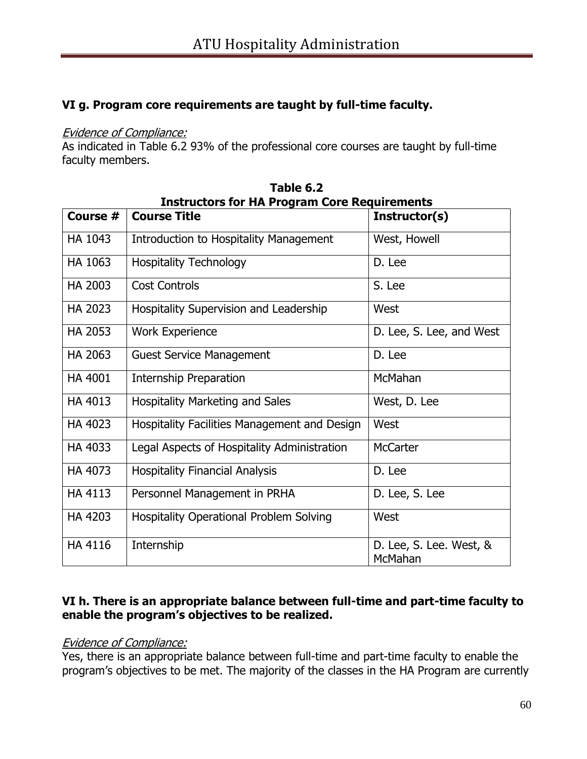**VI g. Program core requirements are taught by full-time faculty.**

*Evidence of Compliance:*
As indicated in Table 6.2 93% of the professional core courses are taught by full-time faculty members.

**Table 6.2**
**Instructors for HA Program Core Requirements**

| Course # | Course Title | Instructor(s) |
|---|---|---|
| HA 1043 | Introduction to Hospitality Management | West, Howell |
| HA 1063 | Hospitality Technology | D. Lee |
| HA 2003 | Cost Controls | S. Lee |
| HA 2023 | Hospitality Supervision and Leadership | West |
| HA 2053 | Work Experience | D. Lee, S. Lee, and West |
| HA 2063 | Guest Service Management | D. Lee |
| HA 4001 | Internship Preparation | McMahan |
| HA 4013 | Hospitality Marketing and Sales | West, D. Lee |
| HA 4023 | Hospitality Facilities Management and Design | West |
| HA 4033 | Legal Aspects of Hospitality Administration | McCarter |
| HA 4073 | Hospitality Financial Analysis | D. Lee |
| HA 4113 | Personnel Management in PRHA | D. Lee, S. Lee |
| HA 4203 | Hospitality Operational Problem Solving | West |
| HA 4116 | Internship | D. Lee, S. Lee. West, & McMahan |

**VI h. There is an appropriate balance between full-time and part-time faculty to enable the program's objectives to be realized.**

*Evidence of Compliance:*
Yes, there is an appropriate balance between full-time and part-time faculty to enable the program's objectives to be met. The majority of the classes in the HA Program are currently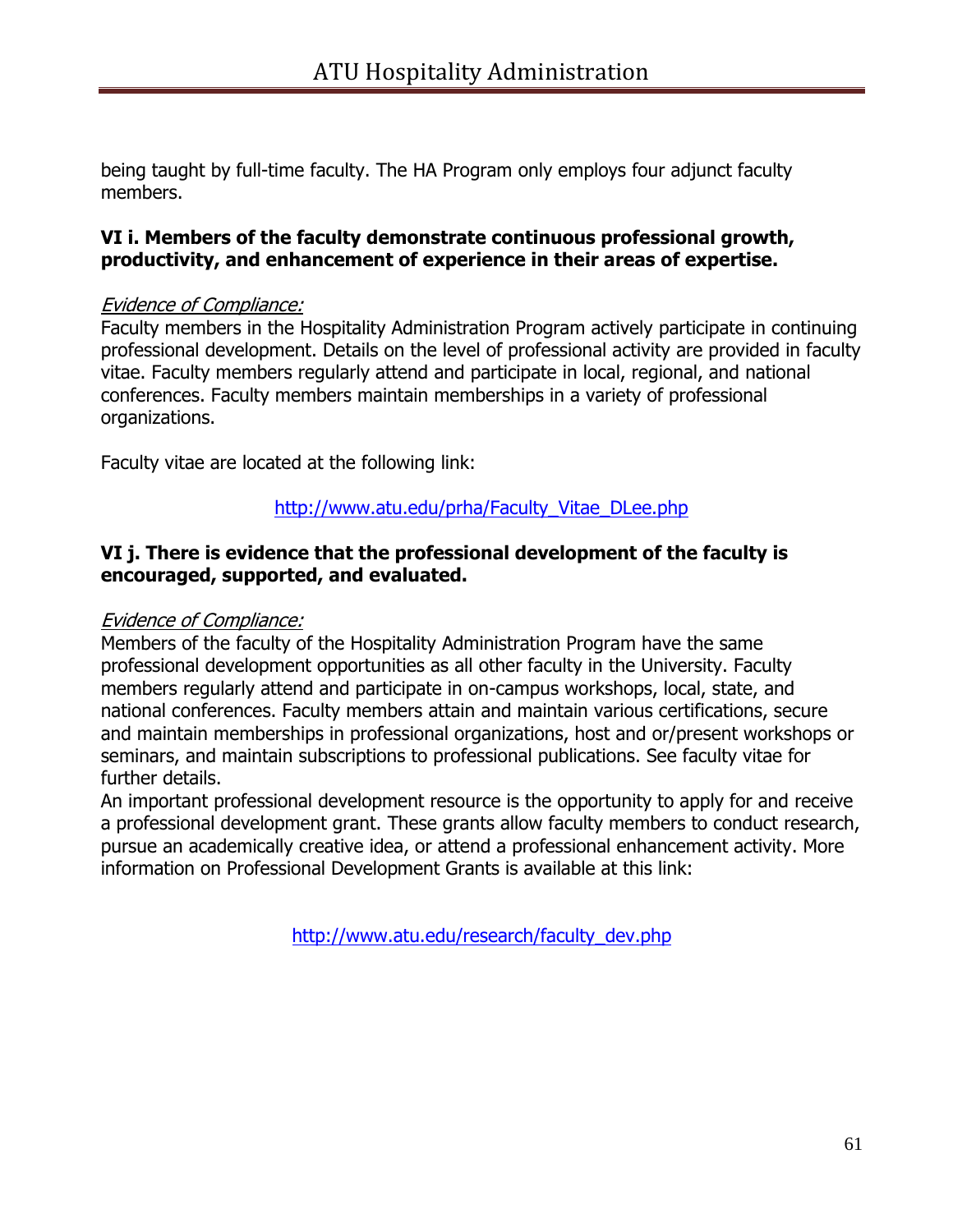being taught by full-time faculty. The HA Program only employs four adjunct faculty members.

**VI i. Members of the faculty demonstrate continuous professional growth, productivity, and enhancement of experience in their areas of expertise.**

*Evidence of Compliance:*
Faculty members in the Hospitality Administration Program actively participate in continuing professional development. Details on the level of professional activity are provided in faculty vitae. Faculty members regularly attend and participate in local, regional, and national conferences. Faculty members maintain memberships in a variety of professional organizations.

Faculty vitae are located at the following link:

http://www.atu.edu/prha/Faculty_Vitae_DLee.php

**VI j. There is evidence that the professional development of the faculty is encouraged, supported, and evaluated.**

*Evidence of Compliance:*
Members of the faculty of the Hospitality Administration Program have the same professional development opportunities as all other faculty in the University. Faculty members regularly attend and participate in on-campus workshops, local, state, and national conferences. Faculty members attain and maintain various certifications, secure and maintain memberships in professional organizations, host and or/present workshops or seminars, and maintain subscriptions to professional publications. See faculty vitae for further details.
An important professional development resource is the opportunity to apply for and receive a professional development grant. These grants allow faculty members to conduct research, pursue an academically creative idea, or attend a professional enhancement activity. More information on Professional Development Grants is available at this link:

http://www.atu.edu/research/faculty_dev.php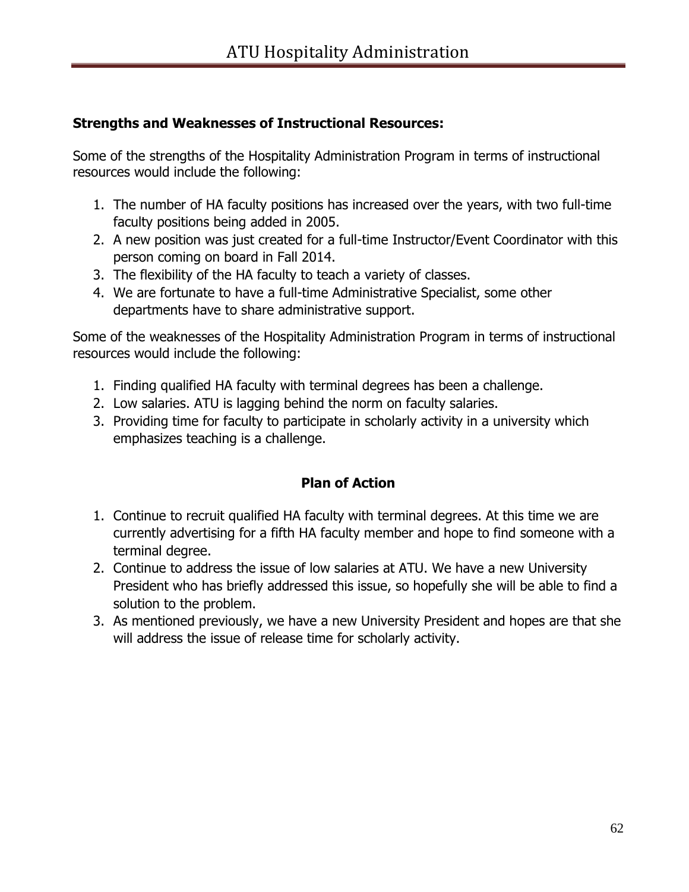**Strengths and Weaknesses of Instructional Resources:**

Some of the strengths of the Hospitality Administration Program in terms of instructional resources would include the following:

1. The number of HA faculty positions has increased over the years, with two full-time faculty positions being added in 2005.
2. A new position was just created for a full-time Instructor/Event Coordinator with this person coming on board in Fall 2014.
3. The flexibility of the HA faculty to teach a variety of classes.
4. We are fortunate to have a full-time Administrative Specialist, some other departments have to share administrative support.

Some of the weaknesses of the Hospitality Administration Program in terms of instructional resources would include the following:

1. Finding qualified HA faculty with terminal degrees has been a challenge.
2. Low salaries. ATU is lagging behind the norm on faculty salaries.
3. Providing time for faculty to participate in scholarly activity in a university which emphasizes teaching is a challenge.

**Plan of Action**

1. Continue to recruit qualified HA faculty with terminal degrees. At this time we are currently advertising for a fifth HA faculty member and hope to find someone with a terminal degree.
2. Continue to address the issue of low salaries at ATU. We have a new University President who has briefly addressed this issue, so hopefully she will be able to find a solution to the problem.
3. As mentioned previously, we have a new University President and hopes are that she will address the issue of release time for scholarly activity.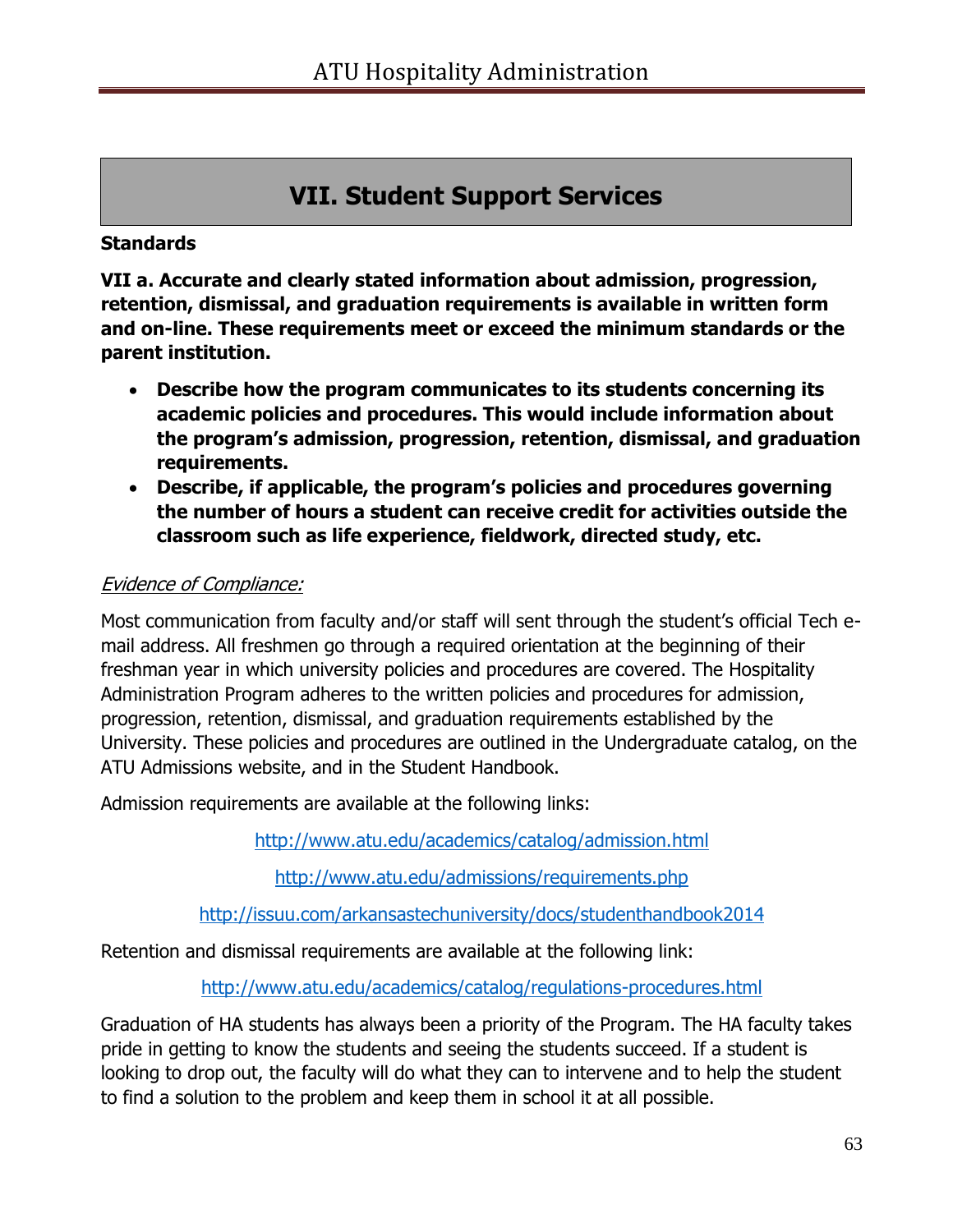# VII. Student Support Services

**Standards**

**VII a. Accurate and clearly stated information about admission, progression, retention, dismissal, and graduation requirements is available in written form and on-line. These requirements meet or exceed the minimum standards or the parent institution.**

- **Describe how the program communicates to its students concerning its academic policies and procedures. This would include information about the program's admission, progression, retention, dismissal, and graduation requirements.**
- **Describe, if applicable, the program's policies and procedures governing the number of hours a student can receive credit for activities outside the classroom such as life experience, fieldwork, directed study, etc.**

*Evidence of Compliance:*

Most communication from faculty and/or staff will sent through the student's official Tech e-mail address. All freshmen go through a required orientation at the beginning of their freshman year in which university policies and procedures are covered. The Hospitality Administration Program adheres to the written policies and procedures for admission, progression, retention, dismissal, and graduation requirements established by the University. These policies and procedures are outlined in the Undergraduate catalog, on the ATU Admissions website, and in the Student Handbook.

Admission requirements are available at the following links:

http://www.atu.edu/academics/catalog/admission.html

http://www.atu.edu/admissions/requirements.php

http://issuu.com/arkansastechuniversity/docs/studenthandbook2014

Retention and dismissal requirements are available at the following link:

http://www.atu.edu/academics/catalog/regulations-procedures.html

Graduation of HA students has always been a priority of the Program. The HA faculty takes pride in getting to know the students and seeing the students succeed. If a student is looking to drop out, the faculty will do what they can to intervene and to help the student to find a solution to the problem and keep them in school it at all possible.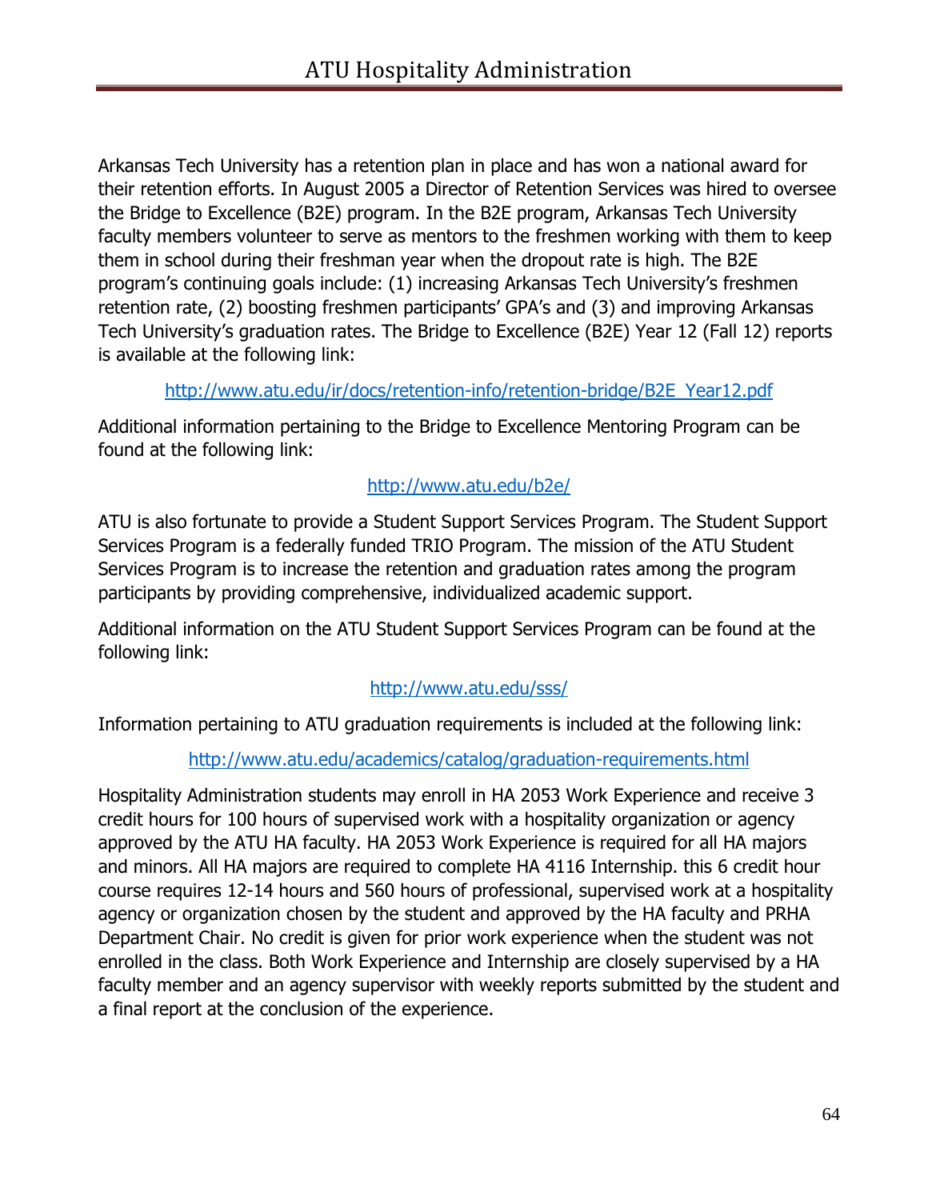Arkansas Tech University has a retention plan in place and has won a national award for their retention efforts. In August 2005 a Director of Retention Services was hired to oversee the Bridge to Excellence (B2E) program. In the B2E program, Arkansas Tech University faculty members volunteer to serve as mentors to the freshmen working with them to keep them in school during their freshman year when the dropout rate is high. The B2E program's continuing goals include: (1) increasing Arkansas Tech University's freshmen retention rate, (2) boosting freshmen participants' GPA's and (3) and improving Arkansas Tech University's graduation rates. The Bridge to Excellence (B2E) Year 12 (Fall 12) reports is available at the following link:

http://www.atu.edu/ir/docs/retention-info/retention-bridge/B2E_Year12.pdf

Additional information pertaining to the Bridge to Excellence Mentoring Program can be found at the following link:

http://www.atu.edu/b2e/

ATU is also fortunate to provide a Student Support Services Program. The Student Support Services Program is a federally funded TRIO Program. The mission of the ATU Student Services Program is to increase the retention and graduation rates among the program participants by providing comprehensive, individualized academic support.

Additional information on the ATU Student Support Services Program can be found at the following link:

http://www.atu.edu/sss/

Information pertaining to ATU graduation requirements is included at the following link:

http://www.atu.edu/academics/catalog/graduation-requirements.html

Hospitality Administration students may enroll in HA 2053 Work Experience and receive 3 credit hours for 100 hours of supervised work with a hospitality organization or agency approved by the ATU HA faculty. HA 2053 Work Experience is required for all HA majors and minors. All HA majors are required to complete HA 4116 Internship. this 6 credit hour course requires 12-14 hours and 560 hours of professional, supervised work at a hospitality agency or organization chosen by the student and approved by the HA faculty and PRHA Department Chair. No credit is given for prior work experience when the student was not enrolled in the class. Both Work Experience and Internship are closely supervised by a HA faculty member and an agency supervisor with weekly reports submitted by the student and a final report at the conclusion of the experience.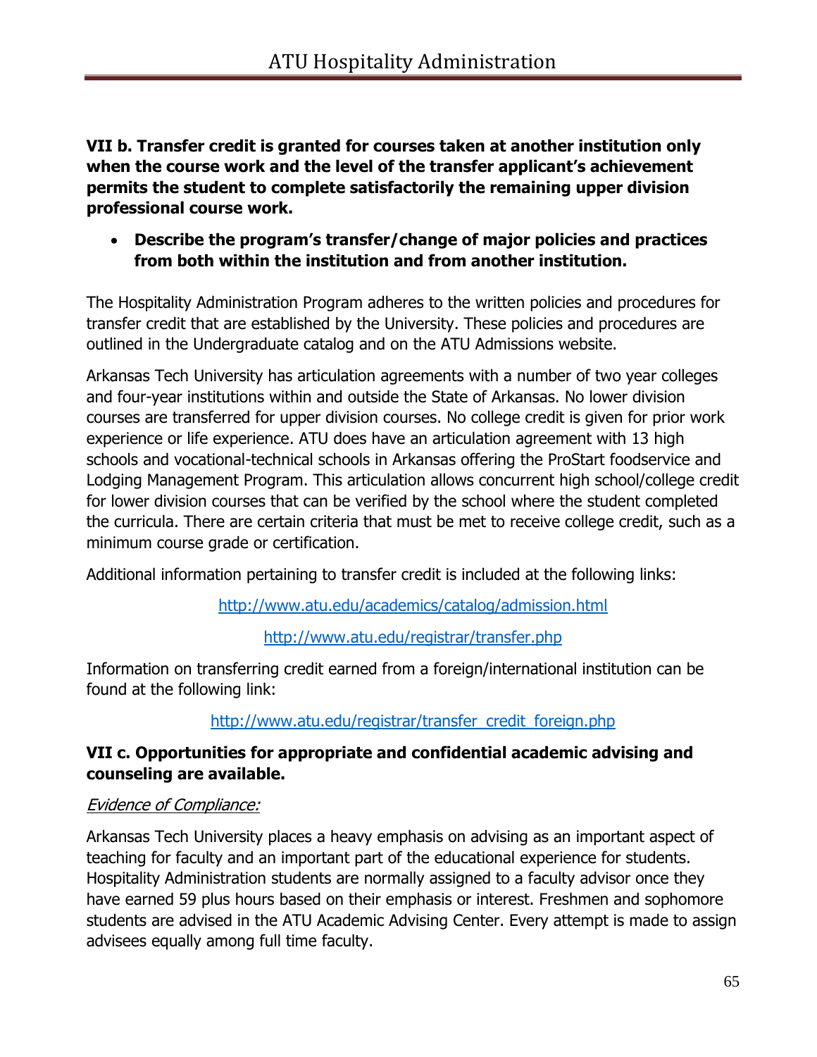**VII b. Transfer credit is granted for courses taken at another institution only when the course work and the level of the transfer applicant's achievement permits the student to complete satisfactorily the remaining upper division professional course work.**

- **Describe the program's transfer/change of major policies and practices from both within the institution and from another institution.**

The Hospitality Administration Program adheres to the written policies and procedures for transfer credit that are established by the University. These policies and procedures are outlined in the Undergraduate catalog and on the ATU Admissions website.

Arkansas Tech University has articulation agreements with a number of two year colleges and four-year institutions within and outside the State of Arkansas. No lower division courses are transferred for upper division courses. No college credit is given for prior work experience or life experience. ATU does have an articulation agreement with 13 high schools and vocational-technical schools in Arkansas offering the ProStart foodservice and Lodging Management Program. This articulation allows concurrent high school/college credit for lower division courses that can be verified by the school where the student completed the curricula. There are certain criteria that must be met to receive college credit, such as a minimum course grade or certification.

Additional information pertaining to transfer credit is included at the following links:

http://www.atu.edu/academics/catalog/admission.html

http://www.atu.edu/registrar/transfer.php

Information on transferring credit earned from a foreign/international institution can be found at the following link:

http://www.atu.edu/registrar/transfer_credit_foreign.php

**VII c. Opportunities for appropriate and confidential academic advising and counseling are available.**

*Evidence of Compliance:*

Arkansas Tech University places a heavy emphasis on advising as an important aspect of teaching for faculty and an important part of the educational experience for students. Hospitality Administration students are normally assigned to a faculty advisor once they have earned 59 plus hours based on their emphasis or interest. Freshmen and sophomore students are advised in the ATU Academic Advising Center. Every attempt is made to assign advisees equally among full time faculty.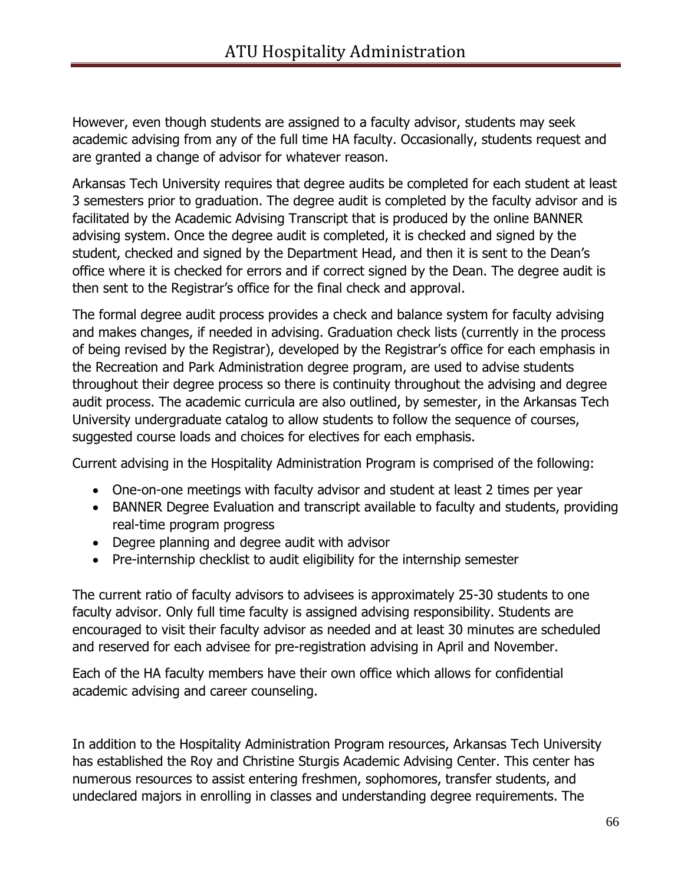However, even though students are assigned to a faculty advisor, students may seek academic advising from any of the full time HA faculty. Occasionally, students request and are granted a change of advisor for whatever reason.

Arkansas Tech University requires that degree audits be completed for each student at least 3 semesters prior to graduation. The degree audit is completed by the faculty advisor and is facilitated by the Academic Advising Transcript that is produced by the online BANNER advising system. Once the degree audit is completed, it is checked and signed by the student, checked and signed by the Department Head, and then it is sent to the Dean's office where it is checked for errors and if correct signed by the Dean. The degree audit is then sent to the Registrar's office for the final check and approval.

The formal degree audit process provides a check and balance system for faculty advising and makes changes, if needed in advising. Graduation check lists (currently in the process of being revised by the Registrar), developed by the Registrar's office for each emphasis in the Recreation and Park Administration degree program, are used to advise students throughout their degree process so there is continuity throughout the advising and degree audit process. The academic curricula are also outlined, by semester, in the Arkansas Tech University undergraduate catalog to allow students to follow the sequence of courses, suggested course loads and choices for electives for each emphasis.

Current advising in the Hospitality Administration Program is comprised of the following:

- One-on-one meetings with faculty advisor and student at least 2 times per year
- BANNER Degree Evaluation and transcript available to faculty and students, providing real-time program progress
- Degree planning and degree audit with advisor
- Pre-internship checklist to audit eligibility for the internship semester

The current ratio of faculty advisors to advisees is approximately 25-30 students to one faculty advisor. Only full time faculty is assigned advising responsibility. Students are encouraged to visit their faculty advisor as needed and at least 30 minutes are scheduled and reserved for each advisee for pre-registration advising in April and November.

Each of the HA faculty members have their own office which allows for confidential academic advising and career counseling.

In addition to the Hospitality Administration Program resources, Arkansas Tech University has established the Roy and Christine Sturgis Academic Advising Center. This center has numerous resources to assist entering freshmen, sophomores, transfer students, and undeclared majors in enrolling in classes and understanding degree requirements. The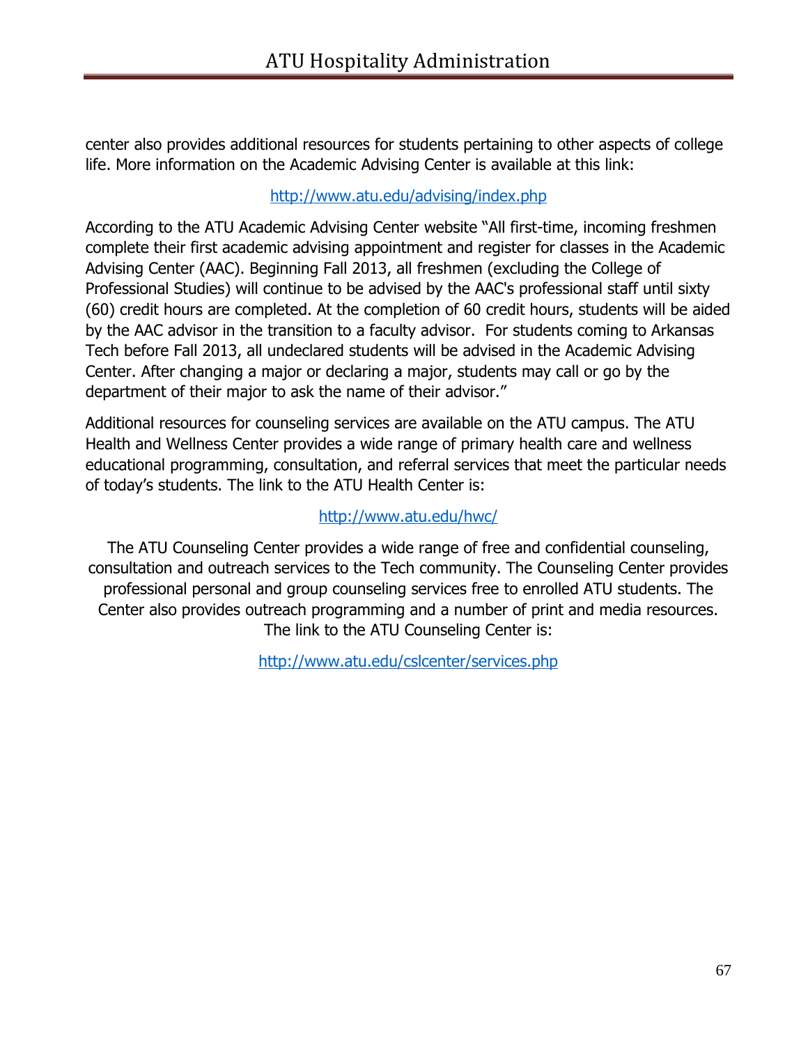center also provides additional resources for students pertaining to other aspects of college life. More information on the Academic Advising Center is available at this link:

http://www.atu.edu/advising/index.php

According to the ATU Academic Advising Center website "All first-time, incoming freshmen complete their first academic advising appointment and register for classes in the Academic Advising Center (AAC). Beginning Fall 2013, all freshmen (excluding the College of Professional Studies) will continue to be advised by the AAC's professional staff until sixty (60) credit hours are completed. At the completion of 60 credit hours, students will be aided by the AAC advisor in the transition to a faculty advisor.  For students coming to Arkansas Tech before Fall 2013, all undeclared students will be advised in the Academic Advising Center. After changing a major or declaring a major, students may call or go by the department of their major to ask the name of their advisor."

Additional resources for counseling services are available on the ATU campus. The ATU Health and Wellness Center provides a wide range of primary health care and wellness educational programming, consultation, and referral services that meet the particular needs of today's students. The link to the ATU Health Center is:

http://www.atu.edu/hwc/

The ATU Counseling Center provides a wide range of free and confidential counseling, consultation and outreach services to the Tech community. The Counseling Center provides professional personal and group counseling services free to enrolled ATU students. The Center also provides outreach programming and a number of print and media resources. The link to the ATU Counseling Center is:

http://www.atu.edu/cslcenter/services.php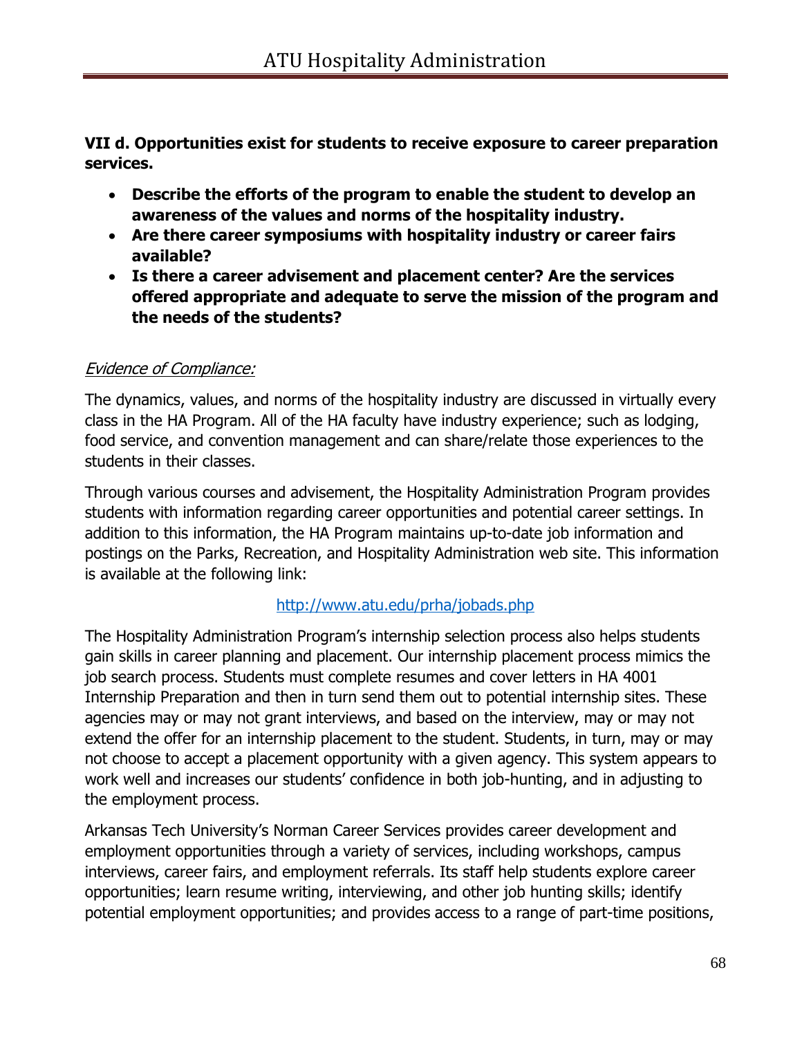**VII d. Opportunities exist for students to receive exposure to career preparation services.**

- **Describe the efforts of the program to enable the student to develop an awareness of the values and norms of the hospitality industry.**
- **Are there career symposiums with hospitality industry or career fairs available?**
- **Is there a career advisement and placement center? Are the services offered appropriate and adequate to serve the mission of the program and the needs of the students?**

*Evidence of Compliance:*

The dynamics, values, and norms of the hospitality industry are discussed in virtually every class in the HA Program. All of the HA faculty have industry experience; such as lodging, food service, and convention management and can share/relate those experiences to the students in their classes.

Through various courses and advisement, the Hospitality Administration Program provides students with information regarding career opportunities and potential career settings. In addition to this information, the HA Program maintains up-to-date job information and postings on the Parks, Recreation, and Hospitality Administration web site. This information is available at the following link:

http://www.atu.edu/prha/jobads.php

The Hospitality Administration Program's internship selection process also helps students gain skills in career planning and placement. Our internship placement process mimics the job search process. Students must complete resumes and cover letters in HA 4001 Internship Preparation and then in turn send them out to potential internship sites. These agencies may or may not grant interviews, and based on the interview, may or may not extend the offer for an internship placement to the student. Students, in turn, may or may not choose to accept a placement opportunity with a given agency. This system appears to work well and increases our students' confidence in both job-hunting, and in adjusting to the employment process.

Arkansas Tech University's Norman Career Services provides career development and employment opportunities through a variety of services, including workshops, campus interviews, career fairs, and employment referrals. Its staff help students explore career opportunities; learn resume writing, interviewing, and other job hunting skills; identify potential employment opportunities; and provides access to a range of part-time positions,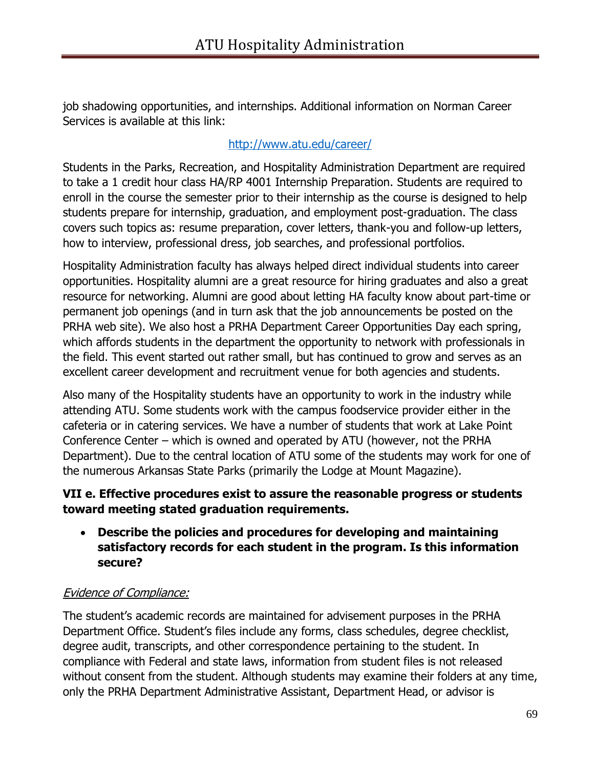job shadowing opportunities, and internships. Additional information on Norman Career Services is available at this link:

http://www.atu.edu/career/

Students in the Parks, Recreation, and Hospitality Administration Department are required to take a 1 credit hour class HA/RP 4001 Internship Preparation. Students are required to enroll in the course the semester prior to their internship as the course is designed to help students prepare for internship, graduation, and employment post-graduation. The class covers such topics as: resume preparation, cover letters, thank-you and follow-up letters, how to interview, professional dress, job searches, and professional portfolios.

Hospitality Administration faculty has always helped direct individual students into career opportunities. Hospitality alumni are a great resource for hiring graduates and also a great resource for networking. Alumni are good about letting HA faculty know about part-time or permanent job openings (and in turn ask that the job announcements be posted on the PRHA web site). We also host a PRHA Department Career Opportunities Day each spring, which affords students in the department the opportunity to network with professionals in the field. This event started out rather small, but has continued to grow and serves as an excellent career development and recruitment venue for both agencies and students.

Also many of the Hospitality students have an opportunity to work in the industry while attending ATU. Some students work with the campus foodservice provider either in the cafeteria or in catering services. We have a number of students that work at Lake Point Conference Center – which is owned and operated by ATU (however, not the PRHA Department). Due to the central location of ATU some of the students may work for one of the numerous Arkansas State Parks (primarily the Lodge at Mount Magazine).

**VII e. Effective procedures exist to assure the reasonable progress or students toward meeting stated graduation requirements.**

- **Describe the policies and procedures for developing and maintaining satisfactory records for each student in the program. Is this information secure?**

*Evidence of Compliance:*

The student's academic records are maintained for advisement purposes in the PRHA Department Office. Student's files include any forms, class schedules, degree checklist, degree audit, transcripts, and other correspondence pertaining to the student. In compliance with Federal and state laws, information from student files is not released without consent from the student. Although students may examine their folders at any time, only the PRHA Department Administrative Assistant, Department Head, or advisor is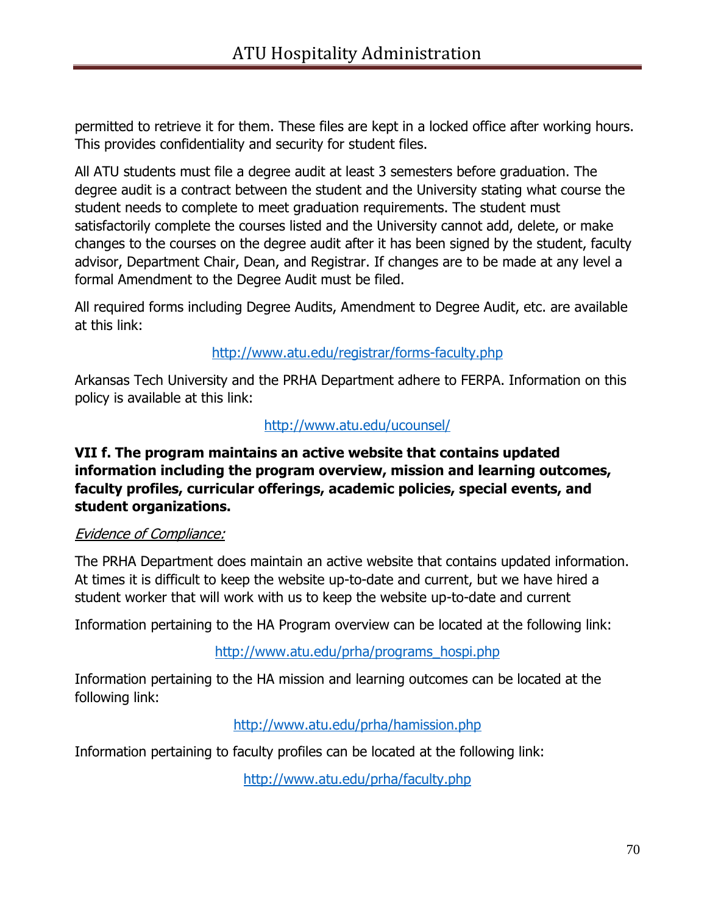permitted to retrieve it for them. These files are kept in a locked office after working hours. This provides confidentiality and security for student files.

All ATU students must file a degree audit at least 3 semesters before graduation. The degree audit is a contract between the student and the University stating what course the student needs to complete to meet graduation requirements. The student must satisfactorily complete the courses listed and the University cannot add, delete, or make changes to the courses on the degree audit after it has been signed by the student, faculty advisor, Department Chair, Dean, and Registrar. If changes are to be made at any level a formal Amendment to the Degree Audit must be filed.

All required forms including Degree Audits, Amendment to Degree Audit, etc. are available at this link:

http://www.atu.edu/registrar/forms-faculty.php

Arkansas Tech University and the PRHA Department adhere to FERPA. Information on this policy is available at this link:

http://www.atu.edu/ucounsel/

**VII f. The program maintains an active website that contains updated information including the program overview, mission and learning outcomes, faculty profiles, curricular offerings, academic policies, special events, and student organizations.**

*Evidence of Compliance:*

The PRHA Department does maintain an active website that contains updated information. At times it is difficult to keep the website up-to-date and current, but we have hired a student worker that will work with us to keep the website up-to-date and current

Information pertaining to the HA Program overview can be located at the following link:

http://www.atu.edu/prha/programs_hospi.php

Information pertaining to the HA mission and learning outcomes can be located at the following link:

http://www.atu.edu/prha/hamission.php

Information pertaining to faculty profiles can be located at the following link:

http://www.atu.edu/prha/faculty.php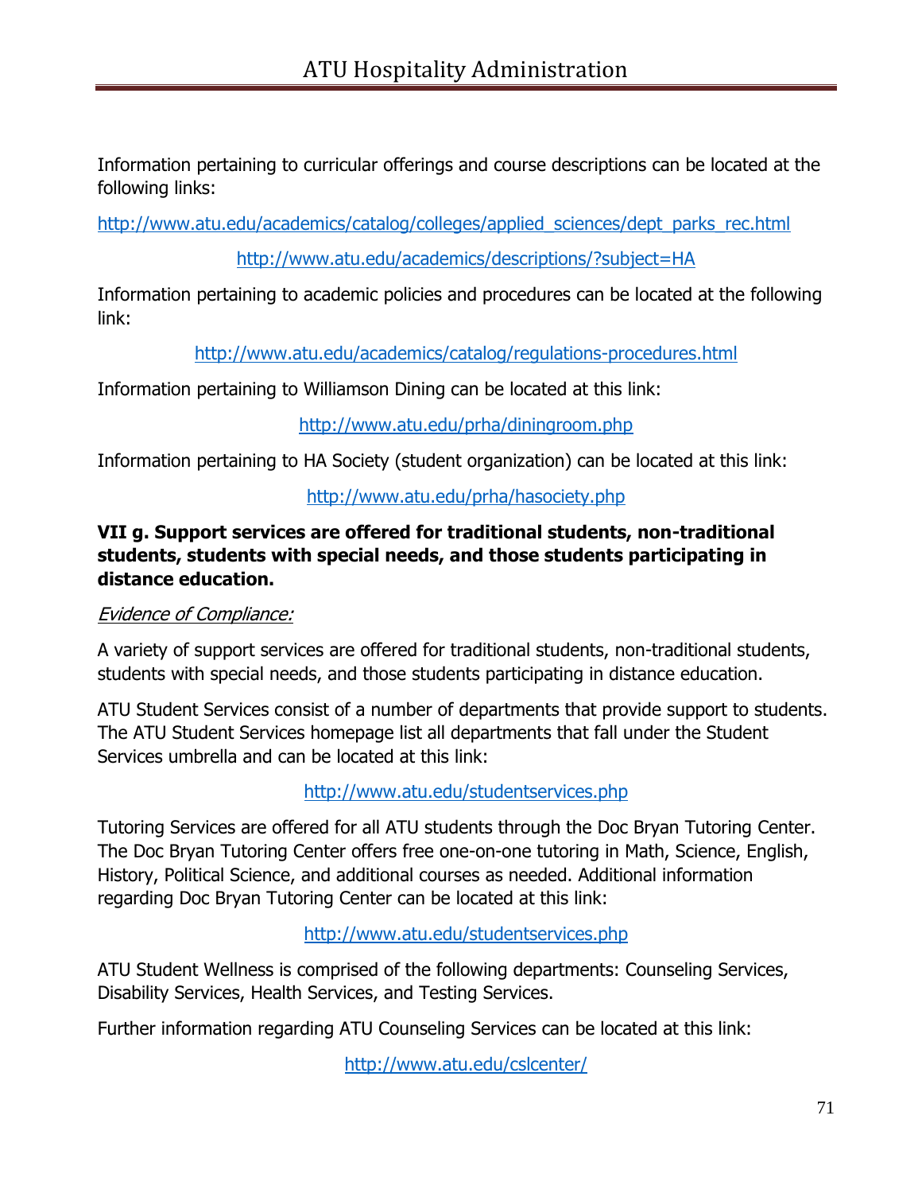Information pertaining to curricular offerings and course descriptions can be located at the following links:

http://www.atu.edu/academics/catalog/colleges/applied_sciences/dept_parks_rec.html

http://www.atu.edu/academics/descriptions/?subject=HA

Information pertaining to academic policies and procedures can be located at the following link:

http://www.atu.edu/academics/catalog/regulations-procedures.html

Information pertaining to Williamson Dining can be located at this link:

http://www.atu.edu/prha/diningroom.php

Information pertaining to HA Society (student organization) can be located at this link:

http://www.atu.edu/prha/hasociety.php

**VII g. Support services are offered for traditional students, non-traditional students, students with special needs, and those students participating in distance education.**

*Evidence of Compliance:*

A variety of support services are offered for traditional students, non-traditional students, students with special needs, and those students participating in distance education.

ATU Student Services consist of a number of departments that provide support to students. The ATU Student Services homepage list all departments that fall under the Student Services umbrella and can be located at this link:

http://www.atu.edu/studentservices.php

Tutoring Services are offered for all ATU students through the Doc Bryan Tutoring Center. The Doc Bryan Tutoring Center offers free one-on-one tutoring in Math, Science, English, History, Political Science, and additional courses as needed. Additional information regarding Doc Bryan Tutoring Center can be located at this link:

http://www.atu.edu/studentservices.php

ATU Student Wellness is comprised of the following departments: Counseling Services, Disability Services, Health Services, and Testing Services.

Further information regarding ATU Counseling Services can be located at this link:

http://www.atu.edu/cslcenter/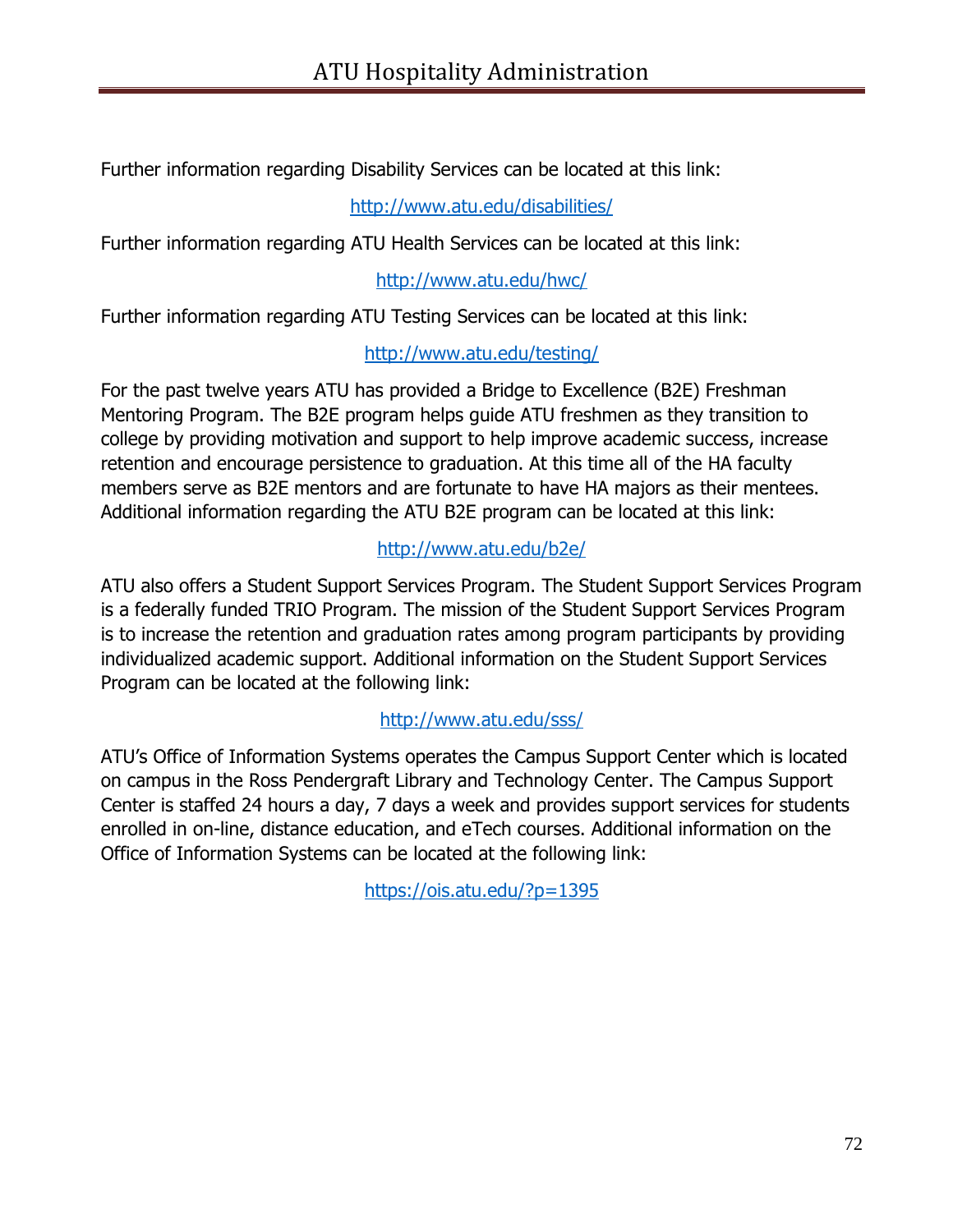Further information regarding Disability Services can be located at this link:

http://www.atu.edu/disabilities/

Further information regarding ATU Health Services can be located at this link:

http://www.atu.edu/hwc/

Further information regarding ATU Testing Services can be located at this link:

http://www.atu.edu/testing/

For the past twelve years ATU has provided a Bridge to Excellence (B2E) Freshman Mentoring Program. The B2E program helps guide ATU freshmen as they transition to college by providing motivation and support to help improve academic success, increase retention and encourage persistence to graduation. At this time all of the HA faculty members serve as B2E mentors and are fortunate to have HA majors as their mentees. Additional information regarding the ATU B2E program can be located at this link:

http://www.atu.edu/b2e/

ATU also offers a Student Support Services Program. The Student Support Services Program is a federally funded TRIO Program. The mission of the Student Support Services Program is to increase the retention and graduation rates among program participants by providing individualized academic support. Additional information on the Student Support Services Program can be located at the following link:

http://www.atu.edu/sss/

ATU's Office of Information Systems operates the Campus Support Center which is located on campus in the Ross Pendergraft Library and Technology Center. The Campus Support Center is staffed 24 hours a day, 7 days a week and provides support services for students enrolled in on-line, distance education, and eTech courses. Additional information on the Office of Information Systems can be located at the following link:

https://ois.atu.edu/?p=1395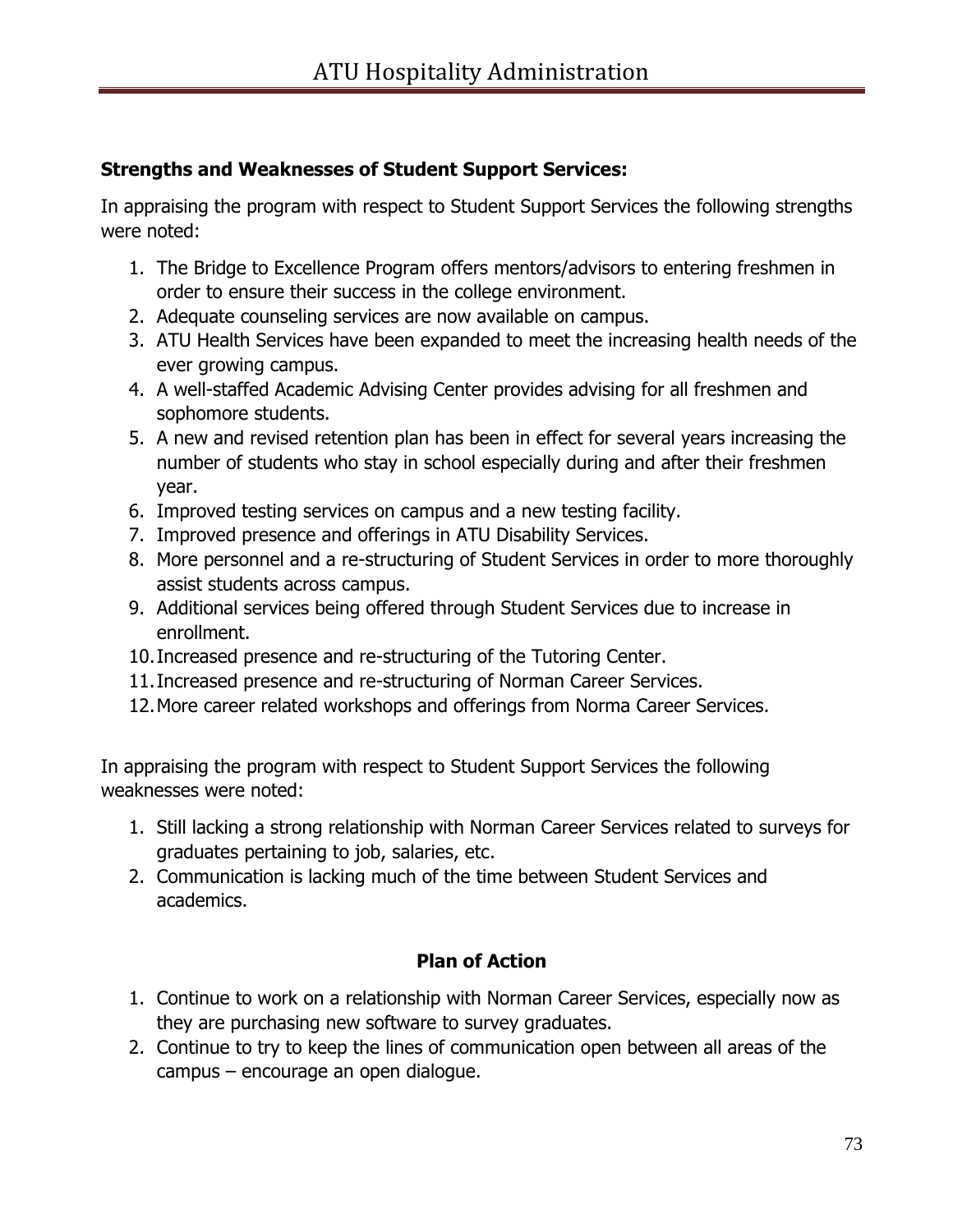**Strengths and Weaknesses of Student Support Services:**

In appraising the program with respect to Student Support Services the following strengths were noted:

1. The Bridge to Excellence Program offers mentors/advisors to entering freshmen in order to ensure their success in the college environment.
2. Adequate counseling services are now available on campus.
3. ATU Health Services have been expanded to meet the increasing health needs of the ever growing campus.
4. A well-staffed Academic Advising Center provides advising for all freshmen and sophomore students.
5. A new and revised retention plan has been in effect for several years increasing the number of students who stay in school especially during and after their freshmen year.
6. Improved testing services on campus and a new testing facility.
7. Improved presence and offerings in ATU Disability Services.
8. More personnel and a re-structuring of Student Services in order to more thoroughly assist students across campus.
9. Additional services being offered through Student Services due to increase in enrollment.
10. Increased presence and re-structuring of the Tutoring Center.
11. Increased presence and re-structuring of Norman Career Services.
12. More career related workshops and offerings from Norma Career Services.

In appraising the program with respect to Student Support Services the following weaknesses were noted:

1. Still lacking a strong relationship with Norman Career Services related to surveys for graduates pertaining to job, salaries, etc.
2. Communication is lacking much of the time between Student Services and academics.

**Plan of Action**

1. Continue to work on a relationship with Norman Career Services, especially now as they are purchasing new software to survey graduates.
2. Continue to try to keep the lines of communication open between all areas of the campus – encourage an open dialogue.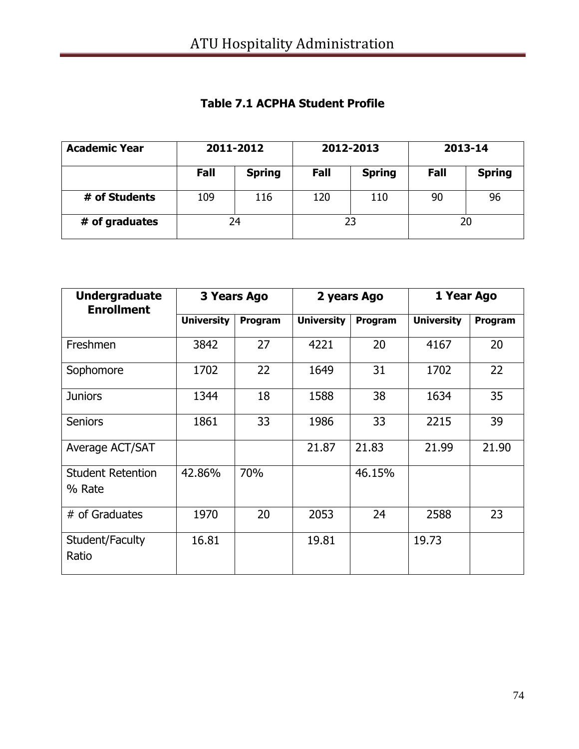**Table 7.1 ACPHA Student Profile**

| Academic Year | 2011-2012 | | 2012-2013 | | 2013-14 | |
|---|---|---|---|---|---|---|
| | Fall | Spring | Fall | Spring | Fall | Spring |
| # of Students | 109 | 116 | 120 | 110 | 90 | 96 |
| # of graduates | 24 | | 23 | | 20 | |

| Undergraduate Enrollment | 3 Years Ago | | 2 years Ago | | 1 Year Ago | |
|---|---|---|---|---|---|---|
| | University | Program | University | Program | University | Program |
| Freshmen | 3842 | 27 | 4221 | 20 | 4167 | 20 |
| Sophomore | 1702 | 22 | 1649 | 31 | 1702 | 22 |
| Juniors | 1344 | 18 | 1588 | 38 | 1634 | 35 |
| Seniors | 1861 | 33 | 1986 | 33 | 2215 | 39 |
| Average ACT/SAT | | | 21.87 | 21.83 | 21.99 | 21.90 |
| Student Retention % Rate | 42.86% | 70% | | 46.15% | | |
| # of Graduates | 1970 | 20 | 2053 | 24 | 2588 | 23 |
| Student/Faculty Ratio | 16.81 | | 19.81 | | 19.73 | |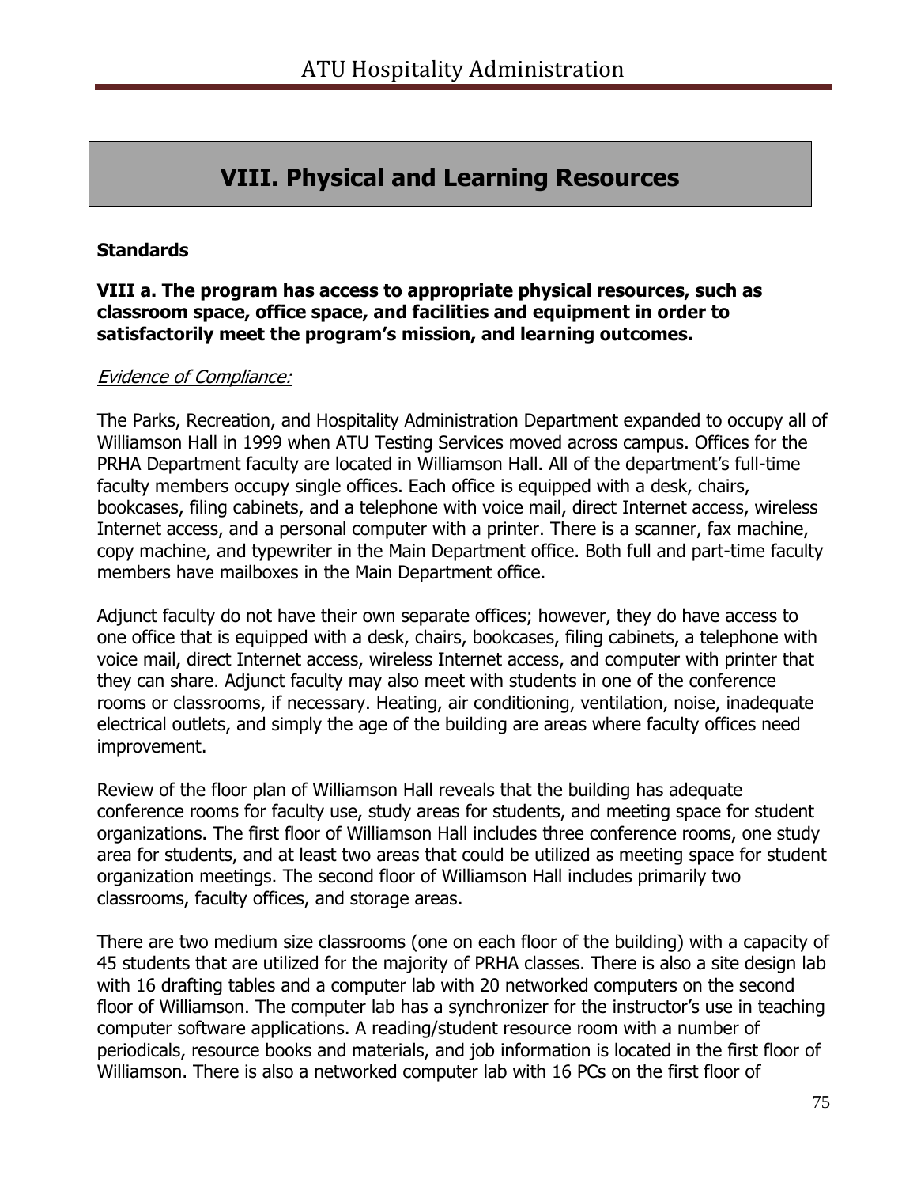# VIII. Physical and Learning Resources

**Standards**

**VIII a. The program has access to appropriate physical resources, such as classroom space, office space, and facilities and equipment in order to satisfactorily meet the program's mission, and learning outcomes.**

*Evidence of Compliance:*

The Parks, Recreation, and Hospitality Administration Department expanded to occupy all of Williamson Hall in 1999 when ATU Testing Services moved across campus. Offices for the PRHA Department faculty are located in Williamson Hall. All of the department's full-time faculty members occupy single offices. Each office is equipped with a desk, chairs, bookcases, filing cabinets, and a telephone with voice mail, direct Internet access, wireless Internet access, and a personal computer with a printer. There is a scanner, fax machine, copy machine, and typewriter in the Main Department office. Both full and part-time faculty members have mailboxes in the Main Department office.

Adjunct faculty do not have their own separate offices; however, they do have access to one office that is equipped with a desk, chairs, bookcases, filing cabinets, a telephone with voice mail, direct Internet access, wireless Internet access, and computer with printer that they can share. Adjunct faculty may also meet with students in one of the conference rooms or classrooms, if necessary. Heating, air conditioning, ventilation, noise, inadequate electrical outlets, and simply the age of the building are areas where faculty offices need improvement.

Review of the floor plan of Williamson Hall reveals that the building has adequate conference rooms for faculty use, study areas for students, and meeting space for student organizations. The first floor of Williamson Hall includes three conference rooms, one study area for students, and at least two areas that could be utilized as meeting space for student organization meetings. The second floor of Williamson Hall includes primarily two classrooms, faculty offices, and storage areas.

There are two medium size classrooms (one on each floor of the building) with a capacity of 45 students that are utilized for the majority of PRHA classes. There is also a site design lab with 16 drafting tables and a computer lab with 20 networked computers on the second floor of Williamson. The computer lab has a synchronizer for the instructor's use in teaching computer software applications. A reading/student resource room with a number of periodicals, resource books and materials, and job information is located in the first floor of Williamson. There is also a networked computer lab with 16 PCs on the first floor of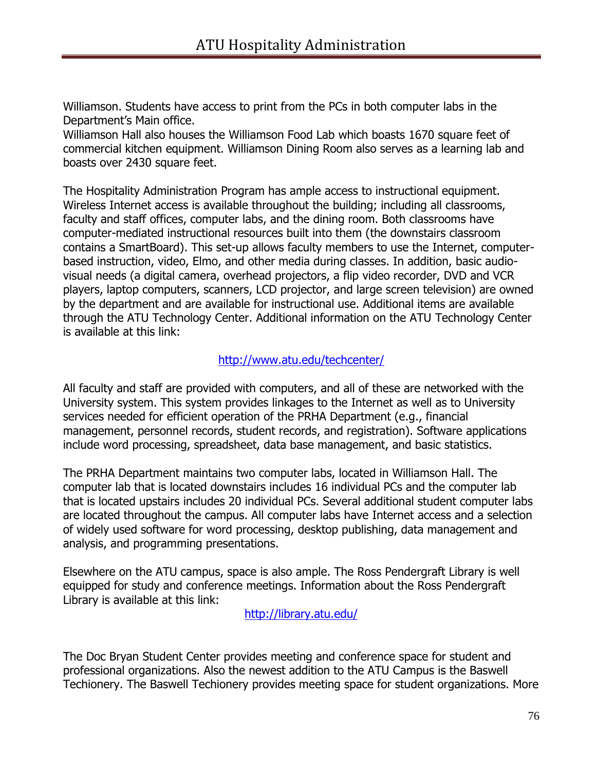Williamson. Students have access to print from the PCs in both computer labs in the Department's Main office.
Williamson Hall also houses the Williamson Food Lab which boasts 1670 square feet of commercial kitchen equipment. Williamson Dining Room also serves as a learning lab and boasts over 2430 square feet.

The Hospitality Administration Program has ample access to instructional equipment. Wireless Internet access is available throughout the building; including all classrooms, faculty and staff offices, computer labs, and the dining room. Both classrooms have computer-mediated instructional resources built into them (the downstairs classroom contains a SmartBoard). This set-up allows faculty members to use the Internet, computer-based instruction, video, Elmo, and other media during classes. In addition, basic audio-visual needs (a digital camera, overhead projectors, a flip video recorder, DVD and VCR players, laptop computers, scanners, LCD projector, and large screen television) are owned by the department and are available for instructional use. Additional items are available through the ATU Technology Center. Additional information on the ATU Technology Center is available at this link:

http://www.atu.edu/techcenter/

All faculty and staff are provided with computers, and all of these are networked with the University system. This system provides linkages to the Internet as well as to University services needed for efficient operation of the PRHA Department (e.g., financial management, personnel records, student records, and registration). Software applications include word processing, spreadsheet, data base management, and basic statistics.

The PRHA Department maintains two computer labs, located in Williamson Hall. The computer lab that is located downstairs includes 16 individual PCs and the computer lab that is located upstairs includes 20 individual PCs. Several additional student computer labs are located throughout the campus. All computer labs have Internet access and a selection of widely used software for word processing, desktop publishing, data management and analysis, and programming presentations.

Elsewhere on the ATU campus, space is also ample. The Ross Pendergraft Library is well equipped for study and conference meetings. Information about the Ross Pendergraft Library is available at this link:

http://library.atu.edu/

The Doc Bryan Student Center provides meeting and conference space for student and professional organizations. Also the newest addition to the ATU Campus is the Baswell Techionery. The Baswell Techionery provides meeting space for student organizations. More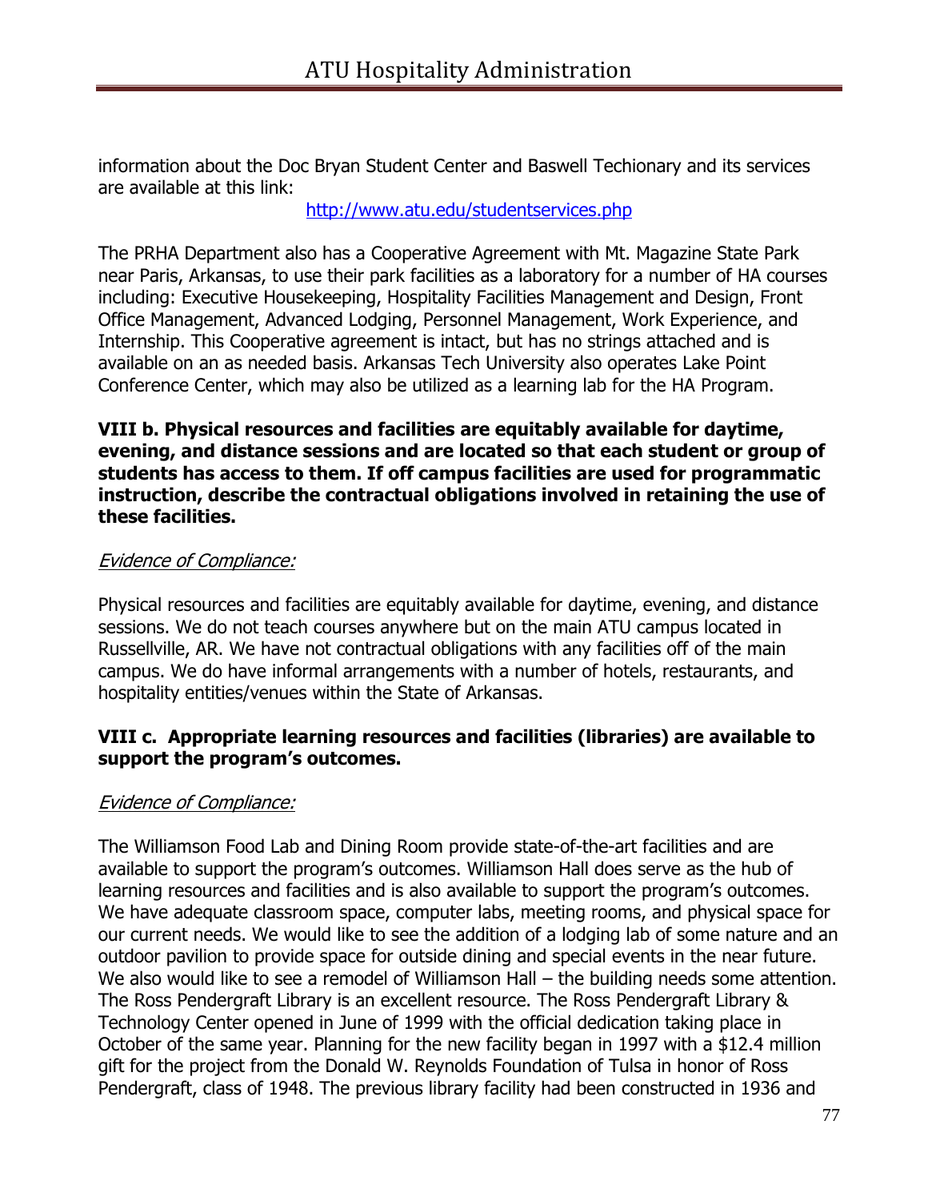information about the Doc Bryan Student Center and Baswell Techionary and its services are available at this link:

http://www.atu.edu/studentservices.php

The PRHA Department also has a Cooperative Agreement with Mt. Magazine State Park near Paris, Arkansas, to use their park facilities as a laboratory for a number of HA courses including: Executive Housekeeping, Hospitality Facilities Management and Design, Front Office Management, Advanced Lodging, Personnel Management, Work Experience, and Internship. This Cooperative agreement is intact, but has no strings attached and is available on an as needed basis. Arkansas Tech University also operates Lake Point Conference Center, which may also be utilized as a learning lab for the HA Program.

**VIII b. Physical resources and facilities are equitably available for daytime, evening, and distance sessions and are located so that each student or group of students has access to them. If off campus facilities are used for programmatic instruction, describe the contractual obligations involved in retaining the use of these facilities.**

*Evidence of Compliance:*

Physical resources and facilities are equitably available for daytime, evening, and distance sessions. We do not teach courses anywhere but on the main ATU campus located in Russellville, AR. We have not contractual obligations with any facilities off of the main campus. We do have informal arrangements with a number of hotels, restaurants, and hospitality entities/venues within the State of Arkansas.

**VIII c. Appropriate learning resources and facilities (libraries) are available to support the program's outcomes.**

*Evidence of Compliance:*

The Williamson Food Lab and Dining Room provide state-of-the-art facilities and are available to support the program's outcomes. Williamson Hall does serve as the hub of learning resources and facilities and is also available to support the program's outcomes. We have adequate classroom space, computer labs, meeting rooms, and physical space for our current needs. We would like to see the addition of a lodging lab of some nature and an outdoor pavilion to provide space for outside dining and special events in the near future. We also would like to see a remodel of Williamson Hall – the building needs some attention. The Ross Pendergraft Library is an excellent resource. The Ross Pendergraft Library & Technology Center opened in June of 1999 with the official dedication taking place in October of the same year. Planning for the new facility began in 1997 with a $12.4 million gift for the project from the Donald W. Reynolds Foundation of Tulsa in honor of Ross Pendergraft, class of 1948. The previous library facility had been constructed in 1936 and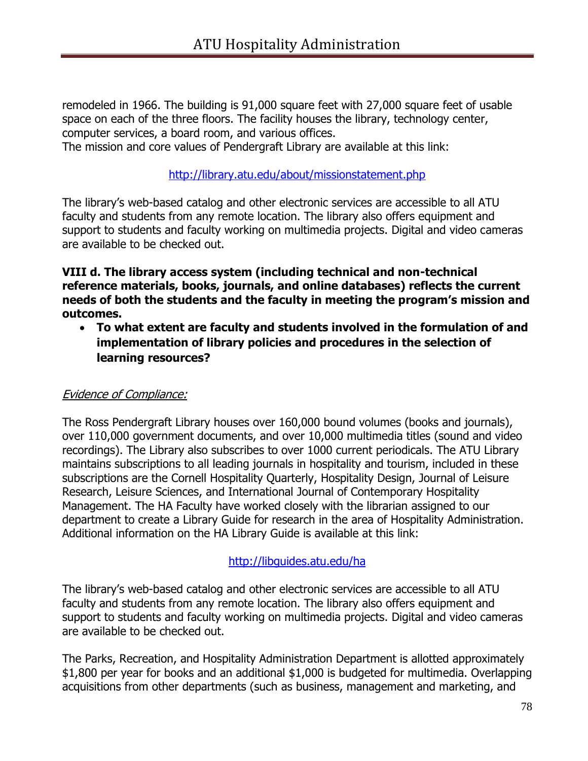remodeled in 1966. The building is 91,000 square feet with 27,000 square feet of usable space on each of the three floors. The facility houses the library, technology center, computer services, a board room, and various offices.
The mission and core values of Pendergraft Library are available at this link:

http://library.atu.edu/about/missionstatement.php

The library's web-based catalog and other electronic services are accessible to all ATU faculty and students from any remote location. The library also offers equipment and support to students and faculty working on multimedia projects. Digital and video cameras are available to be checked out.

**VIII d. The library access system (including technical and non-technical reference materials, books, journals, and online databases) reflects the current needs of both the students and the faculty in meeting the program's mission and outcomes.**

- **To what extent are faculty and students involved in the formulation of and implementation of library policies and procedures in the selection of learning resources?**

*Evidence of Compliance:*

The Ross Pendergraft Library houses over 160,000 bound volumes (books and journals), over 110,000 government documents, and over 10,000 multimedia titles (sound and video recordings). The Library also subscribes to over 1000 current periodicals. The ATU Library maintains subscriptions to all leading journals in hospitality and tourism, included in these subscriptions are the Cornell Hospitality Quarterly, Hospitality Design, Journal of Leisure Research, Leisure Sciences, and International Journal of Contemporary Hospitality Management. The HA Faculty have worked closely with the librarian assigned to our department to create a Library Guide for research in the area of Hospitality Administration. Additional information on the HA Library Guide is available at this link:

http://libguides.atu.edu/ha

The library's web-based catalog and other electronic services are accessible to all ATU faculty and students from any remote location. The library also offers equipment and support to students and faculty working on multimedia projects. Digital and video cameras are available to be checked out.

The Parks, Recreation, and Hospitality Administration Department is allotted approximately $1,800 per year for books and an additional $1,000 is budgeted for multimedia. Overlapping acquisitions from other departments (such as business, management and marketing, and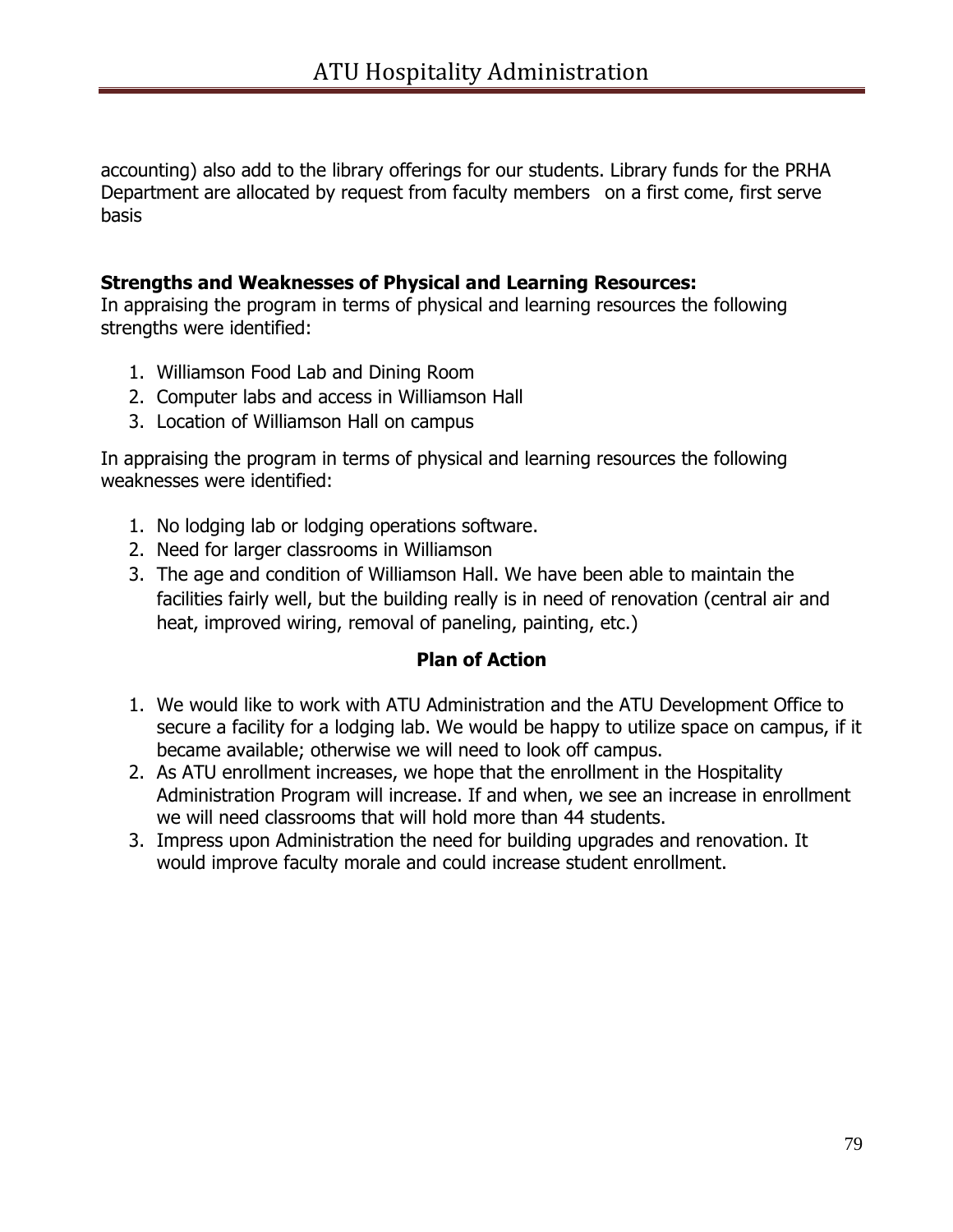accounting) also add to the library offerings for our students. Library funds for the PRHA Department are allocated by request from faculty members on a first come, first serve basis

**Strengths and Weaknesses of Physical and Learning Resources:**
In appraising the program in terms of physical and learning resources the following strengths were identified:

1. Williamson Food Lab and Dining Room
2. Computer labs and access in Williamson Hall
3. Location of Williamson Hall on campus

In appraising the program in terms of physical and learning resources the following weaknesses were identified:

1. No lodging lab or lodging operations software.
2. Need for larger classrooms in Williamson
3. The age and condition of Williamson Hall. We have been able to maintain the facilities fairly well, but the building really is in need of renovation (central air and heat, improved wiring, removal of paneling, painting, etc.)

**Plan of Action**

1. We would like to work with ATU Administration and the ATU Development Office to secure a facility for a lodging lab. We would be happy to utilize space on campus, if it became available; otherwise we will need to look off campus.
2. As ATU enrollment increases, we hope that the enrollment in the Hospitality Administration Program will increase. If and when, we see an increase in enrollment we will need classrooms that will hold more than 44 students.
3. Impress upon Administration the need for building upgrades and renovation. It would improve faculty morale and could increase student enrollment.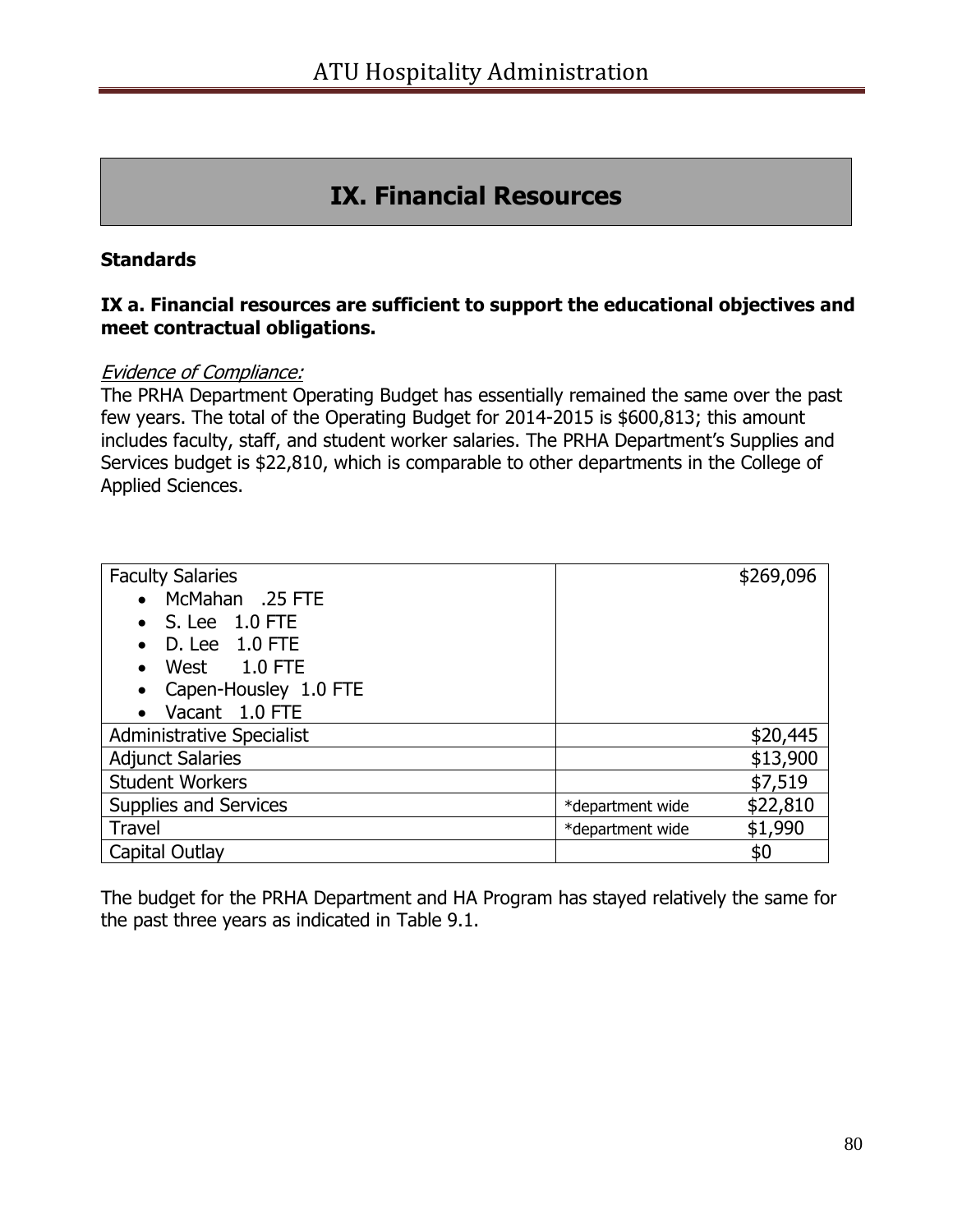# IX. Financial Resources

**Standards**

**IX a. Financial resources are sufficient to support the educational objectives and meet contractual obligations.**

*Evidence of Compliance:*
The PRHA Department Operating Budget has essentially remained the same over the past few years. The total of the Operating Budget for 2014-2015 is $600,813; this amount includes faculty, staff, and student worker salaries. The PRHA Department's Supplies and Services budget is $22,810, which is comparable to other departments in the College of Applied Sciences.

| | | |
|---|---|---|
| Faculty Salaries<br>• McMahan .25 FTE<br>• S. Lee 1.0 FTE<br>• D. Lee 1.0 FTE<br>• West 1.0 FTE<br>• Capen-Housley 1.0 FTE<br>• Vacant 1.0 FTE | | $269,096 |
| Administrative Specialist | | $20,445 |
| Adjunct Salaries | | $13,900 |
| Student Workers | | $7,519 |
| Supplies and Services | *department wide | $22,810 |
| Travel | *department wide | $1,990 |
| Capital Outlay | | $0 |

The budget for the PRHA Department and HA Program has stayed relatively the same for the past three years as indicated in Table 9.1.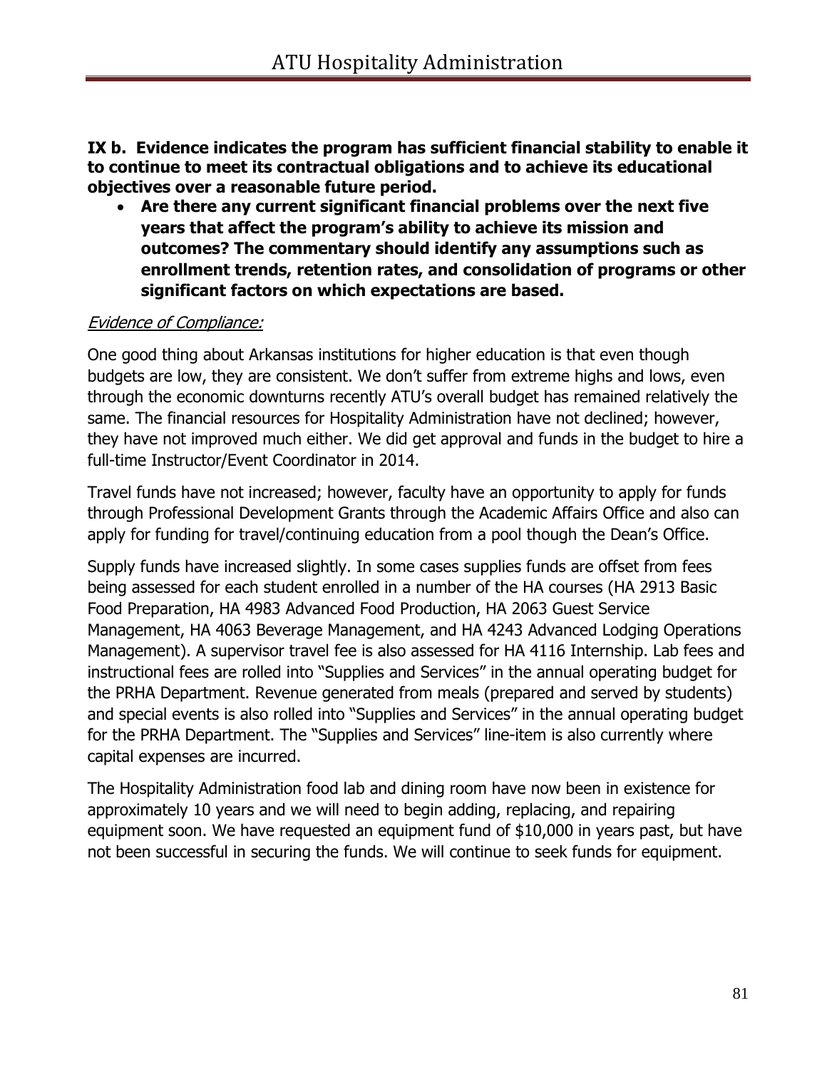**IX b. Evidence indicates the program has sufficient financial stability to enable it to continue to meet its contractual obligations and to achieve its educational objectives over a reasonable future period.**

- **Are there any current significant financial problems over the next five years that affect the program's ability to achieve its mission and outcomes? The commentary should identify any assumptions such as enrollment trends, retention rates, and consolidation of programs or other significant factors on which expectations are based.**

*Evidence of Compliance:*

One good thing about Arkansas institutions for higher education is that even though budgets are low, they are consistent. We don't suffer from extreme highs and lows, even through the economic downturns recently ATU's overall budget has remained relatively the same. The financial resources for Hospitality Administration have not declined; however, they have not improved much either. We did get approval and funds in the budget to hire a full-time Instructor/Event Coordinator in 2014.

Travel funds have not increased; however, faculty have an opportunity to apply for funds through Professional Development Grants through the Academic Affairs Office and also can apply for funding for travel/continuing education from a pool though the Dean's Office.

Supply funds have increased slightly. In some cases supplies funds are offset from fees being assessed for each student enrolled in a number of the HA courses (HA 2913 Basic Food Preparation, HA 4983 Advanced Food Production, HA 2063 Guest Service Management, HA 4063 Beverage Management, and HA 4243 Advanced Lodging Operations Management). A supervisor travel fee is also assessed for HA 4116 Internship. Lab fees and instructional fees are rolled into "Supplies and Services" in the annual operating budget for the PRHA Department. Revenue generated from meals (prepared and served by students) and special events is also rolled into "Supplies and Services" in the annual operating budget for the PRHA Department. The "Supplies and Services" line-item is also currently where capital expenses are incurred.

The Hospitality Administration food lab and dining room have now been in existence for approximately 10 years and we will need to begin adding, replacing, and repairing equipment soon. We have requested an equipment fund of $10,000 in years past, but have not been successful in securing the funds. We will continue to seek funds for equipment.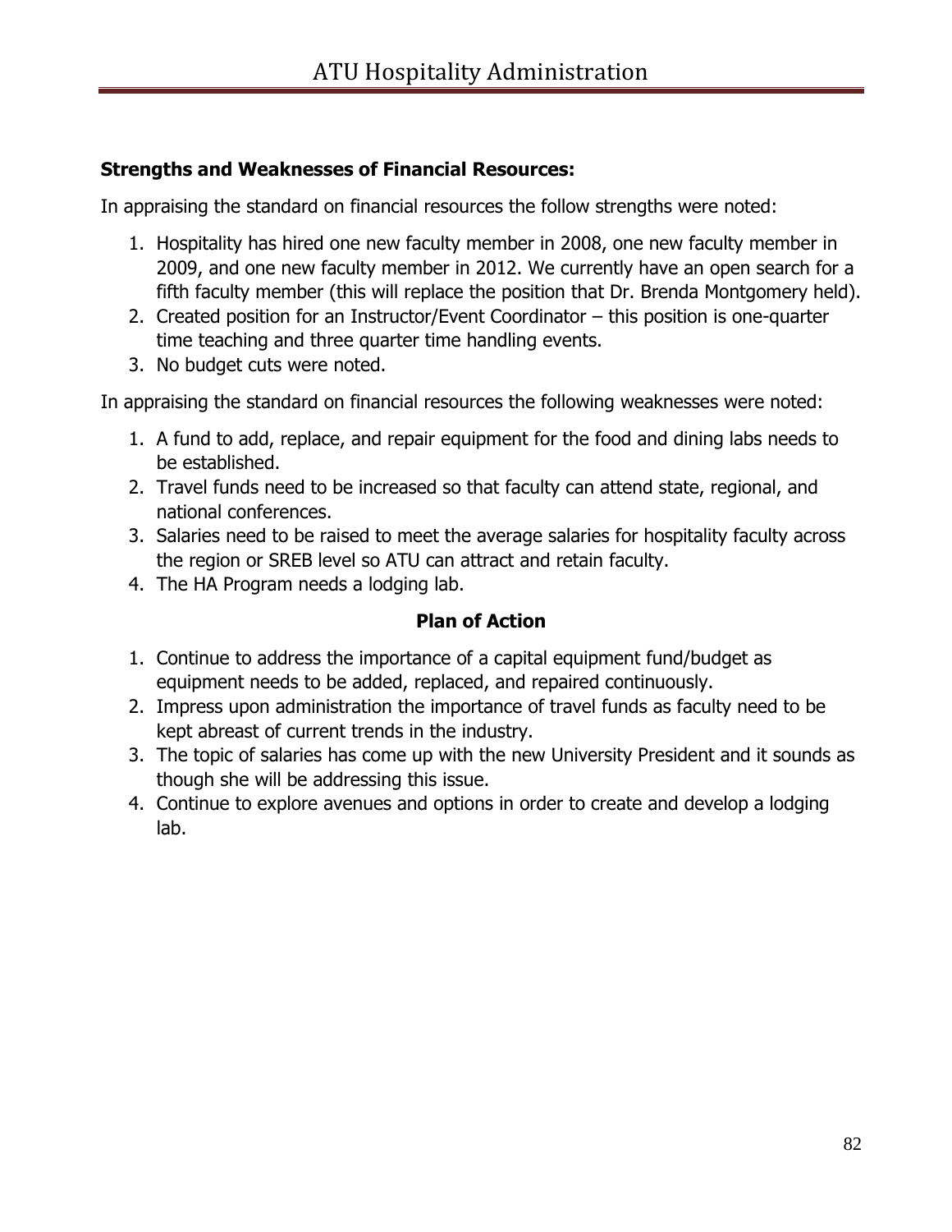**Strengths and Weaknesses of Financial Resources:**

In appraising the standard on financial resources the follow strengths were noted:

1. Hospitality has hired one new faculty member in 2008, one new faculty member in 2009, and one new faculty member in 2012. We currently have an open search for a fifth faculty member (this will replace the position that Dr. Brenda Montgomery held).
2. Created position for an Instructor/Event Coordinator – this position is one-quarter time teaching and three quarter time handling events.
3. No budget cuts were noted.

In appraising the standard on financial resources the following weaknesses were noted:

1. A fund to add, replace, and repair equipment for the food and dining labs needs to be established.
2. Travel funds need to be increased so that faculty can attend state, regional, and national conferences.
3. Salaries need to be raised to meet the average salaries for hospitality faculty across the region or SREB level so ATU can attract and retain faculty.
4. The HA Program needs a lodging lab.

**Plan of Action**

1. Continue to address the importance of a capital equipment fund/budget as equipment needs to be added, replaced, and repaired continuously.
2. Impress upon administration the importance of travel funds as faculty need to be kept abreast of current trends in the industry.
3. The topic of salaries has come up with the new University President and it sounds as though she will be addressing this issue.
4. Continue to explore avenues and options in order to create and develop a lodging lab.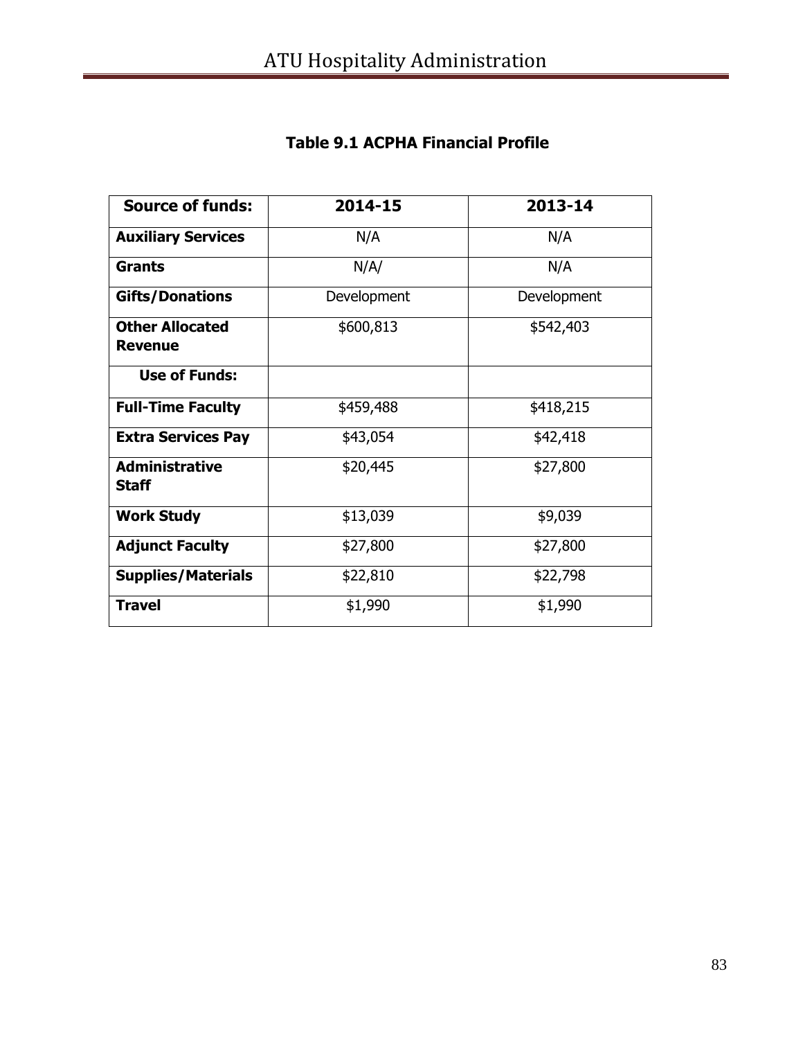**Table 9.1 ACPHA Financial Profile**

| Source of funds: | 2014-15 | 2013-14 |
|---|---|---|
| **Auxiliary Services** | N/A | N/A |
| **Grants** | N/A/ | N/A |
| **Gifts/Donations** | Development | Development |
| **Other Allocated Revenue** | $600,813 | $542,403 |
| **Use of Funds:** | | |
| **Full-Time Faculty** | $459,488 | $418,215 |
| **Extra Services Pay** | $43,054 | $42,418 |
| **Administrative Staff** | $20,445 | $27,800 |
| **Work Study** | $13,039 | $9,039 |
| **Adjunct Faculty** | $27,800 | $27,800 |
| **Supplies/Materials** | $22,810 | $22,798 |
| **Travel** | $1,990 | $1,990 |